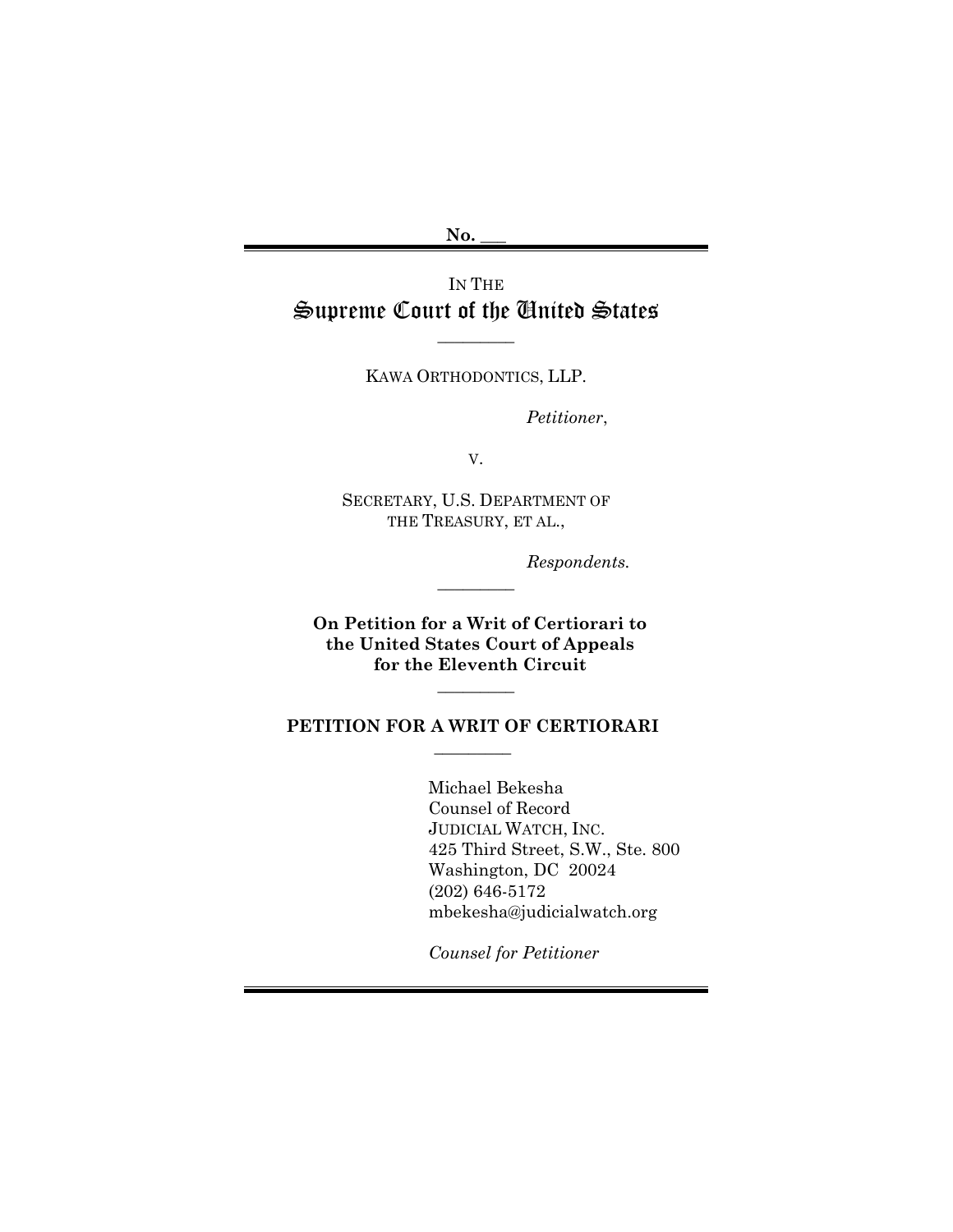No. \_\_\_

IN THE

# Supreme Court of the United States

\_\_\_\_\_\_\_\_\_

KAWA ORTHODONTICS, LLP.

*Petitioner*,

V.

SECRETARY, U.S. DEPARTMENT OF THE TREASURY, ET AL.,

*Respondents.*

\_\_\_\_\_\_\_\_\_

**On Petition for a Writ of Certiorari to the United States Court of Appeals for the Eleventh Circuit**

\_\_\_\_\_\_\_\_\_

## PETITION FOR A WRIT OF CERTIORARI

\_\_\_\_\_\_\_\_\_

Michael Bekesha
Counsel of Record
JUDICIAL WATCH, INC.
425 Third Street, S.W., Ste. 800
Washington, DC 20024
(202) 646-5172
mbekesha@judicialwatch.org

*Counsel for Petitioner*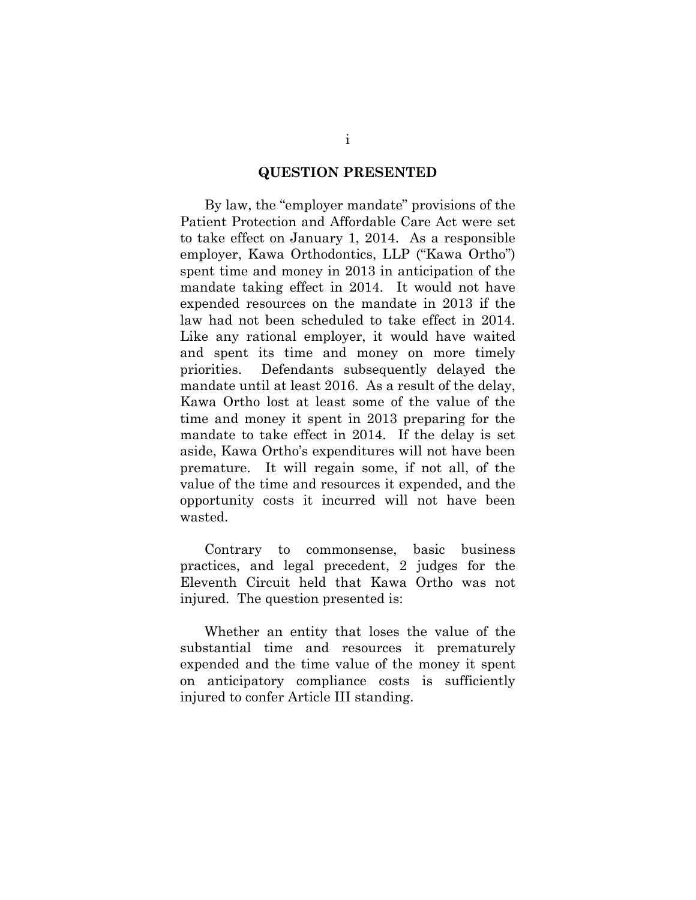## QUESTION PRESENTED

By law, the "employer mandate" provisions of the Patient Protection and Affordable Care Act were set to take effect on January 1, 2014. As a responsible employer, Kawa Orthodontics, LLP ("Kawa Ortho") spent time and money in 2013 in anticipation of the mandate taking effect in 2014. It would not have expended resources on the mandate in 2013 if the law had not been scheduled to take effect in 2014. Like any rational employer, it would have waited and spent its time and money on more timely priorities. Defendants subsequently delayed the mandate until at least 2016. As a result of the delay, Kawa Ortho lost at least some of the value of the time and money it spent in 2013 preparing for the mandate to take effect in 2014. If the delay is set aside, Kawa Ortho's expenditures will not have been premature. It will regain some, if not all, of the value of the time and resources it expended, and the opportunity costs it incurred will not have been wasted.

Contrary to commonsense, basic business practices, and legal precedent, 2 judges for the Eleventh Circuit held that Kawa Ortho was not injured. The question presented is:

Whether an entity that loses the value of the substantial time and resources it prematurely expended and the time value of the money it spent on anticipatory compliance costs is sufficiently injured to confer Article III standing.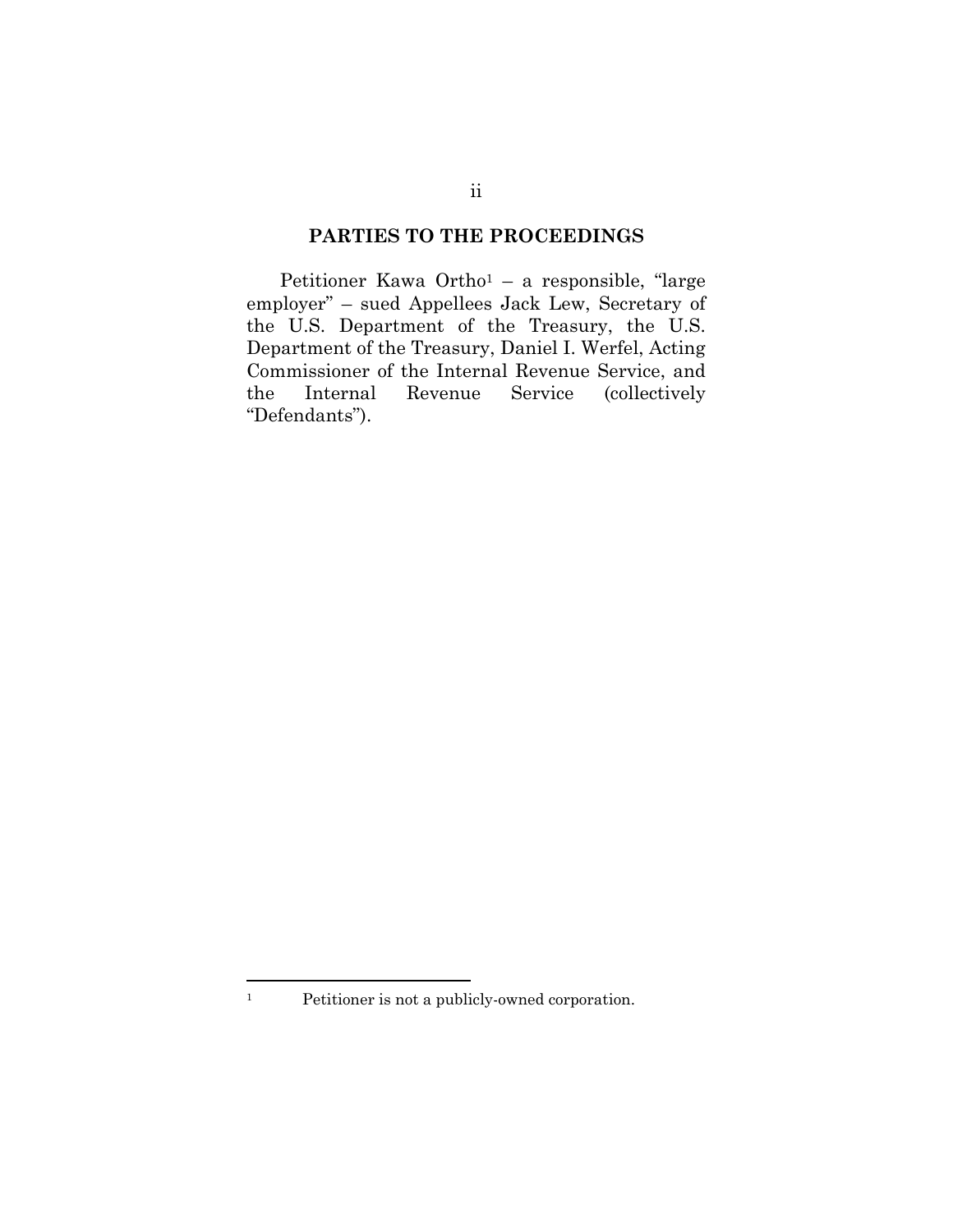## PARTIES TO THE PROCEEDINGS

Petitioner Kawa Ortho[1] – a responsible, "large employer" – sued Appellees Jack Lew, Secretary of the U.S. Department of the Treasury, the U.S. Department of the Treasury, Daniel I. Werfel, Acting Commissioner of the Internal Revenue Service, and the Internal Revenue Service (collectively "Defendants").

---

[1] Petitioner is not a publicly-owned corporation.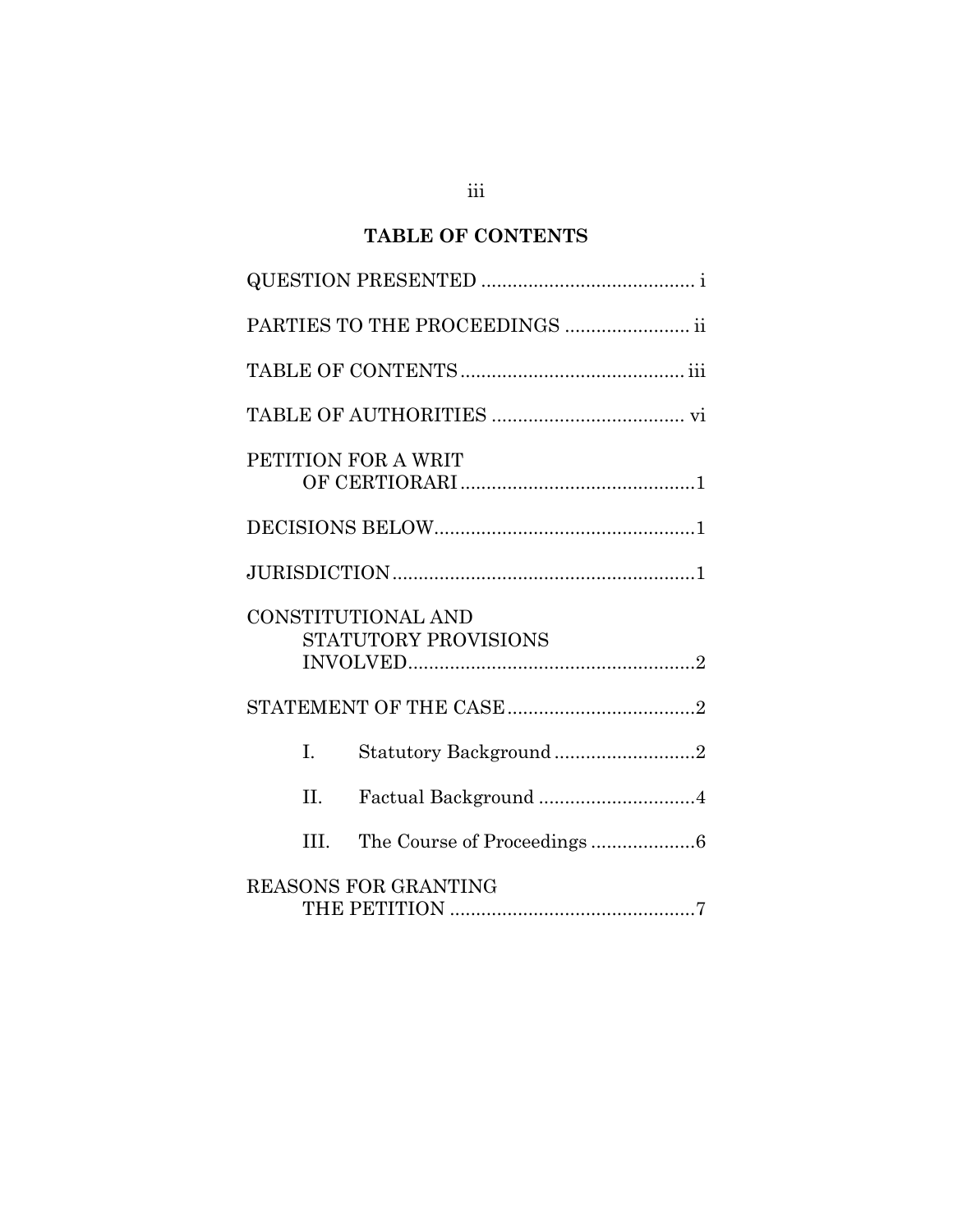## TABLE OF CONTENTS

QUESTION PRESENTED ........................................ i

PARTIES TO THE PROCEEDINGS ....................... ii

TABLE OF CONTENTS .......................................... iii

TABLE OF AUTHORITIES .................................... vi

PETITION FOR A WRIT OF CERTIORARI ............................................1

DECISIONS BELOW.................................................1

JURISDICTION........................................................1

CONSTITUTIONAL AND STATUTORY PROVISIONS INVOLVED......................................................2

STATEMENT OF THE CASE...................................2

I. Statutory Background ..........................2

II. Factual Background .............................4

III. The Course of Proceedings ...................6

REASONS FOR GRANTING THE PETITION ..............................................7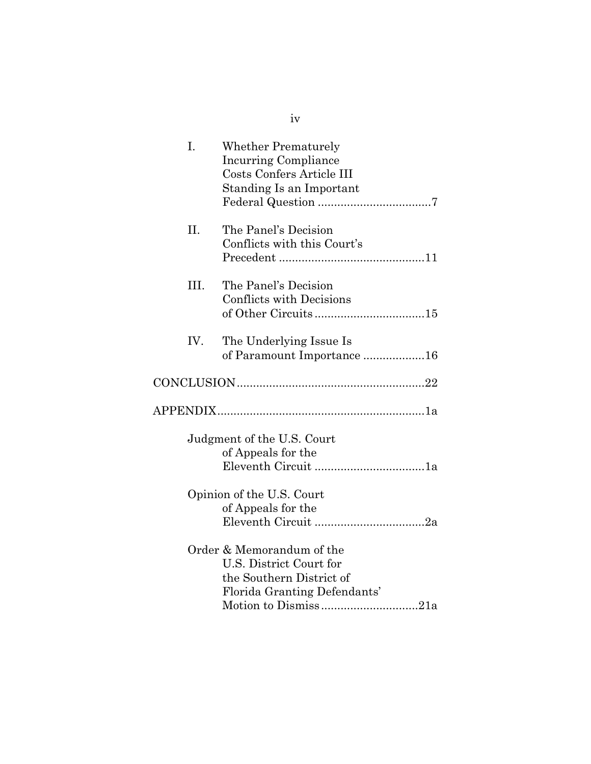I. Whether Prematurely Incurring Compliance Costs Confers Article III Standing Is an Important Federal Question ....................................7

II. The Panel's Decision Conflicts with this Court's Precedent ..............................................11

III. The Panel's Decision Conflicts with Decisions of Other Circuits ..................................15

IV. The Underlying Issue Is of Paramount Importance ...................16

CONCLUSION..........................................................22

APPENDIX................................................................1a

Judgment of the U.S. Court of Appeals for the Eleventh Circuit ..................................1a

Opinion of the U.S. Court of Appeals for the Eleventh Circuit ..................................2a

Order & Memorandum of the U.S. District Court for the Southern District of Florida Granting Defendants' Motion to Dismiss..............................21a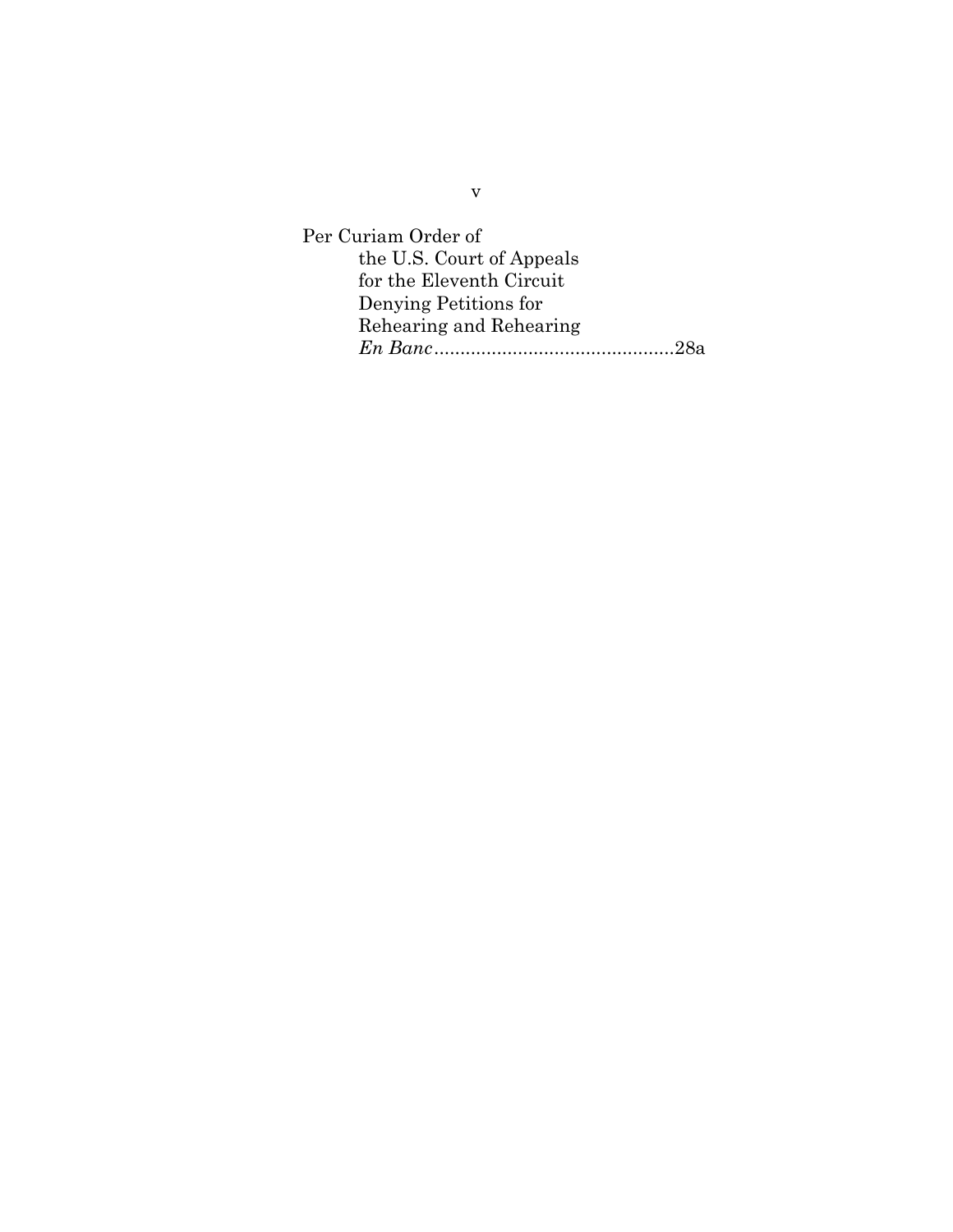Per Curiam Order of
the U.S. Court of Appeals
for the Eleventh Circuit
Denying Petitions for
Rehearing and Rehearing
*En Banc*..............................................28a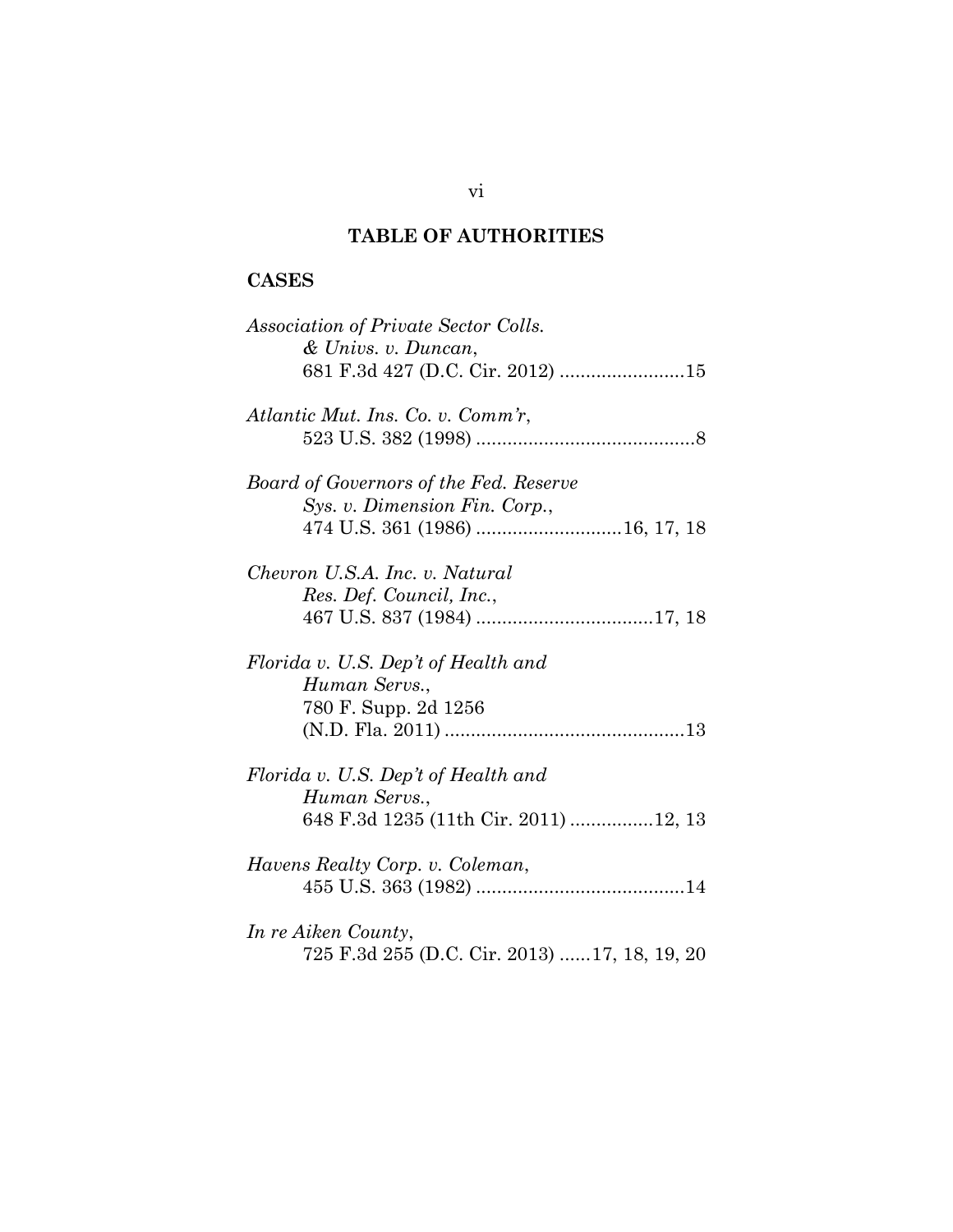# TABLE OF AUTHORITIES

## CASES

*Association of Private Sector Colls. & Univs. v. Duncan*,
681 F.3d 427 (D.C. Cir. 2012) ........................15

*Atlantic Mut. Ins. Co. v. Comm'r*,
523 U.S. 382 (1998) ..........................................8

*Board of Governors of the Fed. Reserve Sys. v. Dimension Fin. Corp.*,
474 U.S. 361 (1986) ............................16, 17, 18

*Chevron U.S.A. Inc. v. Natural Res. Def. Council, Inc.*,
467 U.S. 837 (1984) ..................................17, 18

*Florida v. U.S. Dep't of Health and Human Servs.*,
780 F. Supp. 2d 1256
(N.D. Fla. 2011) ..............................................13

*Florida v. U.S. Dep't of Health and Human Servs.*,
648 F.3d 1235 (11th Cir. 2011) ................12, 13

*Havens Realty Corp. v. Coleman*,
455 U.S. 363 (1982) ........................................14

*In re Aiken County*,
725 F.3d 255 (D.C. Cir. 2013) ......17, 18, 19, 20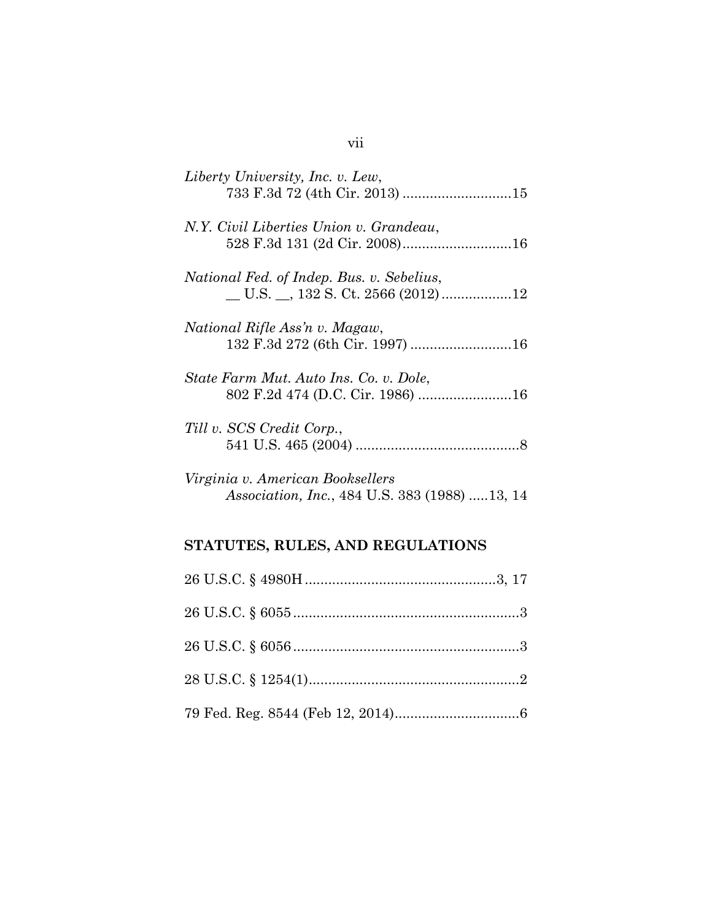*Liberty University, Inc. v. Lew*,
733 F.3d 72 (4th Cir. 2013) ............................15

*N.Y. Civil Liberties Union v. Grandeau*,
528 F.3d 131 (2d Cir. 2008)............................16

*National Fed. of Indep. Bus. v. Sebelius*,
__ U.S. __, 132 S. Ct. 2566 (2012) ..................12

*National Rifle Ass'n v. Magaw*,
132 F.3d 272 (6th Cir. 1997) ..........................16

*State Farm Mut. Auto Ins. Co. v. Dole*,
802 F.2d 474 (D.C. Cir. 1986) ........................16

*Till v. SCS Credit Corp.*,
541 U.S. 465 (2004) ..........................................8

*Virginia v. American Booksellers Association, Inc.*, 484 U.S. 383 (1988) .....13, 14

## STATUTES, RULES, AND REGULATIONS

26 U.S.C. § 4980H .................................................3, 17

26 U.S.C. § 6055 ..........................................................3

26 U.S.C. § 6056 ..........................................................3

28 U.S.C. § 1254(1)......................................................2

79 Fed. Reg. 8544 (Feb 12, 2014)................................6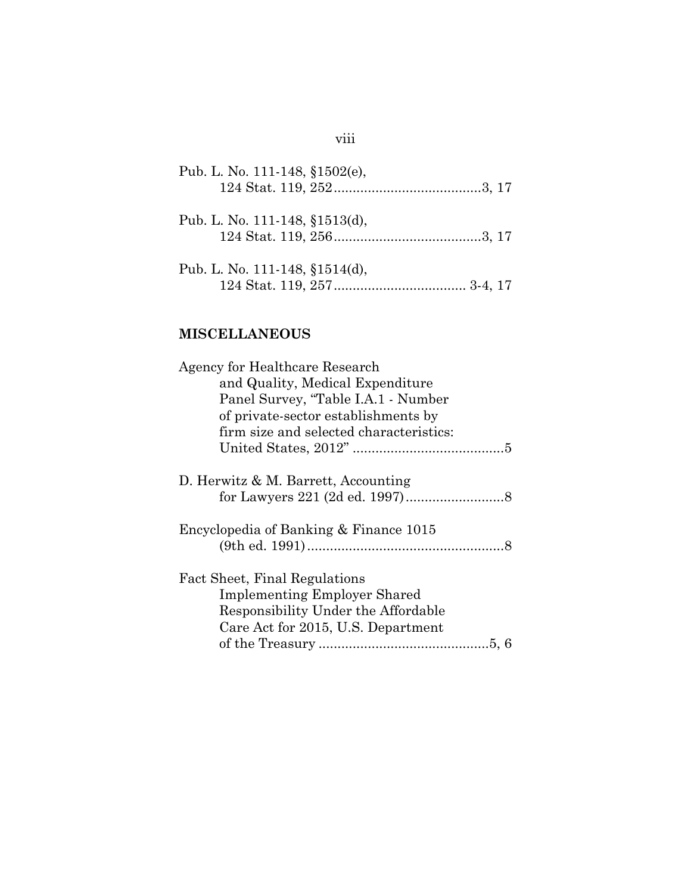Pub. L. No. 111-148, §1502(e),
124 Stat. 119, 252 ....................................... 3, 17

Pub. L. No. 111-148, §1513(d),
124 Stat. 119, 256 ....................................... 3, 17

Pub. L. No. 111-148, §1514(d),
124 Stat. 119, 257 .................................. 3-4, 17

## MISCELLANEOUS

Agency for Healthcare Research and Quality, Medical Expenditure Panel Survey, "Table I.A.1 - Number of private-sector establishments by firm size and selected characteristics: United States, 2012" ........................................ 5

D. Herwitz & M. Barrett, Accounting for Lawyers 221 (2d ed. 1997) .......................... 8

Encyclopedia of Banking & Finance 1015 (9th ed. 1991) .................................................... 8

Fact Sheet, Final Regulations Implementing Employer Shared Responsibility Under the Affordable Care Act for 2015, U.S. Department of the Treasury ............................................. 5, 6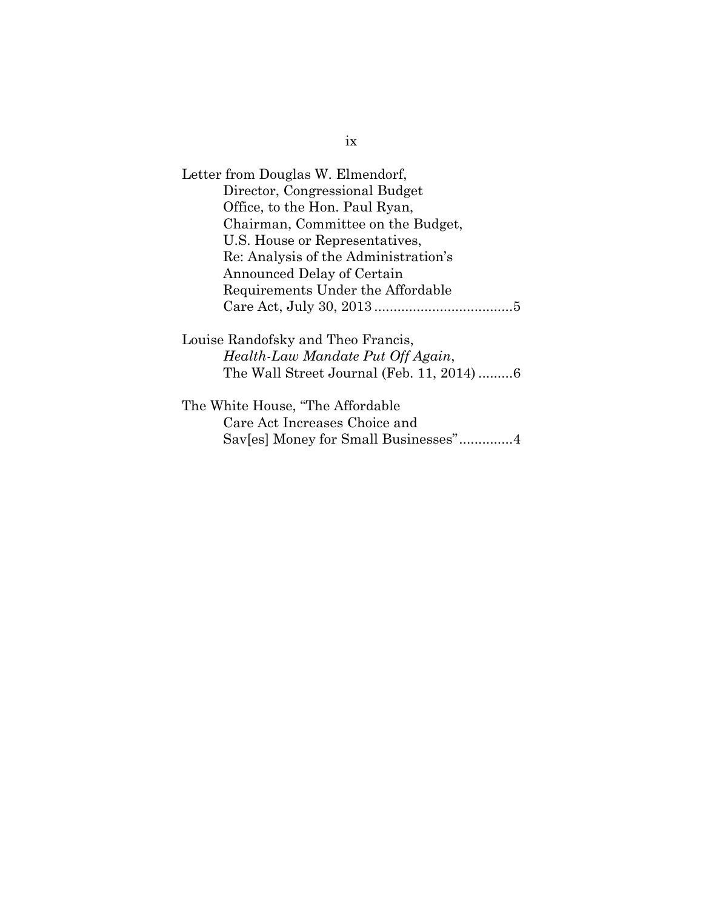Letter from Douglas W. Elmendorf, Director, Congressional Budget Office, to the Hon. Paul Ryan, Chairman, Committee on the Budget, U.S. House or Representatives, Re: Analysis of the Administration's Announced Delay of Certain Requirements Under the Affordable Care Act, July 30, 2013 ....................................5

Louise Randofsky and Theo Francis, *Health-Law Mandate Put Off Again*, The Wall Street Journal (Feb. 11, 2014) .........6

The White House, "The Affordable Care Act Increases Choice and Sav[es] Money for Small Businesses"..............4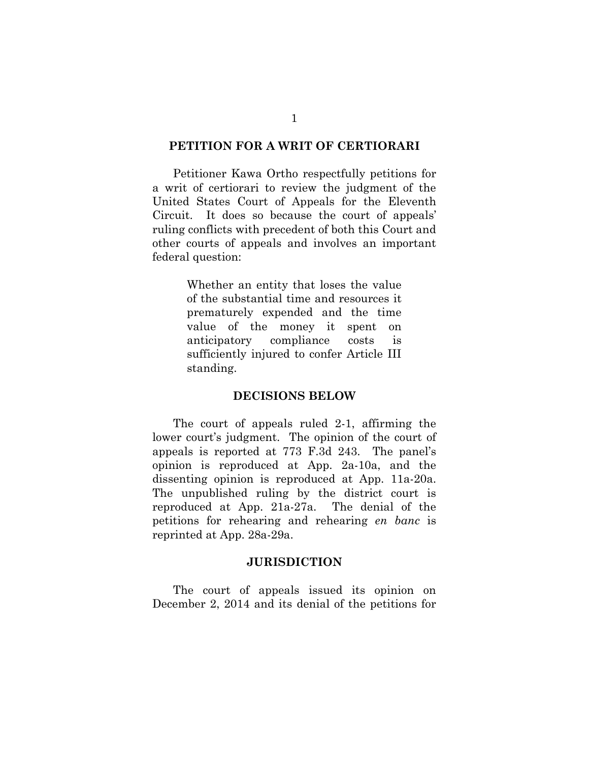## PETITION FOR A WRIT OF CERTIORARI

Petitioner Kawa Ortho respectfully petitions for a writ of certiorari to review the judgment of the United States Court of Appeals for the Eleventh Circuit. It does so because the court of appeals' ruling conflicts with precedent of both this Court and other courts of appeals and involves an important federal question:

> Whether an entity that loses the value of the substantial time and resources it prematurely expended and the time value of the money it spent on anticipatory compliance costs is sufficiently injured to confer Article III standing.

## DECISIONS BELOW

The court of appeals ruled 2-1, affirming the lower court's judgment. The opinion of the court of appeals is reported at 773 F.3d 243. The panel's opinion is reproduced at App. 2a-10a, and the dissenting opinion is reproduced at App. 11a-20a. The unpublished ruling by the district court is reproduced at App. 21a-27a. The denial of the petitions for rehearing and rehearing *en banc* is reprinted at App. 28a-29a.

## JURISDICTION

The court of appeals issued its opinion on December 2, 2014 and its denial of the petitions for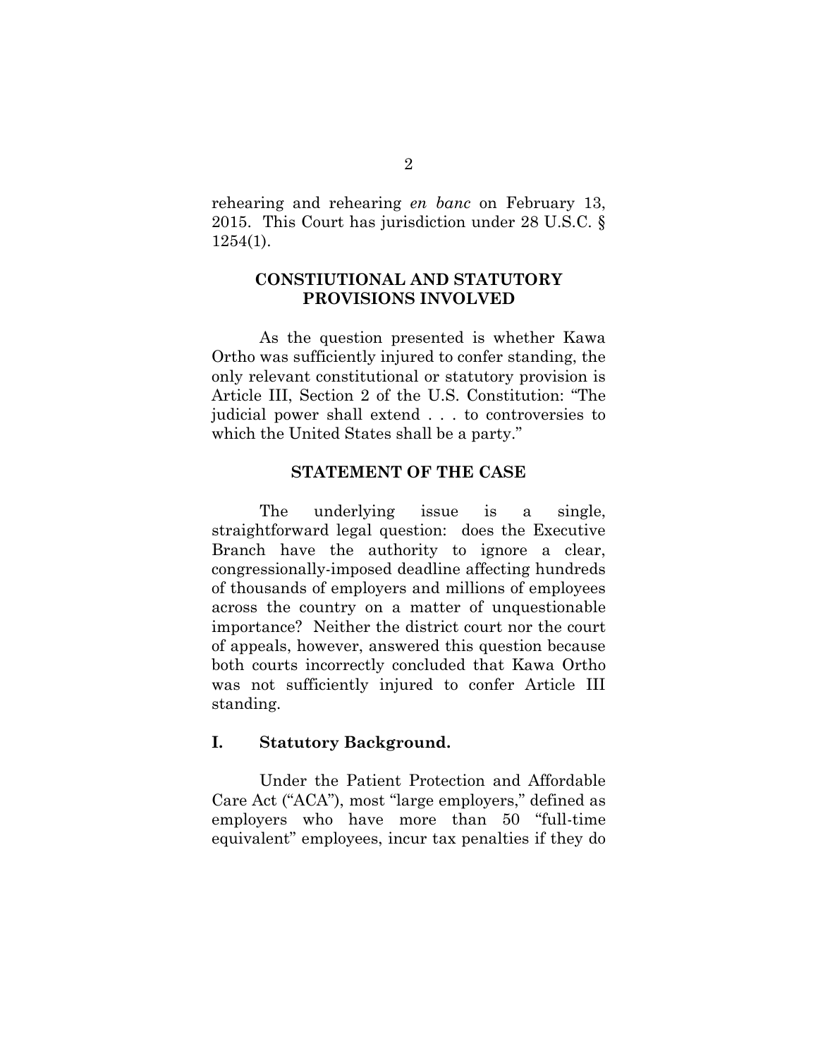rehearing and rehearing *en banc* on February 13, 2015. This Court has jurisdiction under 28 U.S.C. § 1254(1).

## CONSTIUTIONAL AND STATUTORY PROVISIONS INVOLVED

As the question presented is whether Kawa Ortho was sufficiently injured to confer standing, the only relevant constitutional or statutory provision is Article III, Section 2 of the U.S. Constitution: "The judicial power shall extend . . . to controversies to which the United States shall be a party."

## STATEMENT OF THE CASE

The underlying issue is a single, straightforward legal question: does the Executive Branch have the authority to ignore a clear, congressionally-imposed deadline affecting hundreds of thousands of employers and millions of employees across the country on a matter of unquestionable importance? Neither the district court nor the court of appeals, however, answered this question because both courts incorrectly concluded that Kawa Ortho was not sufficiently injured to confer Article III standing.

### I. Statutory Background.

Under the Patient Protection and Affordable Care Act ("ACA"), most "large employers," defined as employers who have more than 50 "full-time equivalent" employees, incur tax penalties if they do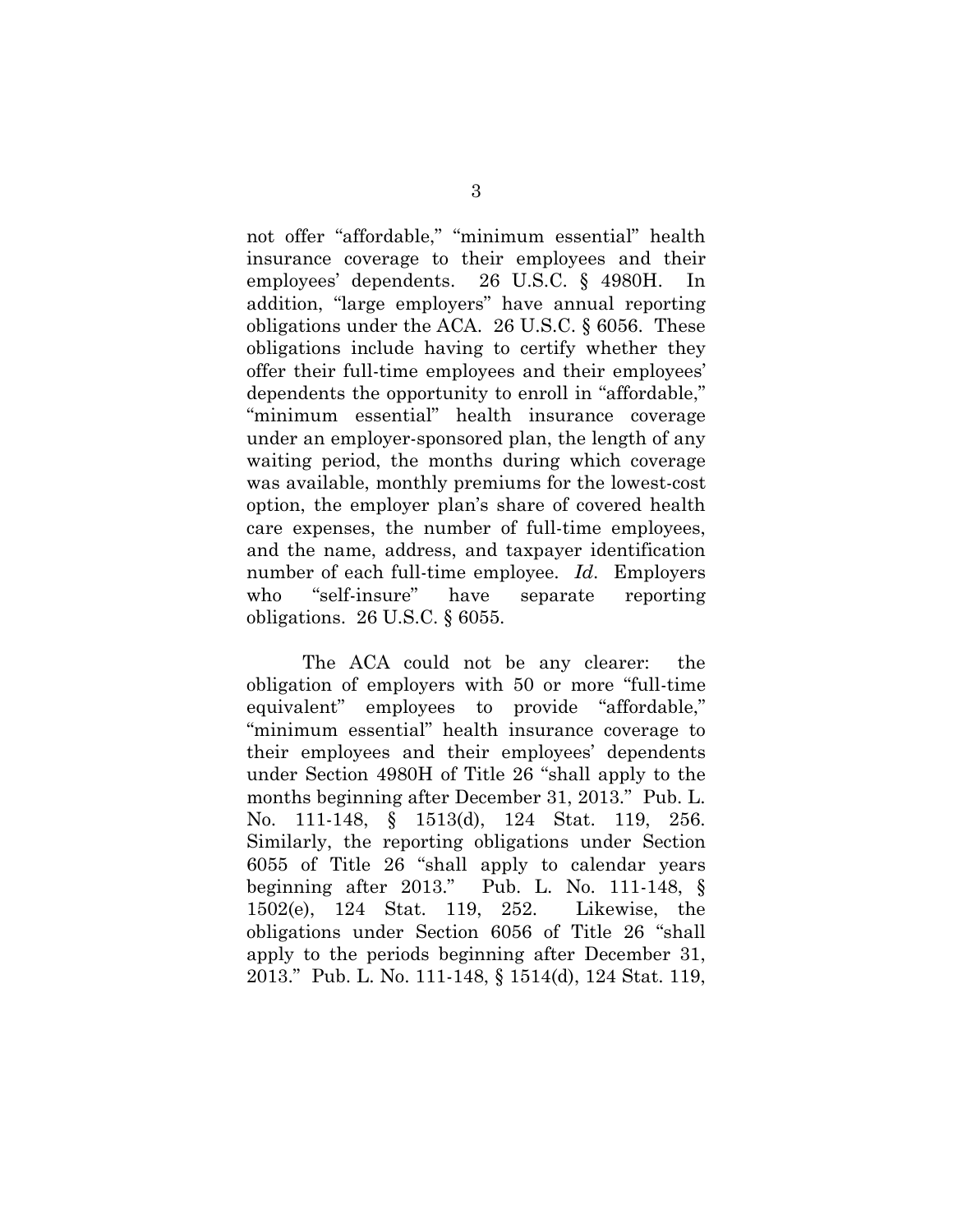not offer "affordable," "minimum essential" health insurance coverage to their employees and their employees' dependents. 26 U.S.C. § 4980H. In addition, "large employers" have annual reporting obligations under the ACA. 26 U.S.C. § 6056. These obligations include having to certify whether they offer their full-time employees and their employees' dependents the opportunity to enroll in "affordable," "minimum essential" health insurance coverage under an employer-sponsored plan, the length of any waiting period, the months during which coverage was available, monthly premiums for the lowest-cost option, the employer plan's share of covered health care expenses, the number of full-time employees, and the name, address, and taxpayer identification number of each full-time employee. *Id*. Employers who "self-insure" have separate reporting obligations. 26 U.S.C. § 6055.

The ACA could not be any clearer: the obligation of employers with 50 or more "full-time equivalent" employees to provide "affordable," "minimum essential" health insurance coverage to their employees and their employees' dependents under Section 4980H of Title 26 "shall apply to the months beginning after December 31, 2013." Pub. L. No. 111-148, § 1513(d), 124 Stat. 119, 256. Similarly, the reporting obligations under Section 6055 of Title 26 "shall apply to calendar years beginning after 2013." Pub. L. No. 111-148, § 1502(e), 124 Stat. 119, 252. Likewise, the obligations under Section 6056 of Title 26 "shall apply to the periods beginning after December 31, 2013." Pub. L. No. 111-148, § 1514(d), 124 Stat. 119,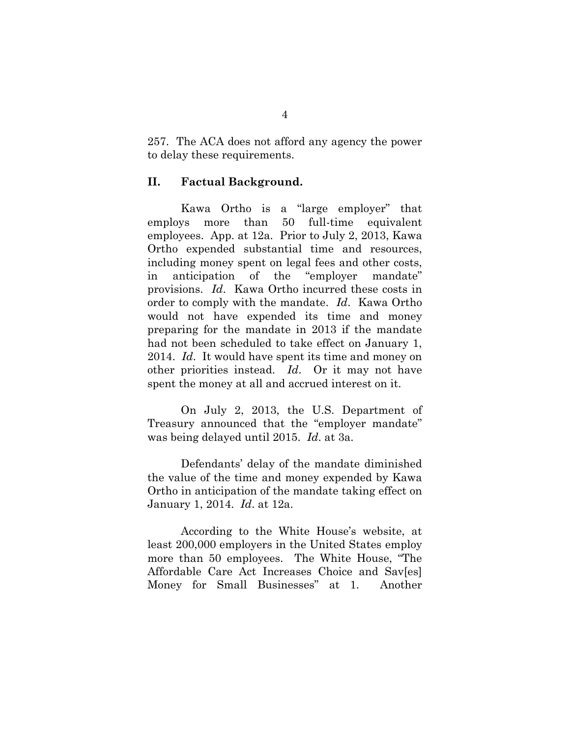257. The ACA does not afford any agency the power to delay these requirements.

## II. Factual Background.

Kawa Ortho is a "large employer" that employs more than 50 full-time equivalent employees. App. at 12a. Prior to July 2, 2013, Kawa Ortho expended substantial time and resources, including money spent on legal fees and other costs, in anticipation of the "employer mandate" provisions. *Id*. Kawa Ortho incurred these costs in order to comply with the mandate. *Id*. Kawa Ortho would not have expended its time and money preparing for the mandate in 2013 if the mandate had not been scheduled to take effect on January 1, 2014. *Id*. It would have spent its time and money on other priorities instead. *Id*. Or it may not have spent the money at all and accrued interest on it.

On July 2, 2013, the U.S. Department of Treasury announced that the "employer mandate" was being delayed until 2015. *Id*. at 3a.

Defendants' delay of the mandate diminished the value of the time and money expended by Kawa Ortho in anticipation of the mandate taking effect on January 1, 2014. *Id*. at 12a.

According to the White House's website, at least 200,000 employers in the United States employ more than 50 employees. The White House, "The Affordable Care Act Increases Choice and Sav[es] Money for Small Businesses" at 1. Another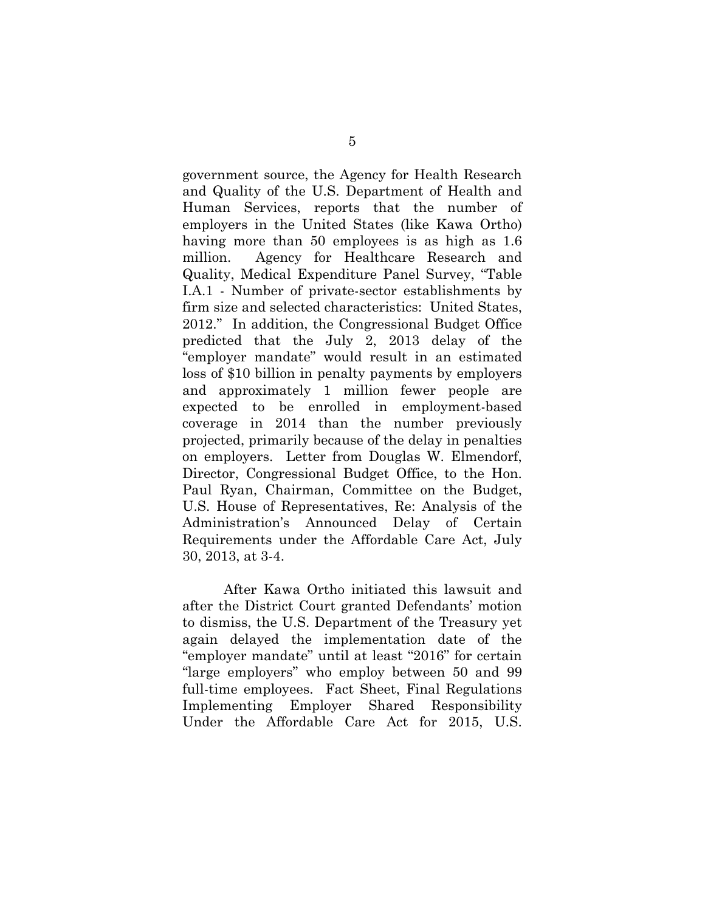government source, the Agency for Health Research and Quality of the U.S. Department of Health and Human Services, reports that the number of employers in the United States (like Kawa Ortho) having more than 50 employees is as high as 1.6 million. Agency for Healthcare Research and Quality, Medical Expenditure Panel Survey, "Table I.A.1 - Number of private-sector establishments by firm size and selected characteristics: United States, 2012." In addition, the Congressional Budget Office predicted that the July 2, 2013 delay of the "employer mandate" would result in an estimated loss of $10 billion in penalty payments by employers and approximately 1 million fewer people are expected to be enrolled in employment-based coverage in 2014 than the number previously projected, primarily because of the delay in penalties on employers. Letter from Douglas W. Elmendorf, Director, Congressional Budget Office, to the Hon. Paul Ryan, Chairman, Committee on the Budget, U.S. House of Representatives, Re: Analysis of the Administration's Announced Delay of Certain Requirements under the Affordable Care Act, July 30, 2013, at 3-4.

After Kawa Ortho initiated this lawsuit and after the District Court granted Defendants' motion to dismiss, the U.S. Department of the Treasury yet again delayed the implementation date of the "employer mandate" until at least "2016" for certain "large employers" who employ between 50 and 99 full-time employees. Fact Sheet, Final Regulations Implementing Employer Shared Responsibility Under the Affordable Care Act for 2015, U.S.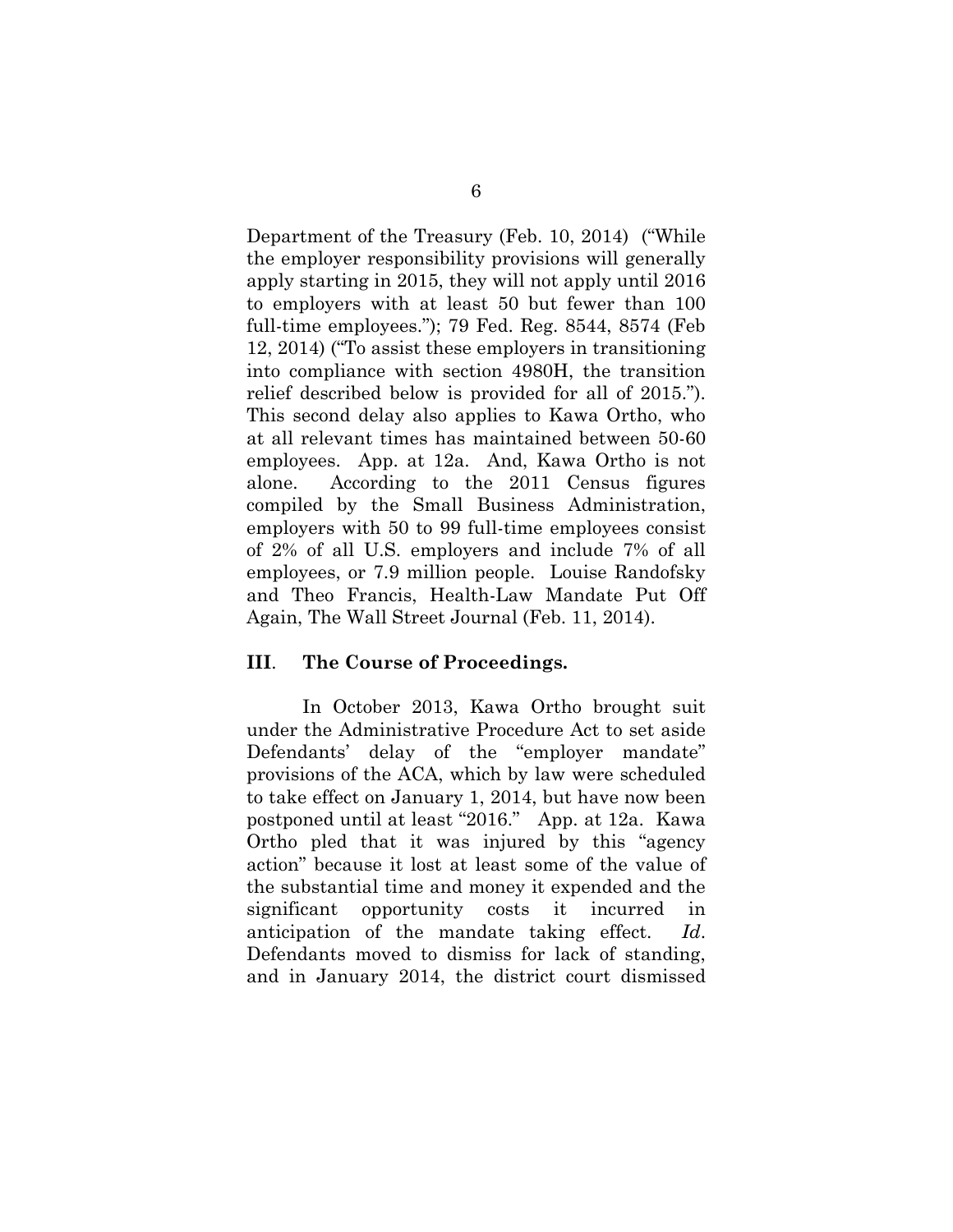Department of the Treasury (Feb. 10, 2014) ("While the employer responsibility provisions will generally apply starting in 2015, they will not apply until 2016 to employers with at least 50 but fewer than 100 full-time employees."); 79 Fed. Reg. 8544, 8574 (Feb 12, 2014) ("To assist these employers in transitioning into compliance with section 4980H, the transition relief described below is provided for all of 2015."). This second delay also applies to Kawa Ortho, who at all relevant times has maintained between 50-60 employees. App. at 12a. And, Kawa Ortho is not alone. According to the 2011 Census figures compiled by the Small Business Administration, employers with 50 to 99 full-time employees consist of 2% of all U.S. employers and include 7% of all employees, or 7.9 million people. Louise Randofsky and Theo Francis, Health-Law Mandate Put Off Again, The Wall Street Journal (Feb. 11, 2014).

## III. The Course of Proceedings.

In October 2013, Kawa Ortho brought suit under the Administrative Procedure Act to set aside Defendants' delay of the "employer mandate" provisions of the ACA, which by law were scheduled to take effect on January 1, 2014, but have now been postponed until at least "2016." App. at 12a. Kawa Ortho pled that it was injured by this "agency action" because it lost at least some of the value of the substantial time and money it expended and the significant opportunity costs it incurred in anticipation of the mandate taking effect. *Id*. Defendants moved to dismiss for lack of standing, and in January 2014, the district court dismissed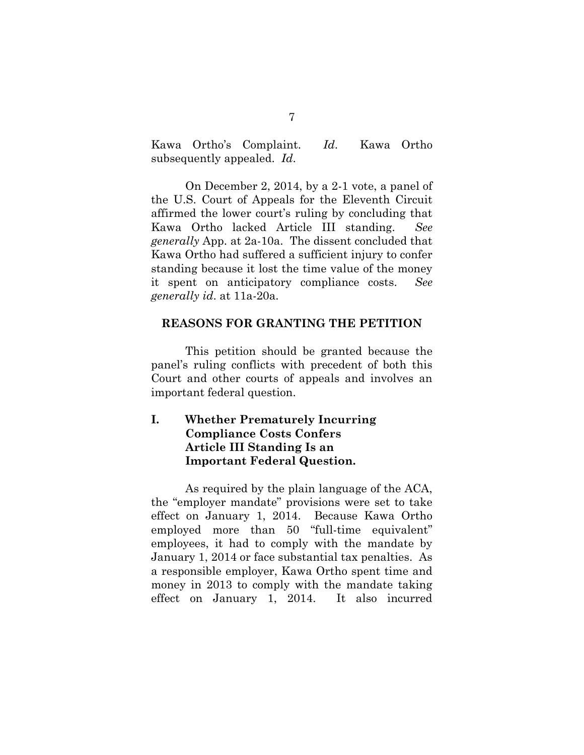Kawa Ortho's Complaint. *Id*. Kawa Ortho subsequently appealed. *Id*.

On December 2, 2014, by a 2-1 vote, a panel of the U.S. Court of Appeals for the Eleventh Circuit affirmed the lower court's ruling by concluding that Kawa Ortho lacked Article III standing. *See generally* App. at 2a-10a. The dissent concluded that Kawa Ortho had suffered a sufficient injury to confer standing because it lost the time value of the money it spent on anticipatory compliance costs. *See generally id*. at 11a-20a.

## REASONS FOR GRANTING THE PETITION

This petition should be granted because the panel's ruling conflicts with precedent of both this Court and other courts of appeals and involves an important federal question.

### I. Whether Prematurely Incurring Compliance Costs Confers Article III Standing Is an Important Federal Question.

As required by the plain language of the ACA, the "employer mandate" provisions were set to take effect on January 1, 2014. Because Kawa Ortho employed more than 50 "full-time equivalent" employees, it had to comply with the mandate by January 1, 2014 or face substantial tax penalties. As a responsible employer, Kawa Ortho spent time and money in 2013 to comply with the mandate taking effect on January 1, 2014. It also incurred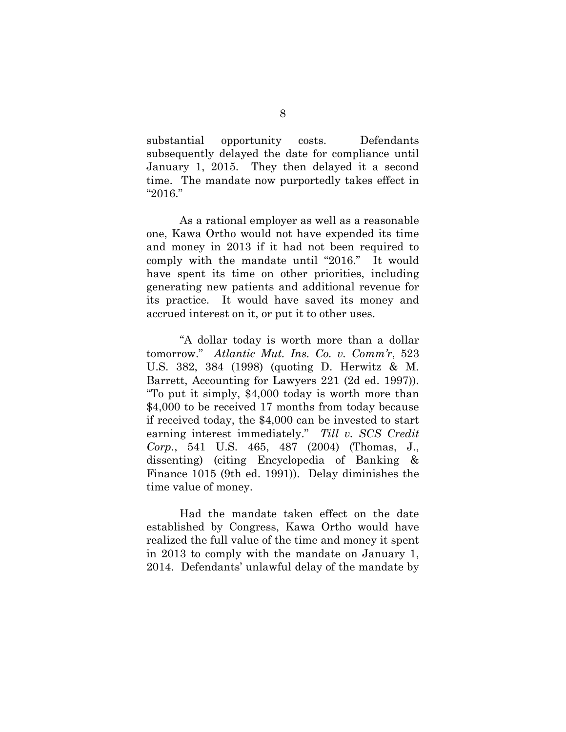substantial opportunity costs. Defendants subsequently delayed the date for compliance until January 1, 2015. They then delayed it a second time. The mandate now purportedly takes effect in "2016."

As a rational employer as well as a reasonable one, Kawa Ortho would not have expended its time and money in 2013 if it had not been required to comply with the mandate until "2016." It would have spent its time on other priorities, including generating new patients and additional revenue for its practice. It would have saved its money and accrued interest on it, or put it to other uses.

"A dollar today is worth more than a dollar tomorrow." *Atlantic Mut. Ins. Co. v. Comm'r*, 523 U.S. 382, 384 (1998) (quoting D. Herwitz & M. Barrett, Accounting for Lawyers 221 (2d ed. 1997)). "To put it simply, $4,000 today is worth more than $4,000 to be received 17 months from today because if received today, the $4,000 can be invested to start earning interest immediately." *Till v. SCS Credit Corp.*, 541 U.S. 465, 487 (2004) (Thomas, J., dissenting) (citing Encyclopedia of Banking & Finance 1015 (9th ed. 1991)). Delay diminishes the time value of money.

Had the mandate taken effect on the date established by Congress, Kawa Ortho would have realized the full value of the time and money it spent in 2013 to comply with the mandate on January 1, 2014. Defendants' unlawful delay of the mandate by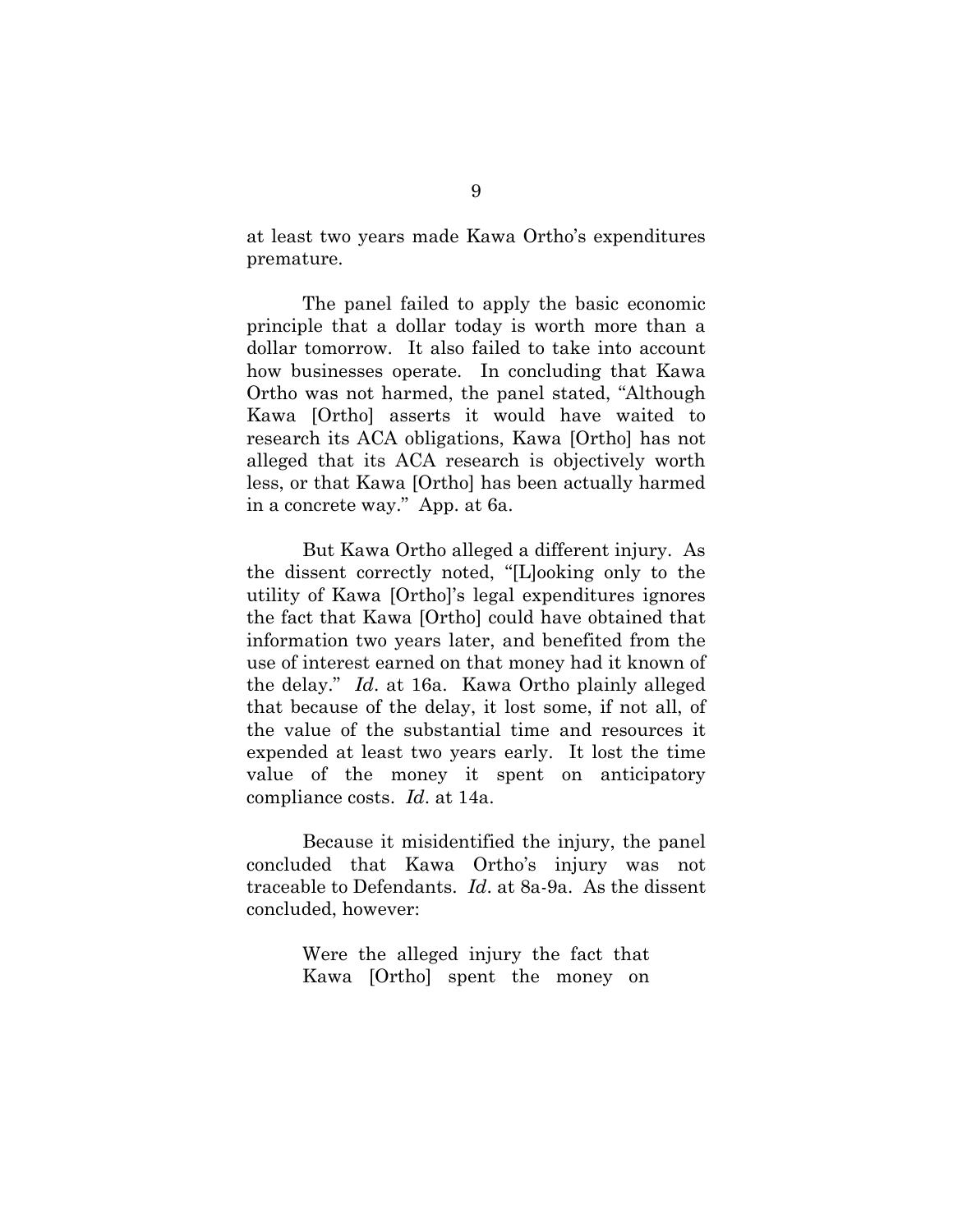at least two years made Kawa Ortho's expenditures premature.

The panel failed to apply the basic economic principle that a dollar today is worth more than a dollar tomorrow. It also failed to take into account how businesses operate. In concluding that Kawa Ortho was not harmed, the panel stated, "Although Kawa [Ortho] asserts it would have waited to research its ACA obligations, Kawa [Ortho] has not alleged that its ACA research is objectively worth less, or that Kawa [Ortho] has been actually harmed in a concrete way." App. at 6a.

But Kawa Ortho alleged a different injury. As the dissent correctly noted, "[L]ooking only to the utility of Kawa [Ortho]'s legal expenditures ignores the fact that Kawa [Ortho] could have obtained that information two years later, and benefited from the use of interest earned on that money had it known of the delay." *Id*. at 16a. Kawa Ortho plainly alleged that because of the delay, it lost some, if not all, of the value of the substantial time and resources it expended at least two years early. It lost the time value of the money it spent on anticipatory compliance costs. *Id*. at 14a.

Because it misidentified the injury, the panel concluded that Kawa Ortho's injury was not traceable to Defendants. *Id*. at 8a-9a. As the dissent concluded, however:

> Were the alleged injury the fact that Kawa [Ortho] spent the money on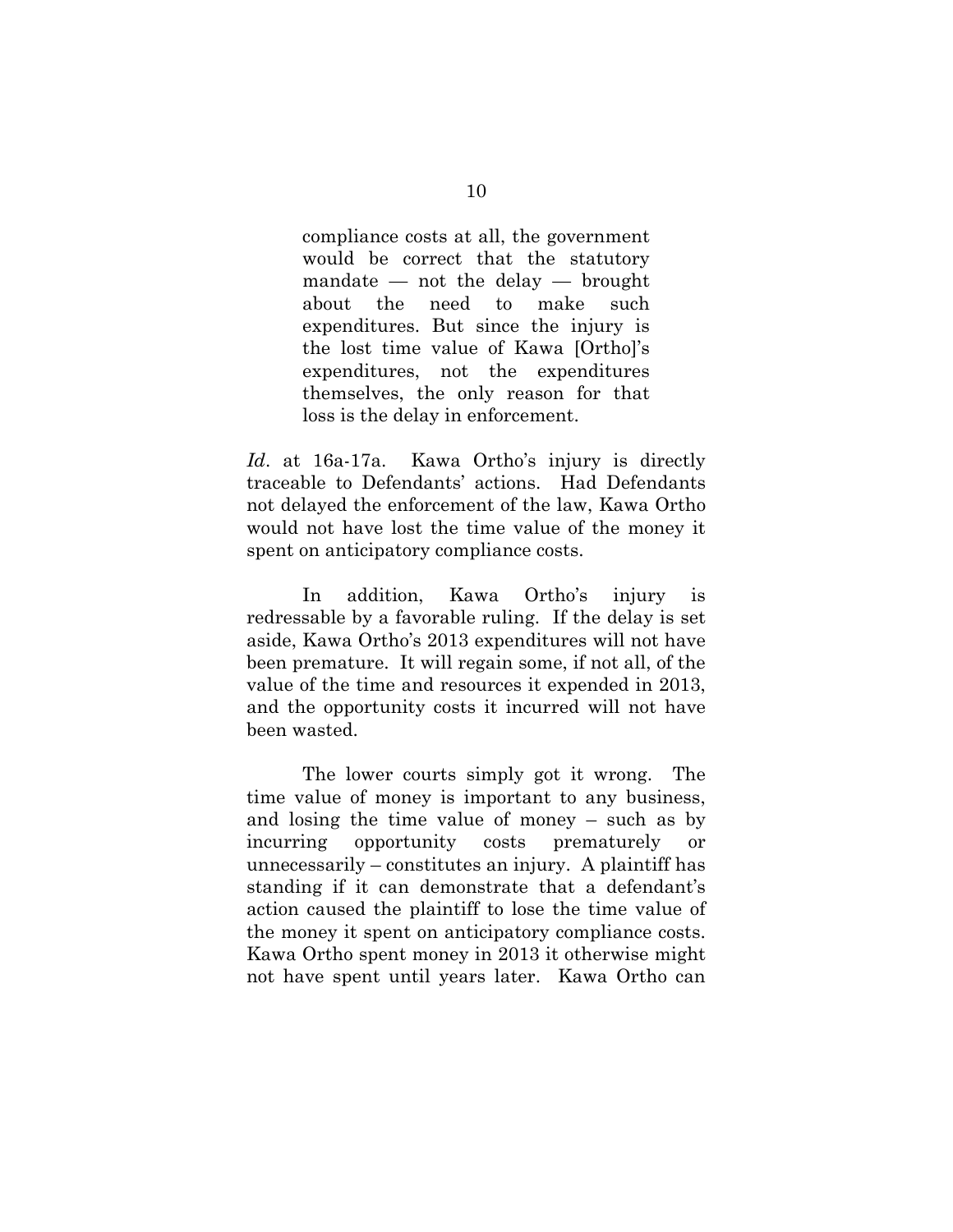> compliance costs at all, the government would be correct that the statutory mandate — not the delay — brought about the need to make such expenditures. But since the injury is the lost time value of Kawa [Ortho]'s expenditures, not the expenditures themselves, the only reason for that loss is the delay in enforcement.

*Id*. at 16a-17a. Kawa Ortho's injury is directly traceable to Defendants' actions. Had Defendants not delayed the enforcement of the law, Kawa Ortho would not have lost the time value of the money it spent on anticipatory compliance costs.

In addition, Kawa Ortho's injury is redressable by a favorable ruling. If the delay is set aside, Kawa Ortho's 2013 expenditures will not have been premature. It will regain some, if not all, of the value of the time and resources it expended in 2013, and the opportunity costs it incurred will not have been wasted.

The lower courts simply got it wrong. The time value of money is important to any business, and losing the time value of money – such as by incurring opportunity costs prematurely or unnecessarily – constitutes an injury. A plaintiff has standing if it can demonstrate that a defendant's action caused the plaintiff to lose the time value of the money it spent on anticipatory compliance costs. Kawa Ortho spent money in 2013 it otherwise might not have spent until years later. Kawa Ortho can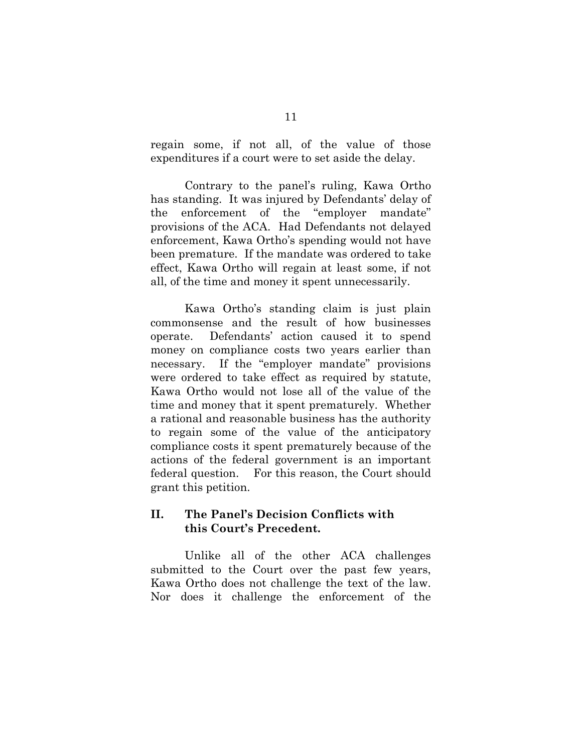regain some, if not all, of the value of those expenditures if a court were to set aside the delay.

Contrary to the panel's ruling, Kawa Ortho has standing. It was injured by Defendants' delay of the enforcement of the "employer mandate" provisions of the ACA. Had Defendants not delayed enforcement, Kawa Ortho's spending would not have been premature. If the mandate was ordered to take effect, Kawa Ortho will regain at least some, if not all, of the time and money it spent unnecessarily.

Kawa Ortho's standing claim is just plain commonsense and the result of how businesses operate. Defendants' action caused it to spend money on compliance costs two years earlier than necessary. If the "employer mandate" provisions were ordered to take effect as required by statute, Kawa Ortho would not lose all of the value of the time and money that it spent prematurely. Whether a rational and reasonable business has the authority to regain some of the value of the anticipatory compliance costs it spent prematurely because of the actions of the federal government is an important federal question. For this reason, the Court should grant this petition.

## II. The Panel's Decision Conflicts with this Court's Precedent.

Unlike all of the other ACA challenges submitted to the Court over the past few years, Kawa Ortho does not challenge the text of the law. Nor does it challenge the enforcement of the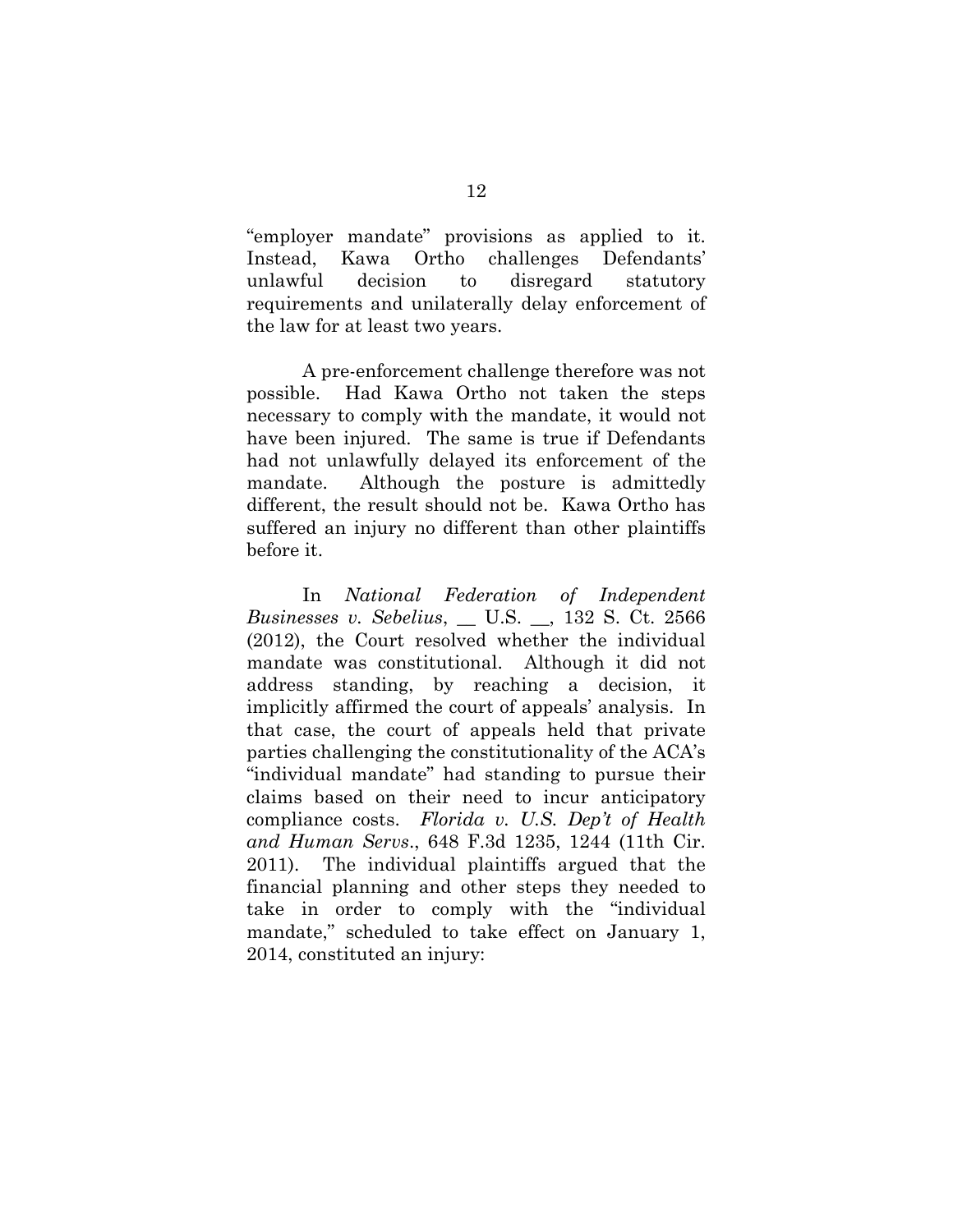"employer mandate" provisions as applied to it. Instead, Kawa Ortho challenges Defendants' unlawful decision to disregard statutory requirements and unilaterally delay enforcement of the law for at least two years.

A pre-enforcement challenge therefore was not possible. Had Kawa Ortho not taken the steps necessary to comply with the mandate, it would not have been injured. The same is true if Defendants had not unlawfully delayed its enforcement of the mandate. Although the posture is admittedly different, the result should not be. Kawa Ortho has suffered an injury no different than other plaintiffs before it.

In *National Federation of Independent Businesses v. Sebelius*, __ U.S. __, 132 S. Ct. 2566 (2012), the Court resolved whether the individual mandate was constitutional. Although it did not address standing, by reaching a decision, it implicitly affirmed the court of appeals' analysis. In that case, the court of appeals held that private parties challenging the constitutionality of the ACA's "individual mandate" had standing to pursue their claims based on their need to incur anticipatory compliance costs. *Florida v. U.S. Dep't of Health and Human Servs*., 648 F.3d 1235, 1244 (11th Cir. 2011). The individual plaintiffs argued that the financial planning and other steps they needed to take in order to comply with the "individual mandate," scheduled to take effect on January 1, 2014, constituted an injury: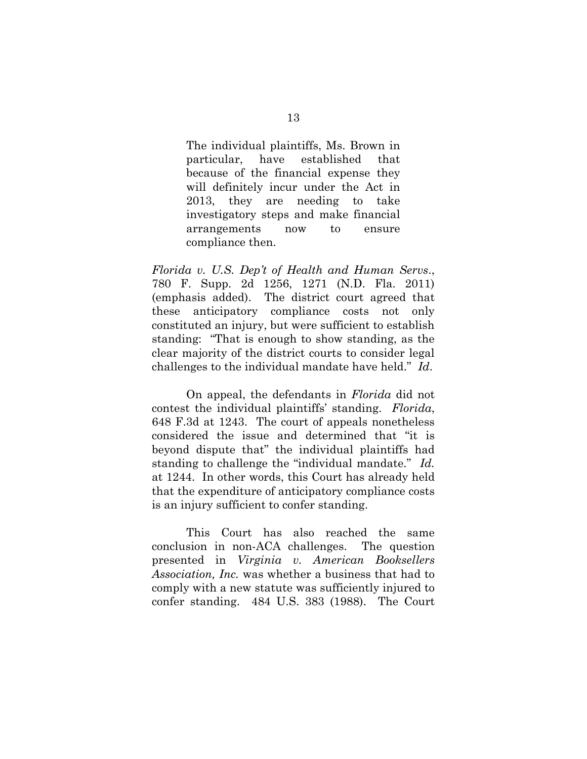> The individual plaintiffs, Ms. Brown in particular, have established that because of the financial expense they will definitely incur under the Act in 2013, they are needing to take investigatory steps and make financial arrangements now to ensure compliance then.

*Florida v. U.S. Dep't of Health and Human Servs.*, 780 F. Supp. 2d 1256, 1271 (N.D. Fla. 2011) (emphasis added). The district court agreed that these anticipatory compliance costs not only constituted an injury, but were sufficient to establish standing: "That is enough to show standing, as the clear majority of the district courts to consider legal challenges to the individual mandate have held." *Id*.

On appeal, the defendants in *Florida* did not contest the individual plaintiffs' standing. *Florida*, 648 F.3d at 1243. The court of appeals nonetheless considered the issue and determined that "it is beyond dispute that" the individual plaintiffs had standing to challenge the "individual mandate." *Id.* at 1244. In other words, this Court has already held that the expenditure of anticipatory compliance costs is an injury sufficient to confer standing.

This Court has also reached the same conclusion in non-ACA challenges. The question presented in *Virginia v. American Booksellers Association, Inc.* was whether a business that had to comply with a new statute was sufficiently injured to confer standing. 484 U.S. 383 (1988). The Court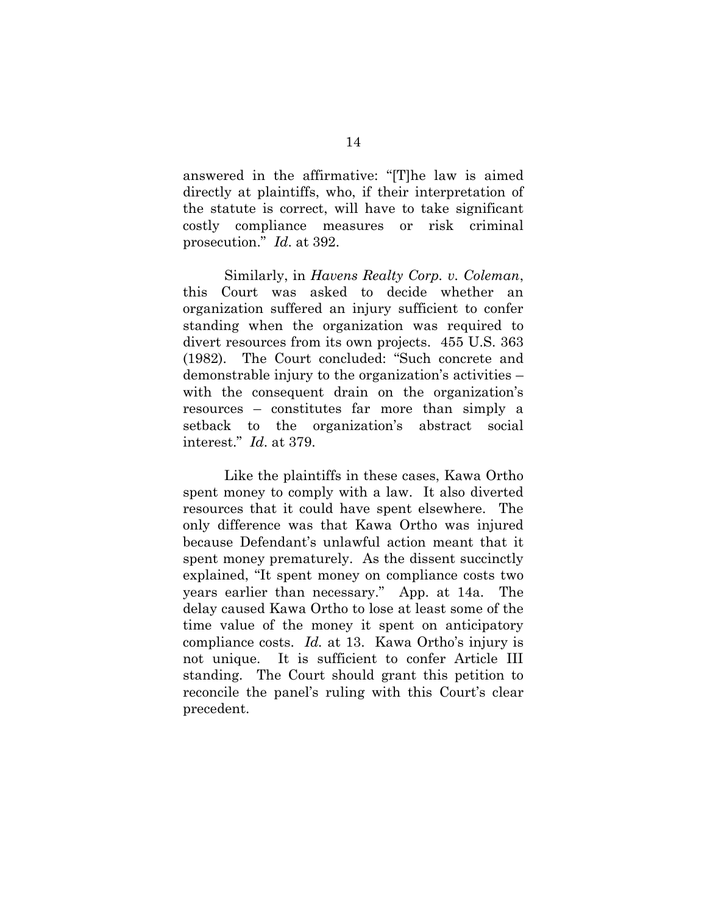answered in the affirmative: "[T]he law is aimed directly at plaintiffs, who, if their interpretation of the statute is correct, will have to take significant costly compliance measures or risk criminal prosecution." *Id*. at 392.

Similarly, in *Havens Realty Corp. v. Coleman*, this Court was asked to decide whether an organization suffered an injury sufficient to confer standing when the organization was required to divert resources from its own projects. 455 U.S. 363 (1982). The Court concluded: "Such concrete and demonstrable injury to the organization's activities – with the consequent drain on the organization's resources – constitutes far more than simply a setback to the organization's abstract social interest." *Id*. at 379.

Like the plaintiffs in these cases, Kawa Ortho spent money to comply with a law. It also diverted resources that it could have spent elsewhere. The only difference was that Kawa Ortho was injured because Defendant's unlawful action meant that it spent money prematurely. As the dissent succinctly explained, "It spent money on compliance costs two years earlier than necessary." App. at 14a. The delay caused Kawa Ortho to lose at least some of the time value of the money it spent on anticipatory compliance costs. *Id.* at 13. Kawa Ortho's injury is not unique. It is sufficient to confer Article III standing. The Court should grant this petition to reconcile the panel's ruling with this Court's clear precedent.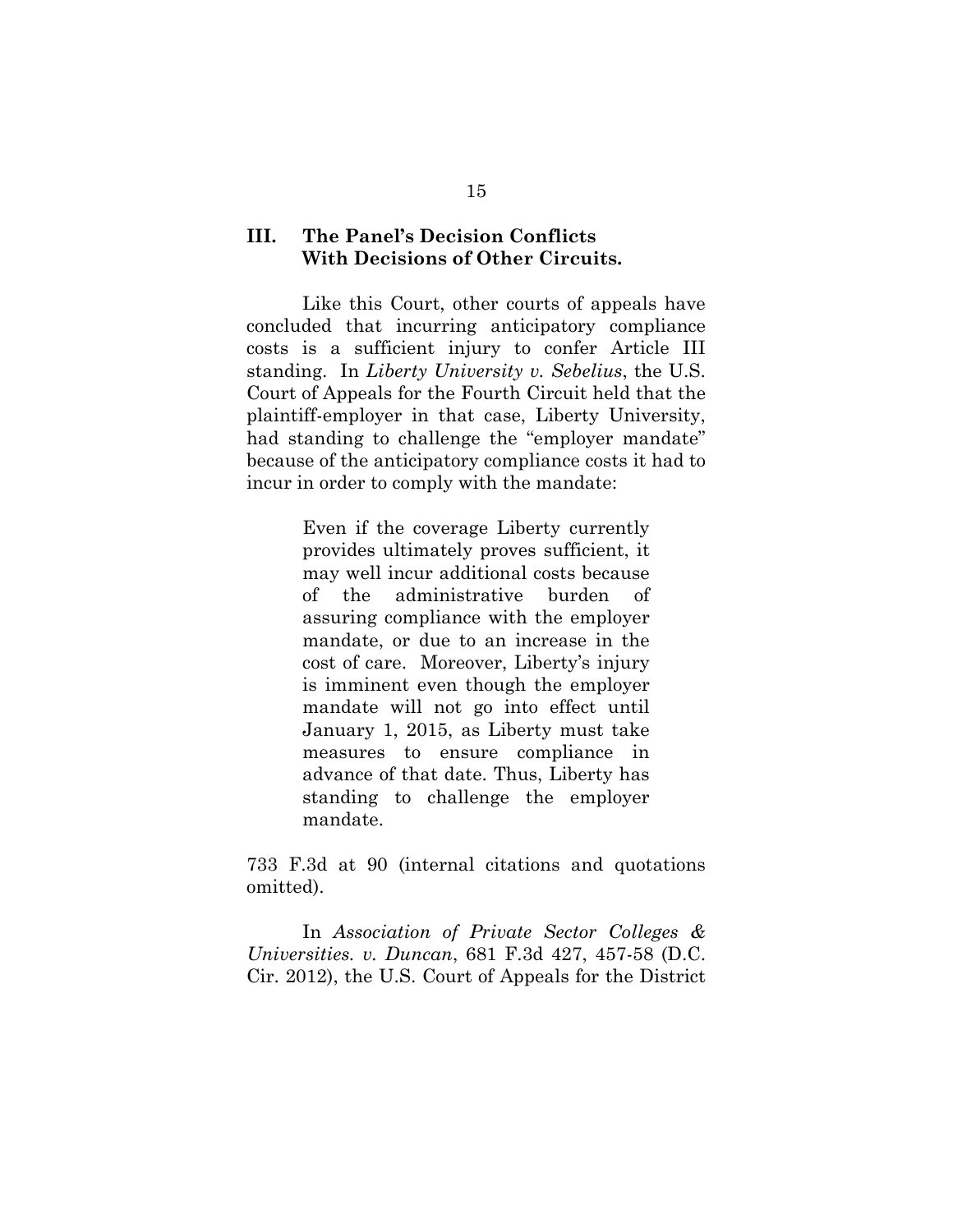## III. The Panel's Decision Conflicts With Decisions of Other Circuits.

Like this Court, other courts of appeals have concluded that incurring anticipatory compliance costs is a sufficient injury to confer Article III standing. In *Liberty University v. Sebelius*, the U.S. Court of Appeals for the Fourth Circuit held that the plaintiff-employer in that case, Liberty University, had standing to challenge the "employer mandate" because of the anticipatory compliance costs it had to incur in order to comply with the mandate:

> Even if the coverage Liberty currently provides ultimately proves sufficient, it may well incur additional costs because of the administrative burden of assuring compliance with the employer mandate, or due to an increase in the cost of care. Moreover, Liberty's injury is imminent even though the employer mandate will not go into effect until January 1, 2015, as Liberty must take measures to ensure compliance in advance of that date. Thus, Liberty has standing to challenge the employer mandate.

733 F.3d at 90 (internal citations and quotations omitted).

In *Association of Private Sector Colleges & Universities. v. Duncan*, 681 F.3d 427, 457-58 (D.C. Cir. 2012), the U.S. Court of Appeals for the District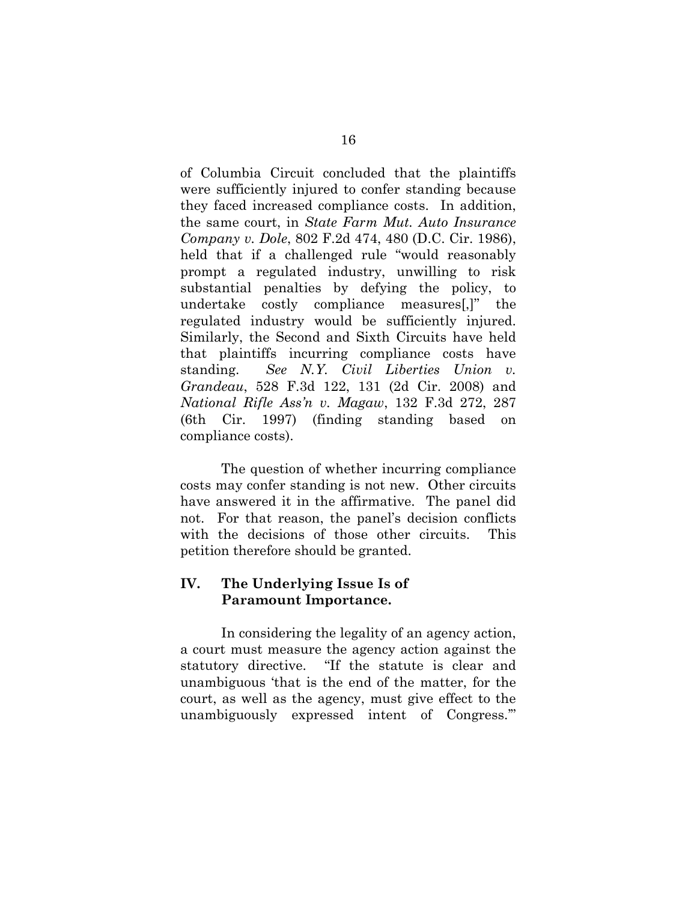of Columbia Circuit concluded that the plaintiffs were sufficiently injured to confer standing because they faced increased compliance costs. In addition, the same court, in *State Farm Mut. Auto Insurance Company v. Dole*, 802 F.2d 474, 480 (D.C. Cir. 1986), held that if a challenged rule "would reasonably prompt a regulated industry, unwilling to risk substantial penalties by defying the policy, to undertake costly compliance measures[,]" the regulated industry would be sufficiently injured. Similarly, the Second and Sixth Circuits have held that plaintiffs incurring compliance costs have standing. *See N.Y. Civil Liberties Union v. Grandeau*, 528 F.3d 122, 131 (2d Cir. 2008) and *National Rifle Ass'n v. Magaw*, 132 F.3d 272, 287 (6th Cir. 1997) (finding standing based on compliance costs).

The question of whether incurring compliance costs may confer standing is not new. Other circuits have answered it in the affirmative. The panel did not. For that reason, the panel's decision conflicts with the decisions of those other circuits. This petition therefore should be granted.

## IV. The Underlying Issue Is of Paramount Importance.

In considering the legality of an agency action, a court must measure the agency action against the statutory directive. "If the statute is clear and unambiguous 'that is the end of the matter, for the court, as well as the agency, must give effect to the unambiguously expressed intent of Congress.'"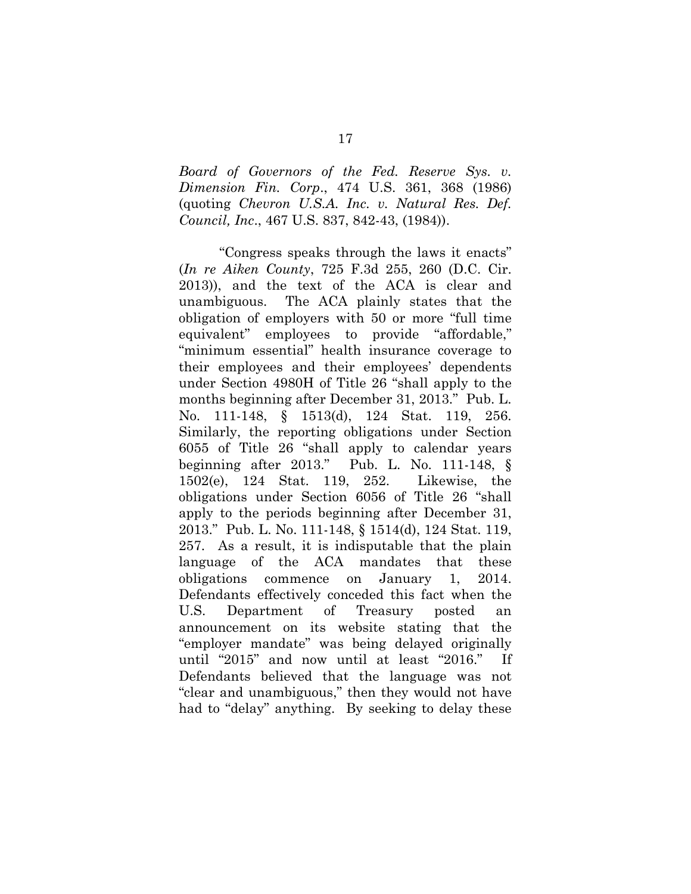*Board of Governors of the Fed. Reserve Sys. v. Dimension Fin. Corp*., 474 U.S. 361, 368 (1986) (quoting *Chevron U.S.A. Inc. v. Natural Res. Def. Council, Inc*., 467 U.S. 837, 842-43, (1984)).

"Congress speaks through the laws it enacts" (*In re Aiken County*, 725 F.3d 255, 260 (D.C. Cir. 2013)), and the text of the ACA is clear and unambiguous. The ACA plainly states that the obligation of employers with 50 or more "full time equivalent" employees to provide "affordable," "minimum essential" health insurance coverage to their employees and their employees' dependents under Section 4980H of Title 26 "shall apply to the months beginning after December 31, 2013." Pub. L. No. 111-148, § 1513(d), 124 Stat. 119, 256. Similarly, the reporting obligations under Section 6055 of Title 26 "shall apply to calendar years beginning after 2013." Pub. L. No. 111-148, § 1502(e), 124 Stat. 119, 252. Likewise, the obligations under Section 6056 of Title 26 "shall apply to the periods beginning after December 31, 2013." Pub. L. No. 111-148, § 1514(d), 124 Stat. 119, 257. As a result, it is indisputable that the plain language of the ACA mandates that these obligations commence on January 1, 2014. Defendants effectively conceded this fact when the U.S. Department of Treasury posted an announcement on its website stating that the "employer mandate" was being delayed originally until "2015" and now until at least "2016." If Defendants believed that the language was not "clear and unambiguous," then they would not have had to "delay" anything. By seeking to delay these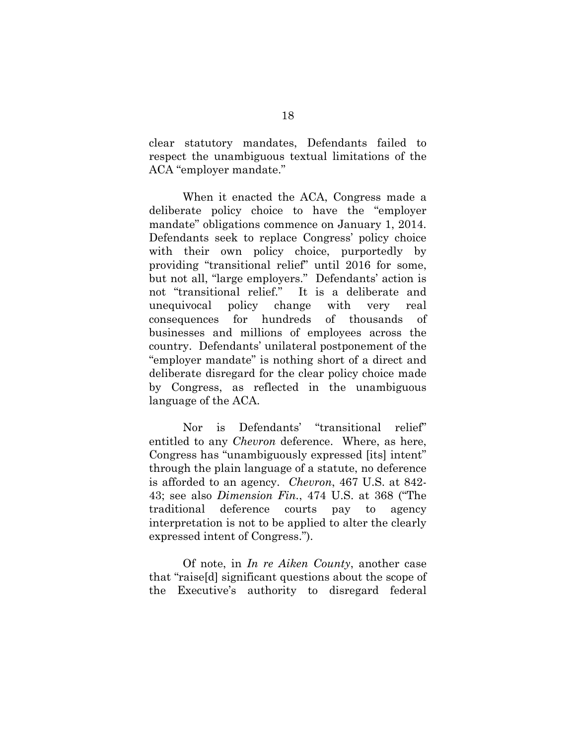clear statutory mandates, Defendants failed to respect the unambiguous textual limitations of the ACA "employer mandate."

When it enacted the ACA, Congress made a deliberate policy choice to have the "employer mandate" obligations commence on January 1, 2014. Defendants seek to replace Congress' policy choice with their own policy choice, purportedly by providing "transitional relief" until 2016 for some, but not all, "large employers." Defendants' action is not "transitional relief." It is a deliberate and unequivocal policy change with very real consequences for hundreds of thousands of businesses and millions of employees across the country. Defendants' unilateral postponement of the "employer mandate" is nothing short of a direct and deliberate disregard for the clear policy choice made by Congress, as reflected in the unambiguous language of the ACA.

Nor is Defendants' "transitional relief" entitled to any *Chevron* deference. Where, as here, Congress has "unambiguously expressed [its] intent" through the plain language of a statute, no deference is afforded to an agency. *Chevron*, 467 U.S. at 842-43; see also *Dimension Fin.*, 474 U.S. at 368 ("The traditional deference courts pay to agency interpretation is not to be applied to alter the clearly expressed intent of Congress.").

Of note, in *In re Aiken County*, another case that "raise[d] significant questions about the scope of the Executive's authority to disregard federal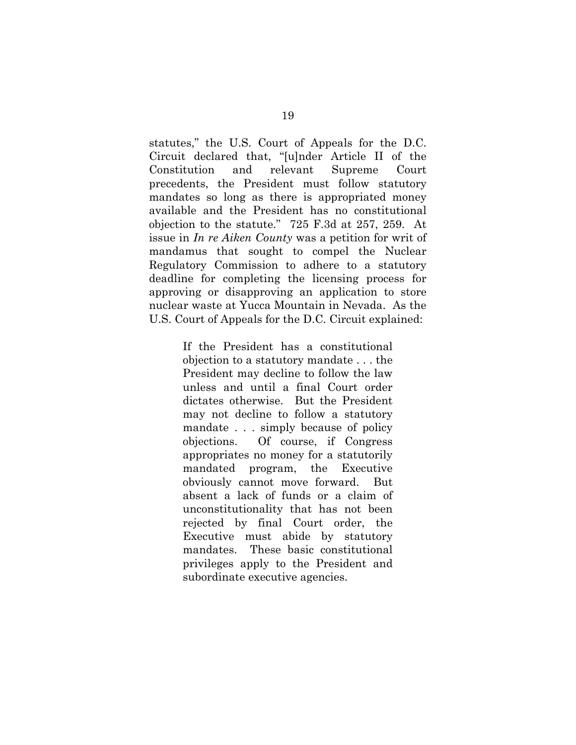statutes," the U.S. Court of Appeals for the D.C. Circuit declared that, "[u]nder Article II of the Constitution and relevant Supreme Court precedents, the President must follow statutory mandates so long as there is appropriated money available and the President has no constitutional objection to the statute." 725 F.3d at 257, 259. At issue in *In re Aiken County* was a petition for writ of mandamus that sought to compel the Nuclear Regulatory Commission to adhere to a statutory deadline for completing the licensing process for approving or disapproving an application to store nuclear waste at Yucca Mountain in Nevada. As the U.S. Court of Appeals for the D.C. Circuit explained:

> If the President has a constitutional objection to a statutory mandate . . . the President may decline to follow the law unless and until a final Court order dictates otherwise. But the President may not decline to follow a statutory mandate . . . simply because of policy objections. Of course, if Congress appropriates no money for a statutorily mandated program, the Executive obviously cannot move forward. But absent a lack of funds or a claim of unconstitutionality that has not been rejected by final Court order, the Executive must abide by statutory mandates. These basic constitutional privileges apply to the President and subordinate executive agencies.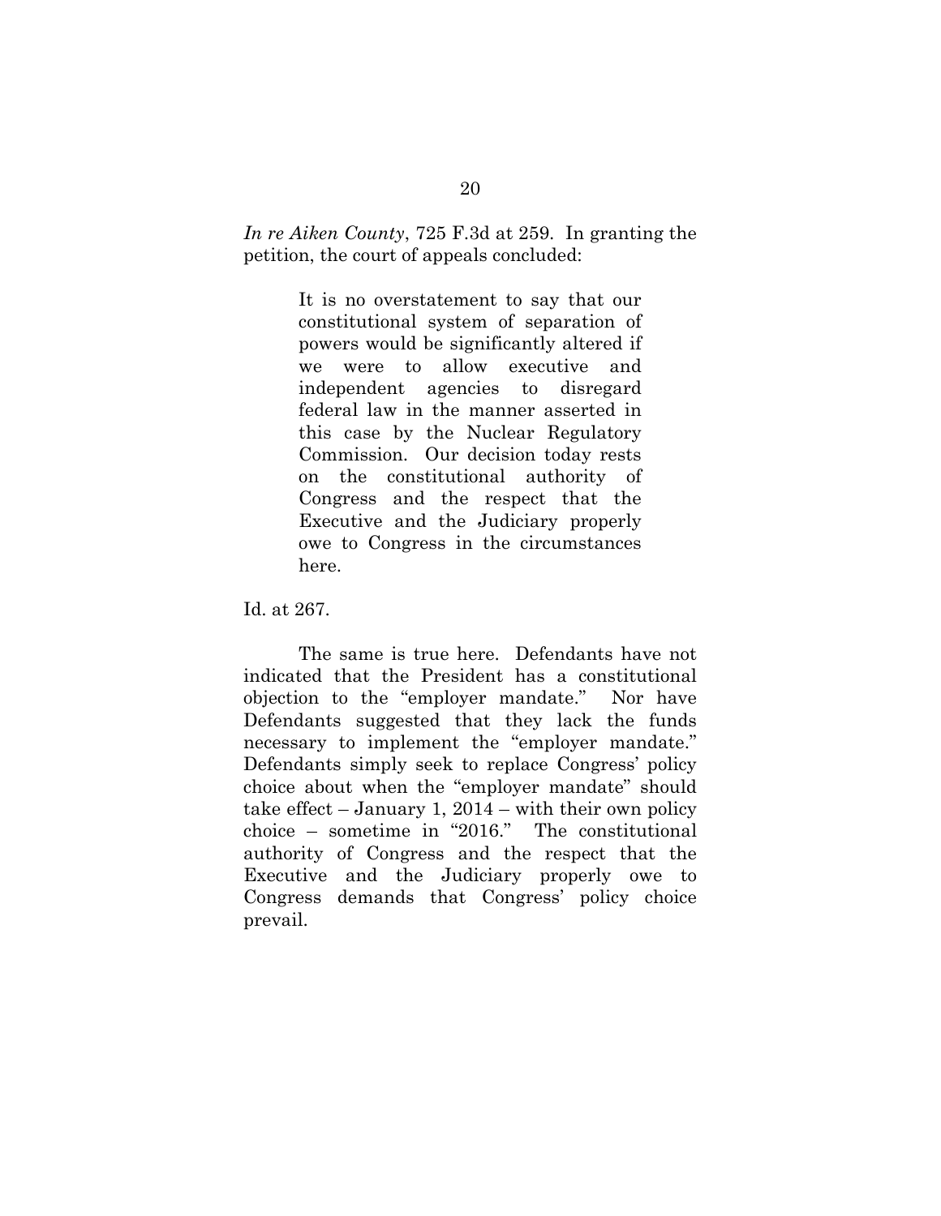*In re Aiken County*, 725 F.3d at 259. In granting the petition, the court of appeals concluded:

> It is no overstatement to say that our constitutional system of separation of powers would be significantly altered if we were to allow executive and independent agencies to disregard federal law in the manner asserted in this case by the Nuclear Regulatory Commission. Our decision today rests on the constitutional authority of Congress and the respect that the Executive and the Judiciary properly owe to Congress in the circumstances here.

Id. at 267.

The same is true here. Defendants have not indicated that the President has a constitutional objection to the "employer mandate." Nor have Defendants suggested that they lack the funds necessary to implement the "employer mandate." Defendants simply seek to replace Congress' policy choice about when the "employer mandate" should take effect – January 1, 2014 – with their own policy choice – sometime in "2016." The constitutional authority of Congress and the respect that the Executive and the Judiciary properly owe to Congress demands that Congress' policy choice prevail.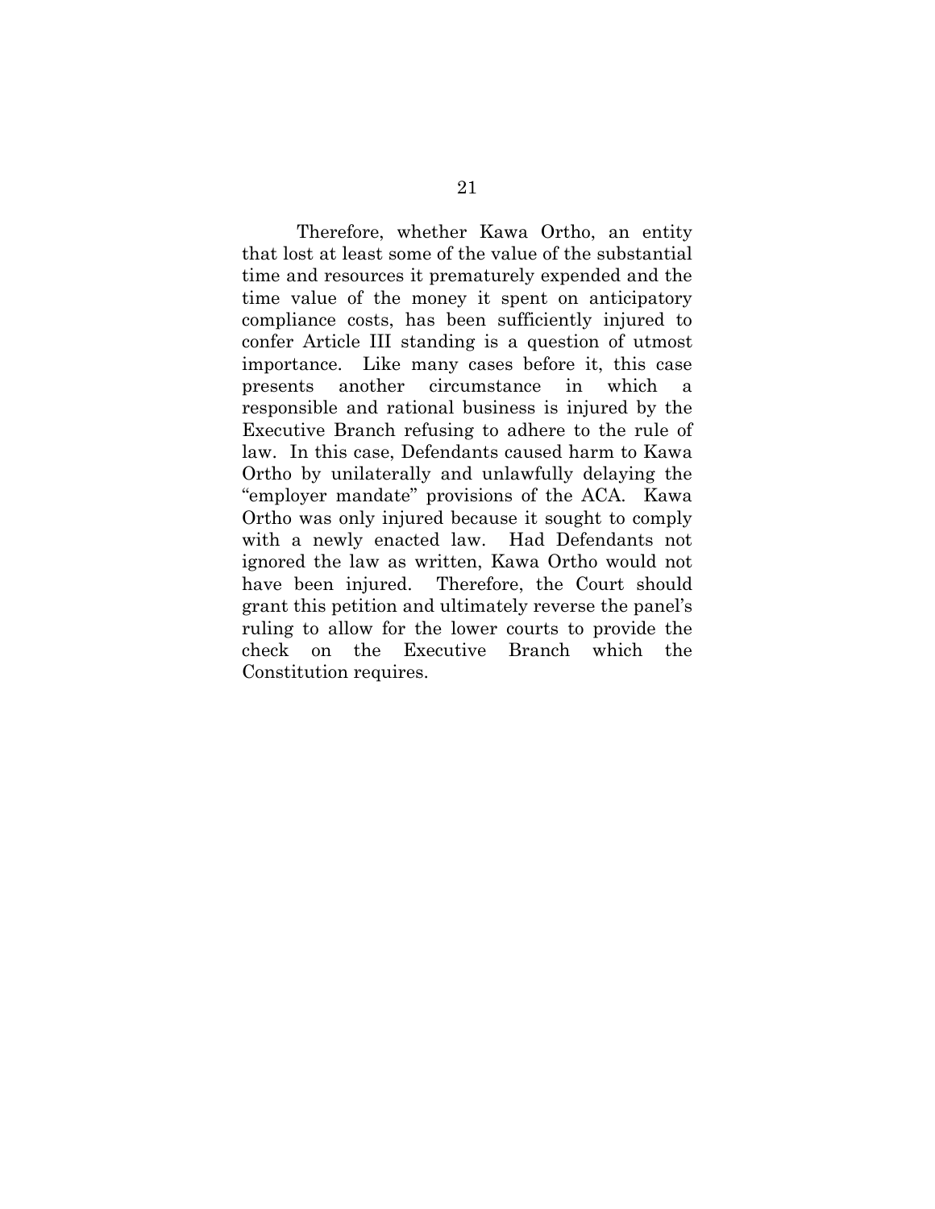Therefore, whether Kawa Ortho, an entity that lost at least some of the value of the substantial time and resources it prematurely expended and the time value of the money it spent on anticipatory compliance costs, has been sufficiently injured to confer Article III standing is a question of utmost importance. Like many cases before it, this case presents another circumstance in which a responsible and rational business is injured by the Executive Branch refusing to adhere to the rule of law. In this case, Defendants caused harm to Kawa Ortho by unilaterally and unlawfully delaying the "employer mandate" provisions of the ACA. Kawa Ortho was only injured because it sought to comply with a newly enacted law. Had Defendants not ignored the law as written, Kawa Ortho would not have been injured. Therefore, the Court should grant this petition and ultimately reverse the panel's ruling to allow for the lower courts to provide the check on the Executive Branch which the Constitution requires.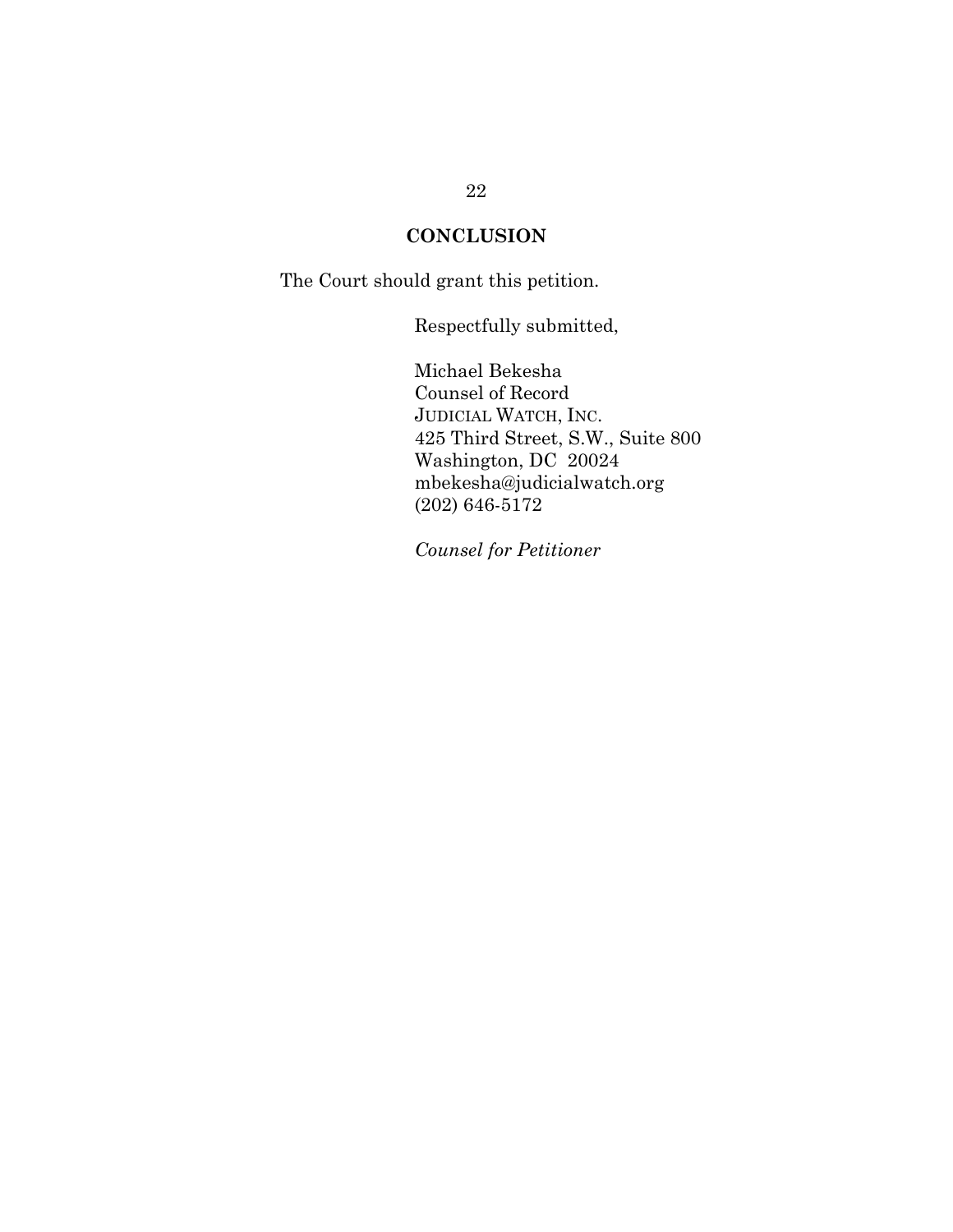## CONCLUSION

The Court should grant this petition.

Respectfully submitted,

Michael Bekesha
Counsel of Record
JUDICIAL WATCH, INC.
425 Third Street, S.W., Suite 800
Washington, DC 20024
mbekesha@judicialwatch.org
(202) 646-5172

*Counsel for Petitioner*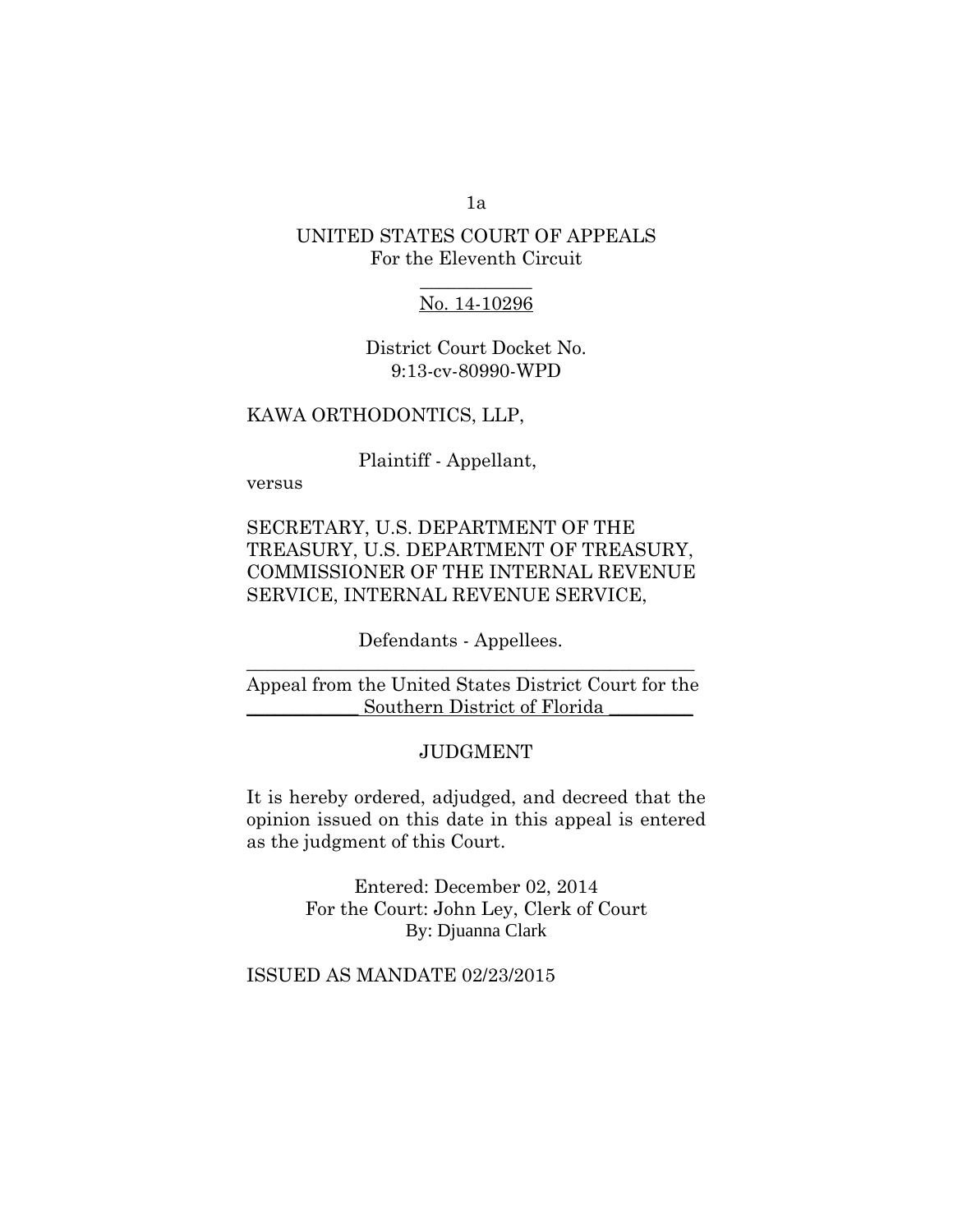UNITED STATES COURT OF APPEALS
For the Eleventh Circuit

No. 14-10296

District Court Docket No.
9:13-cv-80990-WPD

KAWA ORTHODONTICS, LLP,

Plaintiff - Appellant,

versus

SECRETARY, U.S. DEPARTMENT OF THE TREASURY, U.S. DEPARTMENT OF TREASURY, COMMISSIONER OF THE INTERNAL REVENUE SERVICE, INTERNAL REVENUE SERVICE,

Defendants - Appellees.

Appeal from the United States District Court for the Southern District of Florida

JUDGMENT

It is hereby ordered, adjudged, and decreed that the opinion issued on this date in this appeal is entered as the judgment of this Court.

Entered: December 02, 2014
For the Court: John Ley, Clerk of Court
By: Djuanna Clark

ISSUED AS MANDATE 02/23/2015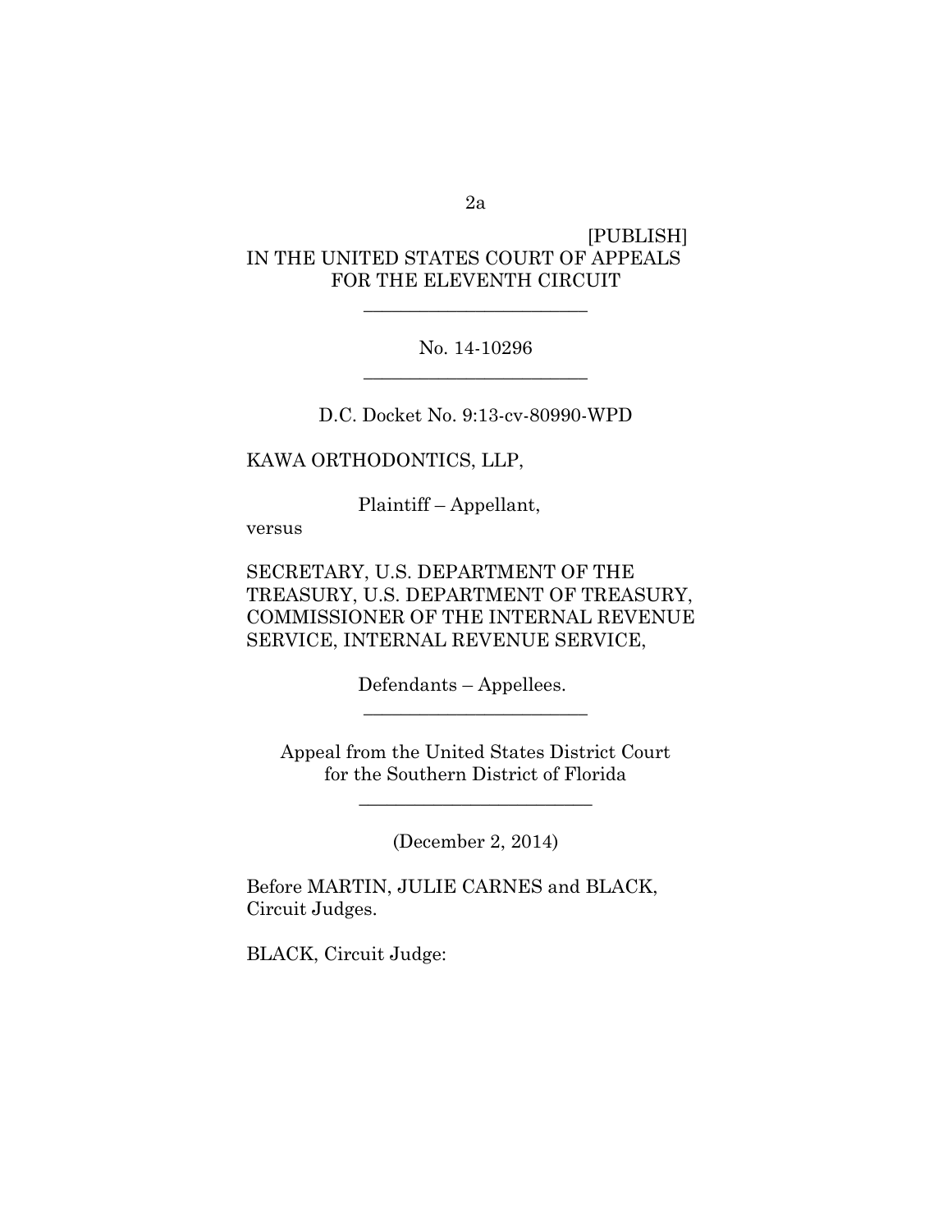[PUBLISH]

IN THE UNITED STATES COURT OF APPEALS
FOR THE ELEVENTH CIRCUIT

---

No. 14-10296

---

D.C. Docket No. 9:13-cv-80990-WPD

KAWA ORTHODONTICS, LLP,

Plaintiff – Appellant,

versus

SECRETARY, U.S. DEPARTMENT OF THE TREASURY, U.S. DEPARTMENT OF TREASURY, COMMISSIONER OF THE INTERNAL REVENUE SERVICE, INTERNAL REVENUE SERVICE,

Defendants – Appellees.

---

Appeal from the United States District Court
for the Southern District of Florida

---

(December 2, 2014)

Before MARTIN, JULIE CARNES and BLACK, Circuit Judges.

BLACK, Circuit Judge: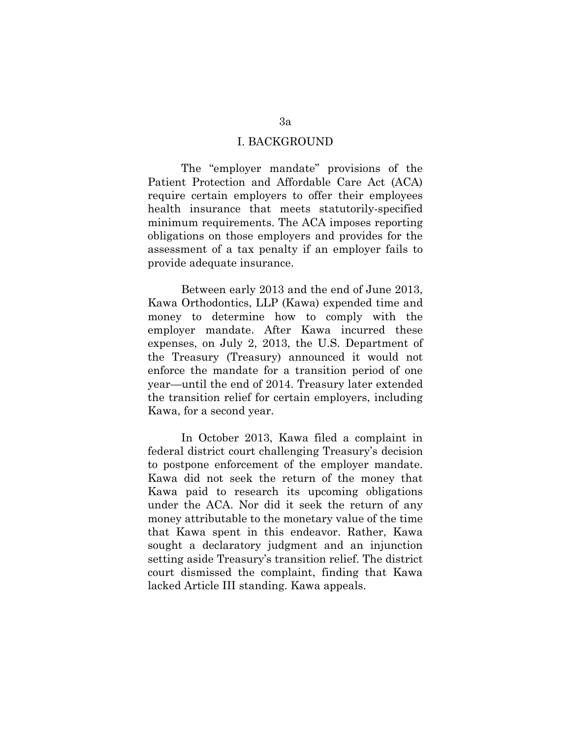## I. BACKGROUND

The "employer mandate" provisions of the Patient Protection and Affordable Care Act (ACA) require certain employers to offer their employees health insurance that meets statutorily-specified minimum requirements. The ACA imposes reporting obligations on those employers and provides for the assessment of a tax penalty if an employer fails to provide adequate insurance.

Between early 2013 and the end of June 2013, Kawa Orthodontics, LLP (Kawa) expended time and money to determine how to comply with the employer mandate. After Kawa incurred these expenses, on July 2, 2013, the U.S. Department of the Treasury (Treasury) announced it would not enforce the mandate for a transition period of one year—until the end of 2014. Treasury later extended the transition relief for certain employers, including Kawa, for a second year.

In October 2013, Kawa filed a complaint in federal district court challenging Treasury's decision to postpone enforcement of the employer mandate. Kawa did not seek the return of the money that Kawa paid to research its upcoming obligations under the ACA. Nor did it seek the return of any money attributable to the monetary value of the time that Kawa spent in this endeavor. Rather, Kawa sought a declaratory judgment and an injunction setting aside Treasury's transition relief. The district court dismissed the complaint, finding that Kawa lacked Article III standing. Kawa appeals.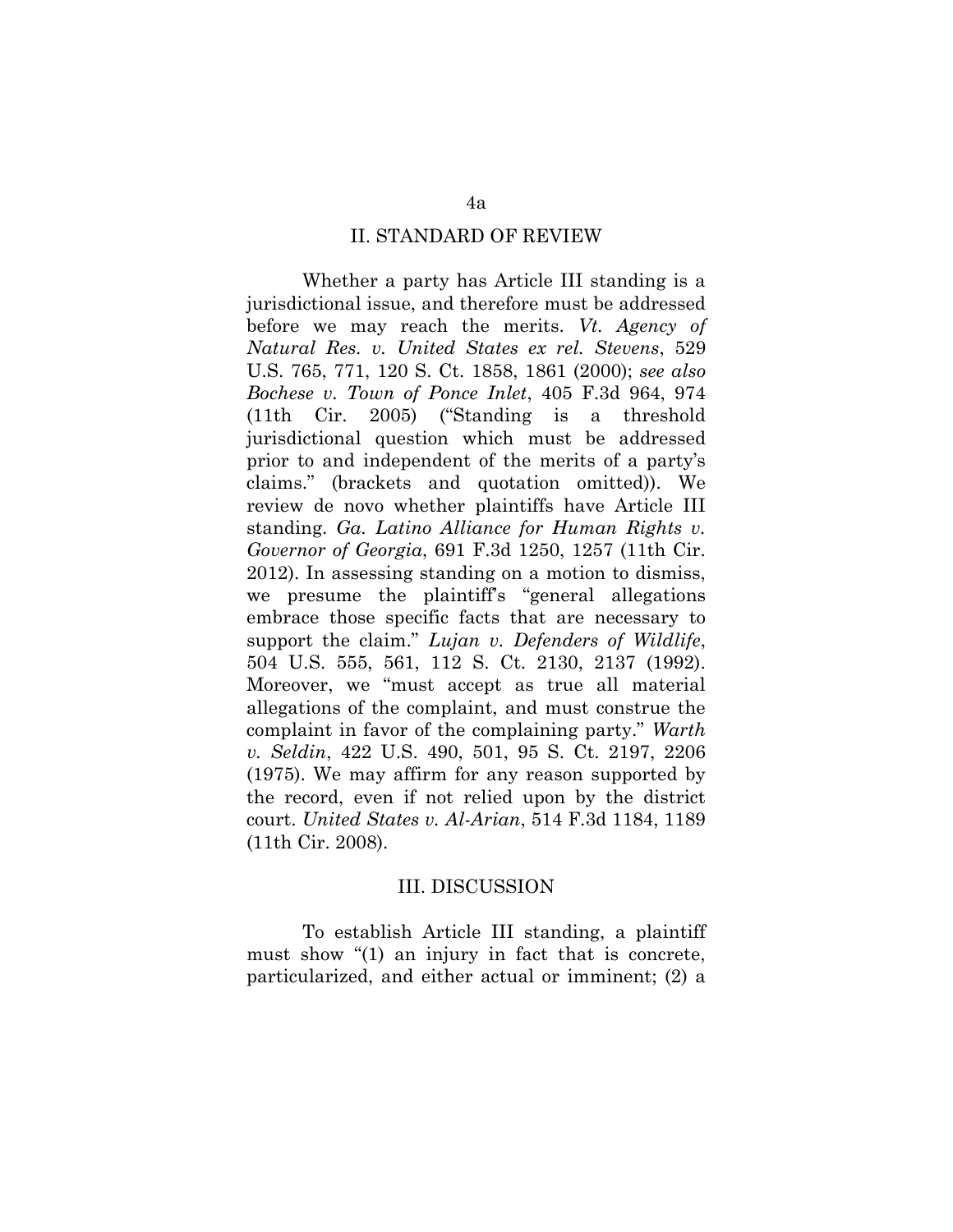## II. STANDARD OF REVIEW

Whether a party has Article III standing is a jurisdictional issue, and therefore must be addressed before we may reach the merits. *Vt. Agency of Natural Res. v. United States ex rel. Stevens*, 529 U.S. 765, 771, 120 S. Ct. 1858, 1861 (2000); *see also Bochese v. Town of Ponce Inlet*, 405 F.3d 964, 974 (11th Cir. 2005) ("Standing is a threshold jurisdictional question which must be addressed prior to and independent of the merits of a party's claims." (brackets and quotation omitted)). We review de novo whether plaintiffs have Article III standing. *Ga. Latino Alliance for Human Rights v. Governor of Georgia*, 691 F.3d 1250, 1257 (11th Cir. 2012). In assessing standing on a motion to dismiss, we presume the plaintiff's "general allegations embrace those specific facts that are necessary to support the claim." *Lujan v. Defenders of Wildlife*, 504 U.S. 555, 561, 112 S. Ct. 2130, 2137 (1992). Moreover, we "must accept as true all material allegations of the complaint, and must construe the complaint in favor of the complaining party." *Warth v. Seldin*, 422 U.S. 490, 501, 95 S. Ct. 2197, 2206 (1975). We may affirm for any reason supported by the record, even if not relied upon by the district court. *United States v. Al-Arian*, 514 F.3d 1184, 1189 (11th Cir. 2008).

## III. DISCUSSION

To establish Article III standing, a plaintiff must show "(1) an injury in fact that is concrete, particularized, and either actual or imminent; (2) a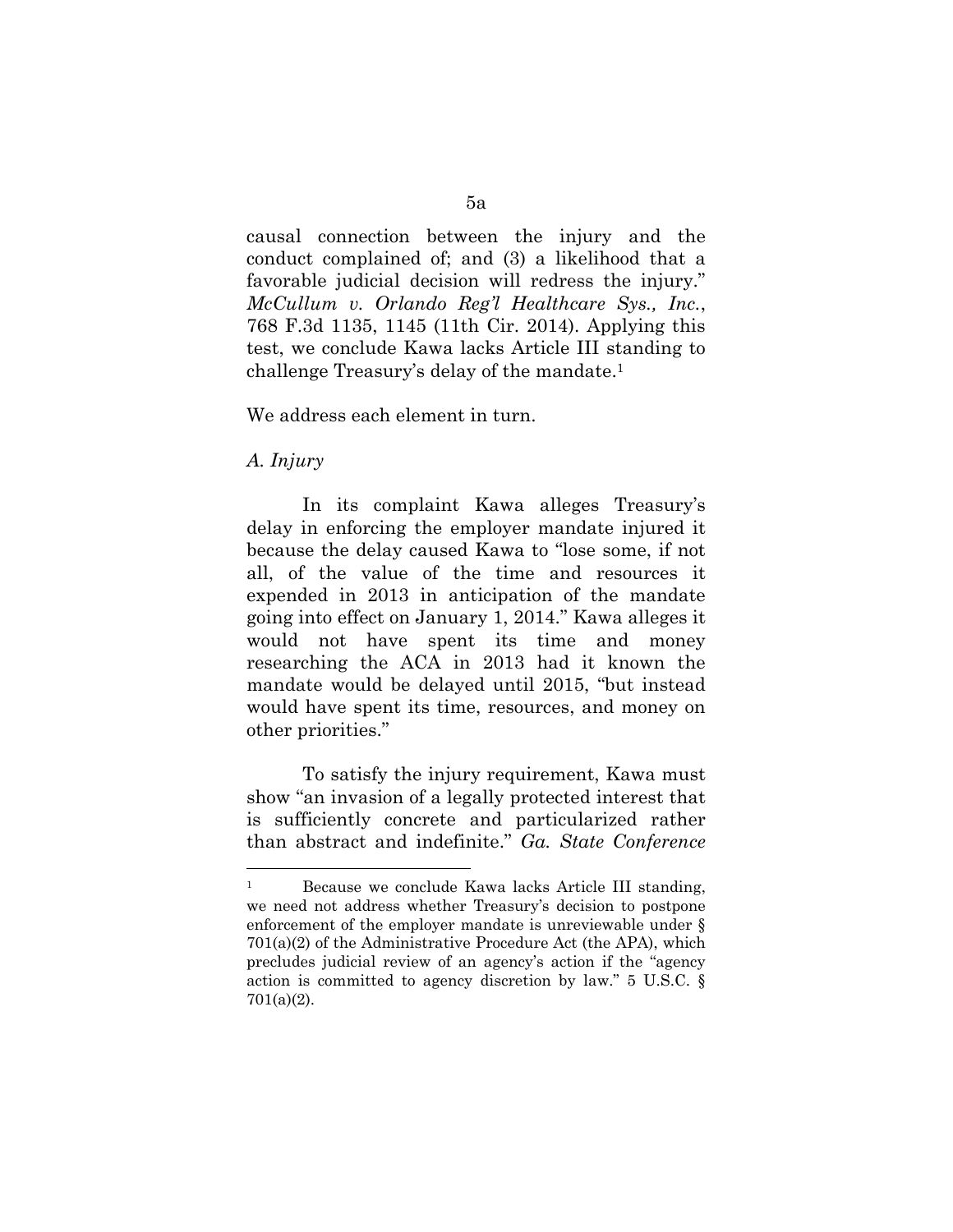causal connection between the injury and the conduct complained of; and (3) a likelihood that a favorable judicial decision will redress the injury." *McCullum v. Orlando Reg'l Healthcare Sys., Inc.*, 768 F.3d 1135, 1145 (11th Cir. 2014). Applying this test, we conclude Kawa lacks Article III standing to challenge Treasury's delay of the mandate.[1]

We address each element in turn.

*A. Injury*

In its complaint Kawa alleges Treasury's delay in enforcing the employer mandate injured it because the delay caused Kawa to "lose some, if not all, of the value of the time and resources it expended in 2013 in anticipation of the mandate going into effect on January 1, 2014." Kawa alleges it would not have spent its time and money researching the ACA in 2013 had it known the mandate would be delayed until 2015, "but instead would have spent its time, resources, and money on other priorities."

To satisfy the injury requirement, Kawa must show "an invasion of a legally protected interest that is sufficiently concrete and particularized rather than abstract and indefinite." *Ga. State Conference*

---

[1] Because we conclude Kawa lacks Article III standing, we need not address whether Treasury's decision to postpone enforcement of the employer mandate is unreviewable under § 701(a)(2) of the Administrative Procedure Act (the APA), which precludes judicial review of an agency's action if the "agency action is committed to agency discretion by law." 5 U.S.C. § 701(a)(2).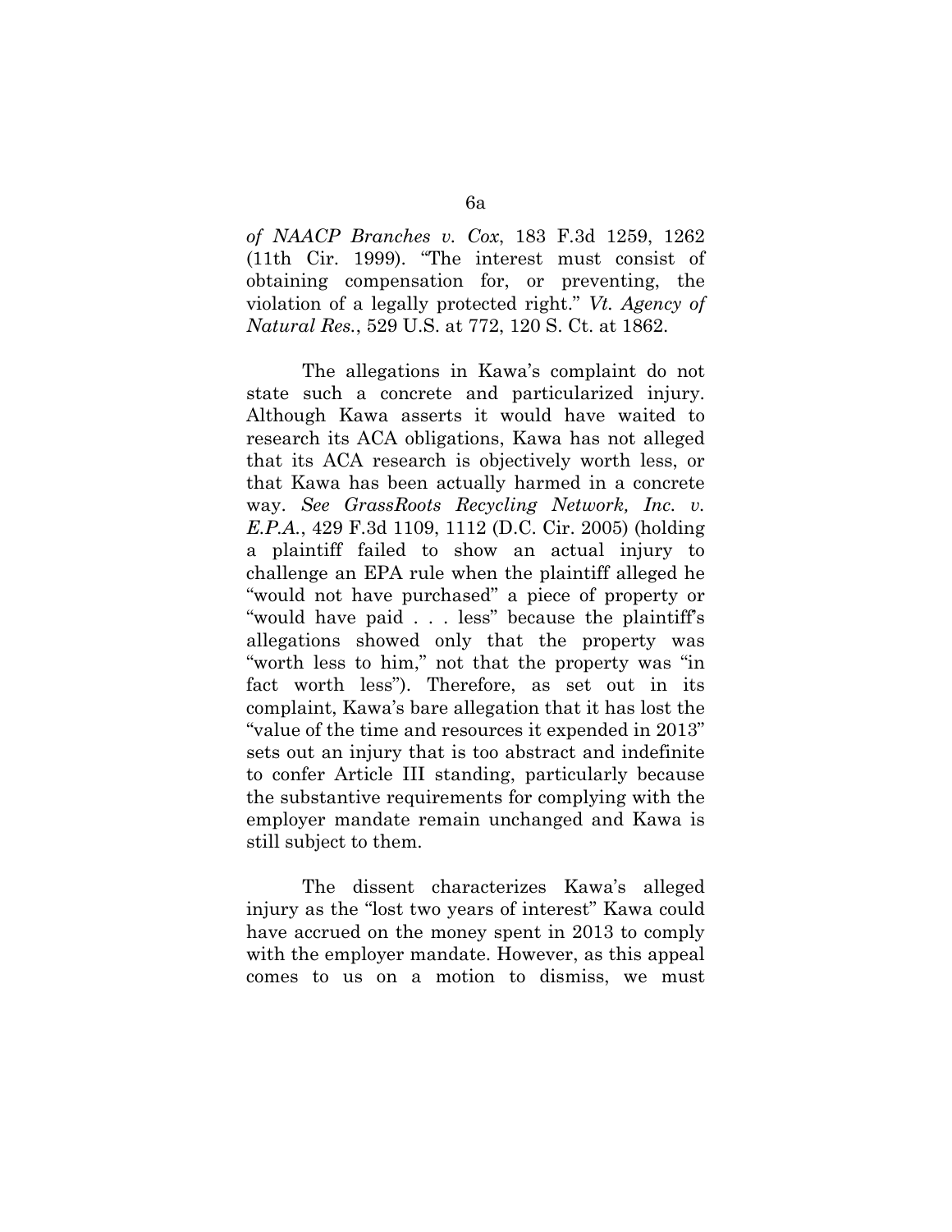*of NAACP Branches v. Cox*, 183 F.3d 1259, 1262 (11th Cir. 1999). "The interest must consist of obtaining compensation for, or preventing, the violation of a legally protected right." *Vt. Agency of Natural Res.*, 529 U.S. at 772, 120 S. Ct. at 1862.

The allegations in Kawa's complaint do not state such a concrete and particularized injury. Although Kawa asserts it would have waited to research its ACA obligations, Kawa has not alleged that its ACA research is objectively worth less, or that Kawa has been actually harmed in a concrete way. *See GrassRoots Recycling Network, Inc. v. E.P.A.*, 429 F.3d 1109, 1112 (D.C. Cir. 2005) (holding a plaintiff failed to show an actual injury to challenge an EPA rule when the plaintiff alleged he "would not have purchased" a piece of property or "would have paid . . . less" because the plaintiff's allegations showed only that the property was "worth less to him," not that the property was "in fact worth less"). Therefore, as set out in its complaint, Kawa's bare allegation that it has lost the "value of the time and resources it expended in 2013" sets out an injury that is too abstract and indefinite to confer Article III standing, particularly because the substantive requirements for complying with the employer mandate remain unchanged and Kawa is still subject to them.

The dissent characterizes Kawa's alleged injury as the "lost two years of interest" Kawa could have accrued on the money spent in 2013 to comply with the employer mandate. However, as this appeal comes to us on a motion to dismiss, we must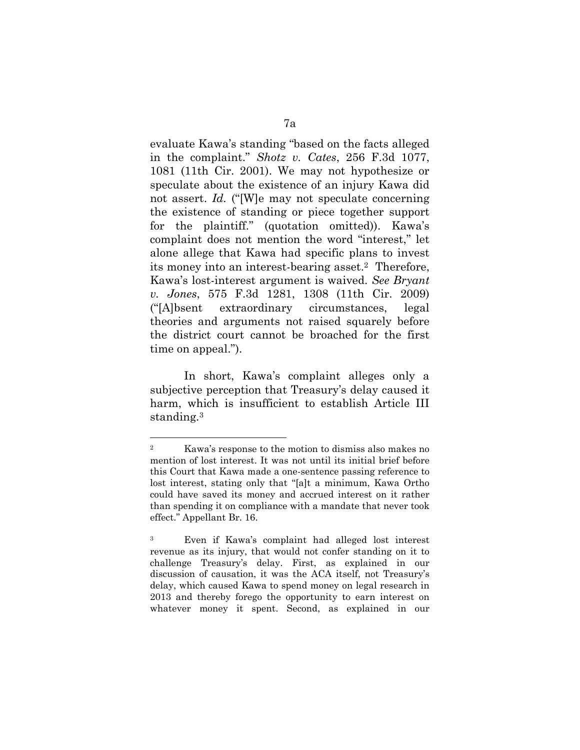evaluate Kawa's standing "based on the facts alleged in the complaint." *Shotz v. Cates*, 256 F.3d 1077, 1081 (11th Cir. 2001). We may not hypothesize or speculate about the existence of an injury Kawa did not assert. *Id.* ("[W]e may not speculate concerning the existence of standing or piece together support for the plaintiff." (quotation omitted)). Kawa's complaint does not mention the word "interest," let alone allege that Kawa had specific plans to invest its money into an interest-bearing asset.[2] Therefore, Kawa's lost-interest argument is waived. *See Bryant v. Jones*, 575 F.3d 1281, 1308 (11th Cir. 2009) ("[A]bsent extraordinary circumstances, legal theories and arguments not raised squarely before the district court cannot be broached for the first time on appeal.").

In short, Kawa's complaint alleges only a subjective perception that Treasury's delay caused it harm, which is insufficient to establish Article III standing.[3]

---

[2] Kawa's response to the motion to dismiss also makes no mention of lost interest. It was not until its initial brief before this Court that Kawa made a one-sentence passing reference to lost interest, stating only that "[a]t a minimum, Kawa Ortho could have saved its money and accrued interest on it rather than spending it on compliance with a mandate that never took effect." Appellant Br. 16.

[3] Even if Kawa's complaint had alleged lost interest revenue as its injury, that would not confer standing on it to challenge Treasury's delay. First, as explained in our discussion of causation, it was the ACA itself, not Treasury's delay, which caused Kawa to spend money on legal research in 2013 and thereby forego the opportunity to earn interest on whatever money it spent. Second, as explained in our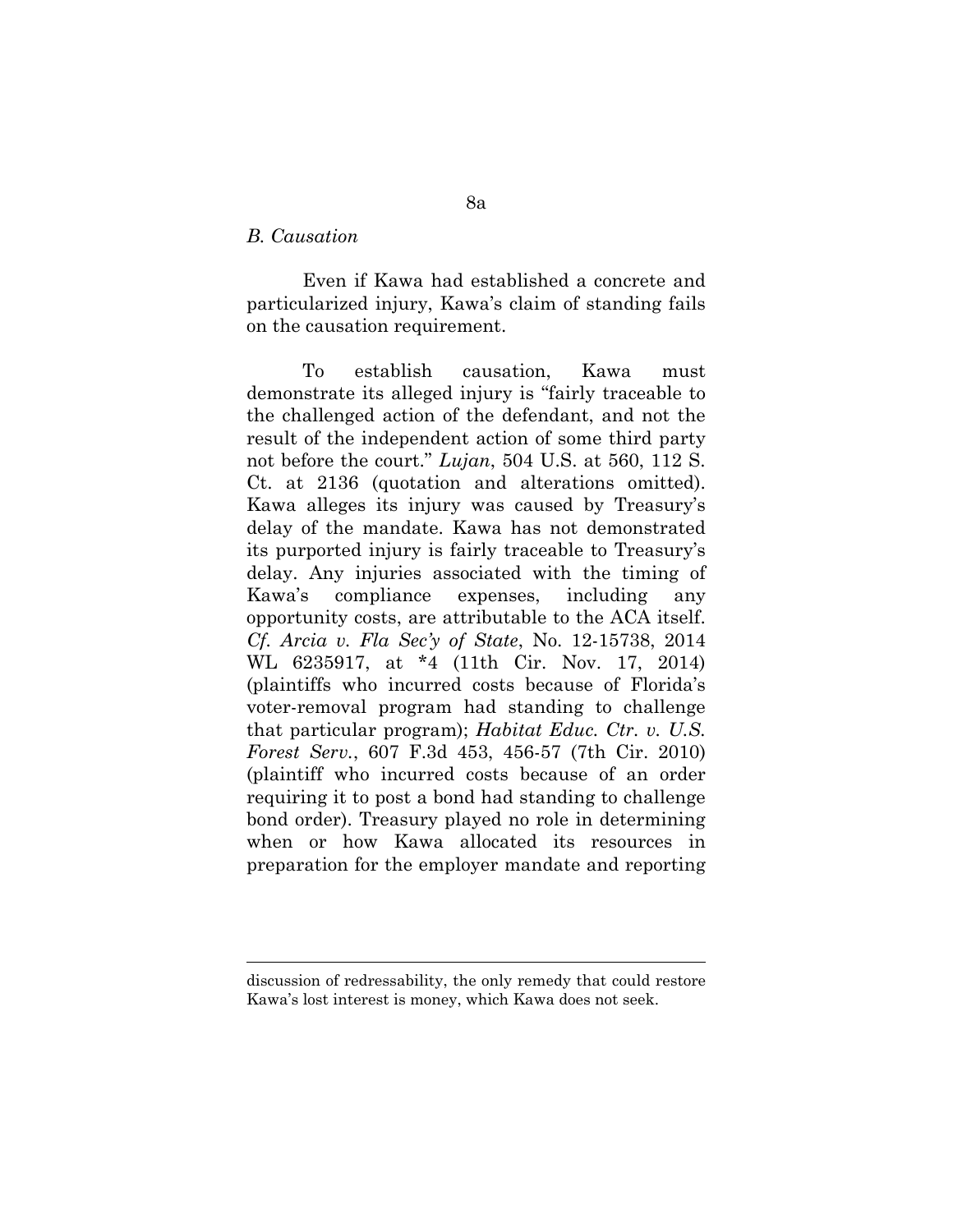*B. Causation*

Even if Kawa had established a concrete and particularized injury, Kawa's claim of standing fails on the causation requirement.

To establish causation, Kawa must demonstrate its alleged injury is "fairly traceable to the challenged action of the defendant, and not the result of the independent action of some third party not before the court." *Lujan*, 504 U.S. at 560, 112 S. Ct. at 2136 (quotation and alterations omitted). Kawa alleges its injury was caused by Treasury's delay of the mandate. Kawa has not demonstrated its purported injury is fairly traceable to Treasury's delay. Any injuries associated with the timing of Kawa's compliance expenses, including any opportunity costs, are attributable to the ACA itself. *Cf. Arcia v. Fla Sec'y of State*, No. 12-15738, 2014 WL 6235917, at *4 (11th Cir. Nov. 17, 2014) (plaintiffs who incurred costs because of Florida's voter-removal program had standing to challenge that particular program); *Habitat Educ. Ctr. v. U.S. Forest Serv.*, 607 F.3d 453, 456-57 (7th Cir. 2010) (plaintiff who incurred costs because of an order requiring it to post a bond had standing to challenge bond order). Treasury played no role in determining when or how Kawa allocated its resources in preparation for the employer mandate and reporting

discussion of redressability, the only remedy that could restore Kawa's lost interest is money, which Kawa does not seek.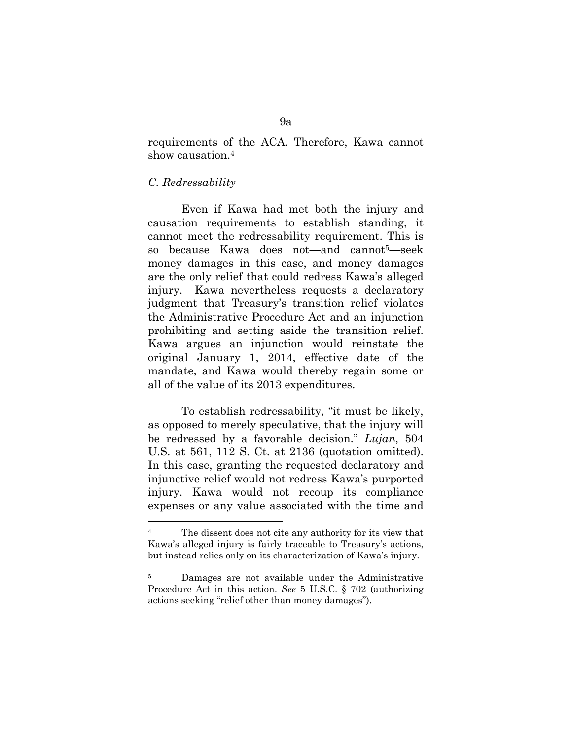requirements of the ACA. Therefore, Kawa cannot show causation.[4]

*C. Redressability*

Even if Kawa had met both the injury and causation requirements to establish standing, it cannot meet the redressability requirement. This is so because Kawa does not—and cannot[5]—seek money damages in this case, and money damages are the only relief that could redress Kawa's alleged injury. Kawa nevertheless requests a declaratory judgment that Treasury's transition relief violates the Administrative Procedure Act and an injunction prohibiting and setting aside the transition relief. Kawa argues an injunction would reinstate the original January 1, 2014, effective date of the mandate, and Kawa would thereby regain some or all of the value of its 2013 expenditures.

To establish redressability, "it must be likely, as opposed to merely speculative, that the injury will be redressed by a favorable decision." *Lujan*, 504 U.S. at 561, 112 S. Ct. at 2136 (quotation omitted). In this case, granting the requested declaratory and injunctive relief would not redress Kawa's purported injury. Kawa would not recoup its compliance expenses or any value associated with the time and

---

[4] The dissent does not cite any authority for its view that Kawa's alleged injury is fairly traceable to Treasury's actions, but instead relies only on its characterization of Kawa's injury.

[5] Damages are not available under the Administrative Procedure Act in this action. *See* 5 U.S.C. § 702 (authorizing actions seeking "relief other than money damages").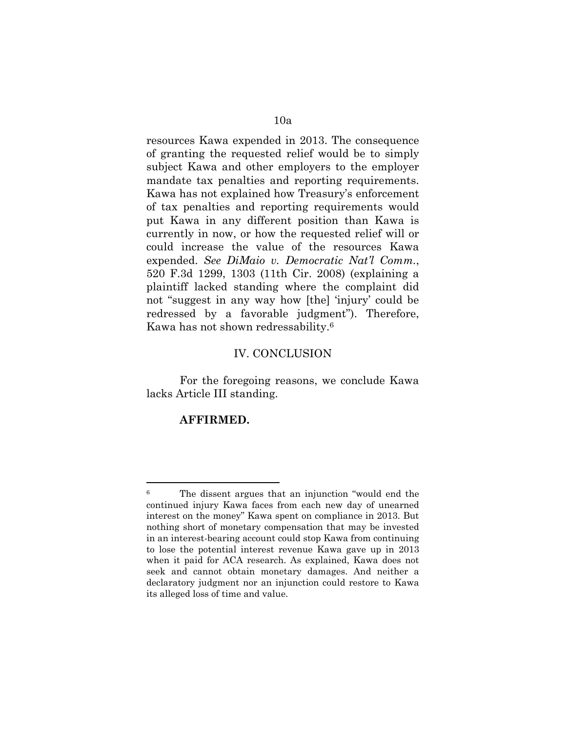resources Kawa expended in 2013. The consequence of granting the requested relief would be to simply subject Kawa and other employers to the employer mandate tax penalties and reporting requirements. Kawa has not explained how Treasury's enforcement of tax penalties and reporting requirements would put Kawa in any different position than Kawa is currently in now, or how the requested relief will or could increase the value of the resources Kawa expended. *See DiMaio v. Democratic Nat'l Comm.*, 520 F.3d 1299, 1303 (11th Cir. 2008) (explaining a plaintiff lacked standing where the complaint did not "suggest in any way how [the] 'injury' could be redressed by a favorable judgment"). Therefore, Kawa has not shown redressability.[6]

## IV. CONCLUSION

For the foregoing reasons, we conclude Kawa lacks Article III standing.

**AFFIRMED.**

---

[6] The dissent argues that an injunction "would end the continued injury Kawa faces from each new day of unearned interest on the money" Kawa spent on compliance in 2013. But nothing short of monetary compensation that may be invested in an interest-bearing account could stop Kawa from continuing to lose the potential interest revenue Kawa gave up in 2013 when it paid for ACA research. As explained, Kawa does not seek and cannot obtain monetary damages. And neither a declaratory judgment nor an injunction could restore to Kawa its alleged loss of time and value.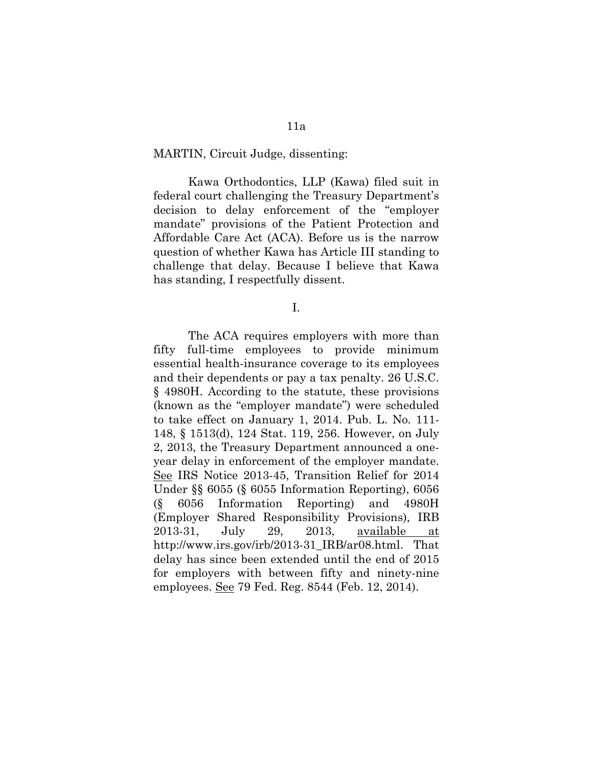MARTIN, Circuit Judge, dissenting:

Kawa Orthodontics, LLP (Kawa) filed suit in federal court challenging the Treasury Department's decision to delay enforcement of the "employer mandate" provisions of the Patient Protection and Affordable Care Act (ACA). Before us is the narrow question of whether Kawa has Article III standing to challenge that delay. Because I believe that Kawa has standing, I respectfully dissent.

I.

The ACA requires employers with more than fifty full-time employees to provide minimum essential health-insurance coverage to its employees and their dependents or pay a tax penalty. 26 U.S.C. § 4980H. According to the statute, these provisions (known as the "employer mandate") were scheduled to take effect on January 1, 2014. Pub. L. No. 111-148, § 1513(d), 124 Stat. 119, 256. However, on July 2, 2013, the Treasury Department announced a one-year delay in enforcement of the employer mandate. See IRS Notice 2013-45, Transition Relief for 2014 Under §§ 6055 (§ 6055 Information Reporting), 6056 (§ 6056 Information Reporting) and 4980H (Employer Shared Responsibility Provisions), IRB 2013-31, July 29, 2013, available at http://www.irs.gov/irb/2013-31_IRB/ar08.html. That delay has since been extended until the end of 2015 for employers with between fifty and ninety-nine employees. See 79 Fed. Reg. 8544 (Feb. 12, 2014).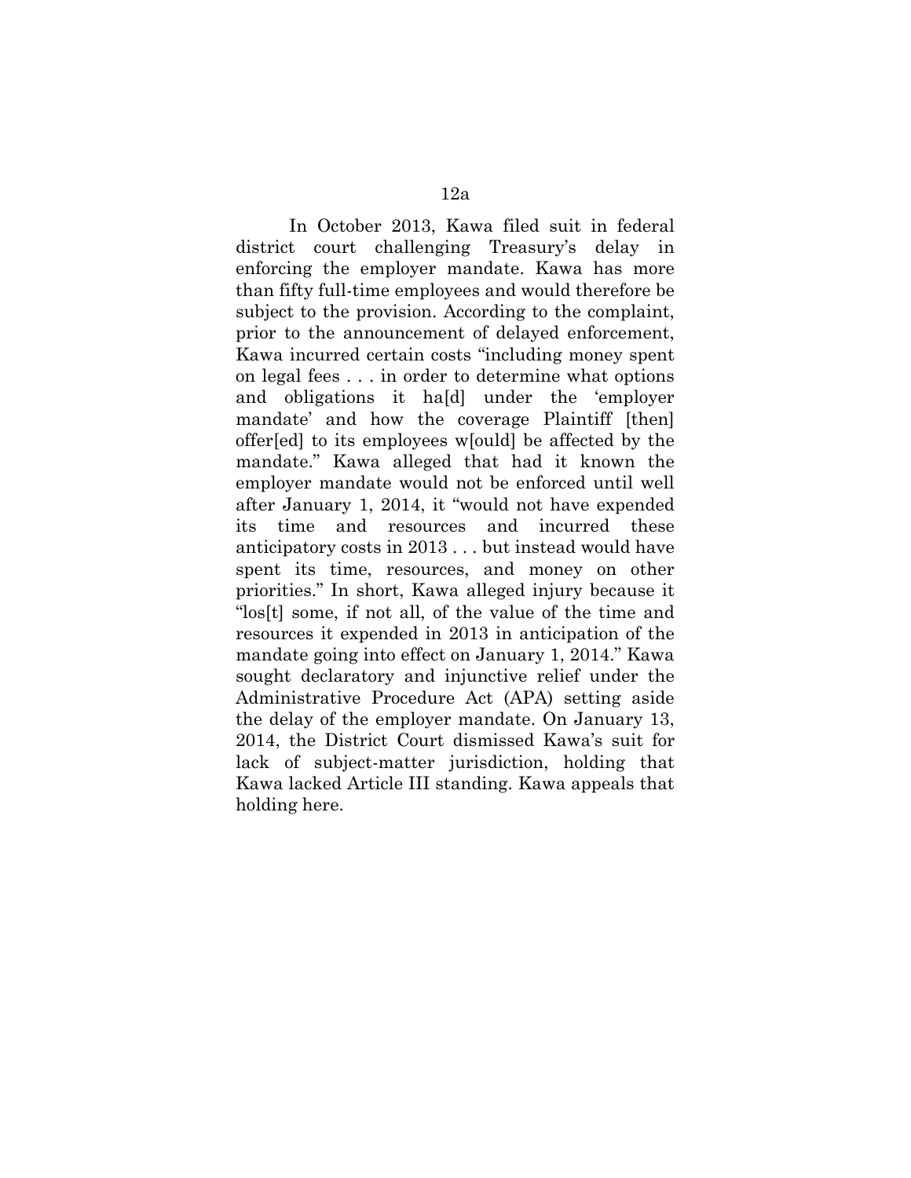In October 2013, Kawa filed suit in federal district court challenging Treasury's delay in enforcing the employer mandate. Kawa has more than fifty full-time employees and would therefore be subject to the provision. According to the complaint, prior to the announcement of delayed enforcement, Kawa incurred certain costs "including money spent on legal fees . . . in order to determine what options and obligations it ha[d] under the 'employer mandate' and how the coverage Plaintiff [then] offer[ed] to its employees w[ould] be affected by the mandate." Kawa alleged that had it known the employer mandate would not be enforced until well after January 1, 2014, it "would not have expended its time and resources and incurred these anticipatory costs in 2013 . . . but instead would have spent its time, resources, and money on other priorities." In short, Kawa alleged injury because it "los[t] some, if not all, of the value of the time and resources it expended in 2013 in anticipation of the mandate going into effect on January 1, 2014." Kawa sought declaratory and injunctive relief under the Administrative Procedure Act (APA) setting aside the delay of the employer mandate. On January 13, 2014, the District Court dismissed Kawa's suit for lack of subject-matter jurisdiction, holding that Kawa lacked Article III standing. Kawa appeals that holding here.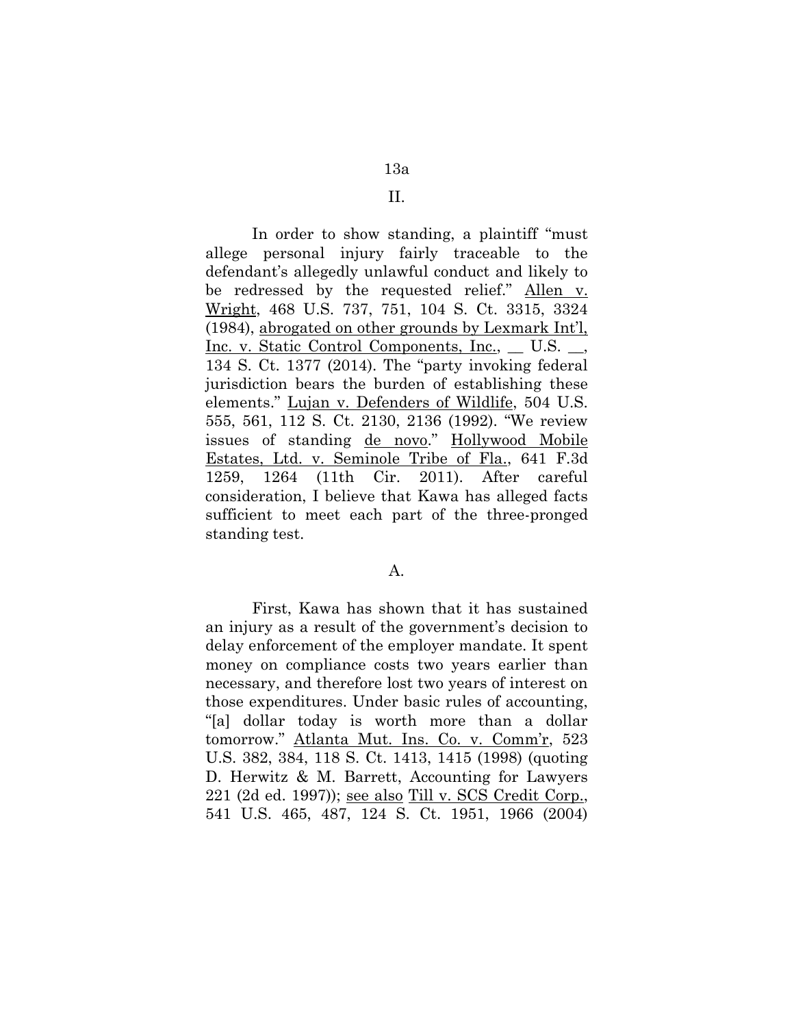## II.

In order to show standing, a plaintiff "must allege personal injury fairly traceable to the defendant's allegedly unlawful conduct and likely to be redressed by the requested relief." Allen v. Wright, 468 U.S. 737, 751, 104 S. Ct. 3315, 3324 (1984), abrogated on other grounds by Lexmark Int'l, Inc. v. Static Control Components, Inc., __ U.S. __, 134 S. Ct. 1377 (2014). The "party invoking federal jurisdiction bears the burden of establishing these elements." Lujan v. Defenders of Wildlife, 504 U.S. 555, 561, 112 S. Ct. 2130, 2136 (1992). "We review issues of standing de novo." Hollywood Mobile Estates, Ltd. v. Seminole Tribe of Fla., 641 F.3d 1259, 1264 (11th Cir. 2011). After careful consideration, I believe that Kawa has alleged facts sufficient to meet each part of the three-pronged standing test.

### A.

First, Kawa has shown that it has sustained an injury as a result of the government's decision to delay enforcement of the employer mandate. It spent money on compliance costs two years earlier than necessary, and therefore lost two years of interest on those expenditures. Under basic rules of accounting, "[a] dollar today is worth more than a dollar tomorrow." Atlanta Mut. Ins. Co. v. Comm'r, 523 U.S. 382, 384, 118 S. Ct. 1413, 1415 (1998) (quoting D. Herwitz & M. Barrett, Accounting for Lawyers 221 (2d ed. 1997)); see also Till v. SCS Credit Corp., 541 U.S. 465, 487, 124 S. Ct. 1951, 1966 (2004)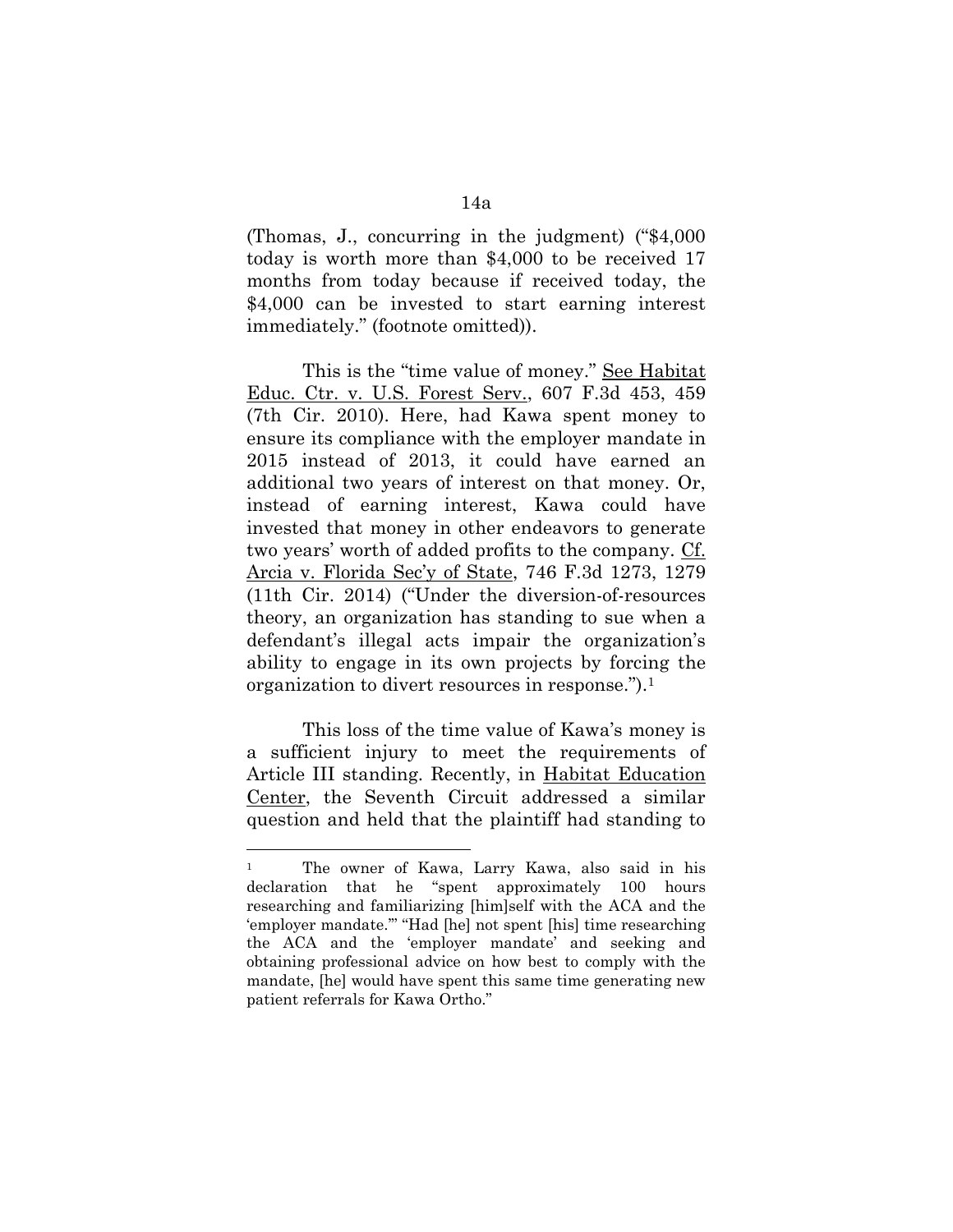(Thomas, J., concurring in the judgment) ("$4,000 today is worth more than $4,000 to be received 17 months from today because if received today, the $4,000 can be invested to start earning interest immediately." (footnote omitted)).

This is the "time value of money." See Habitat Educ. Ctr. v. U.S. Forest Serv., 607 F.3d 453, 459 (7th Cir. 2010). Here, had Kawa spent money to ensure its compliance with the employer mandate in 2015 instead of 2013, it could have earned an additional two years of interest on that money. Or, instead of earning interest, Kawa could have invested that money in other endeavors to generate two years' worth of added profits to the company. Cf. Arcia v. Florida Sec'y of State, 746 F.3d 1273, 1279 (11th Cir. 2014) ("Under the diversion-of-resources theory, an organization has standing to sue when a defendant's illegal acts impair the organization's ability to engage in its own projects by forcing the organization to divert resources in response.").[1]

This loss of the time value of Kawa's money is a sufficient injury to meet the requirements of Article III standing. Recently, in Habitat Education Center, the Seventh Circuit addressed a similar question and held that the plaintiff had standing to

---

[1] The owner of Kawa, Larry Kawa, also said in his declaration that he "spent approximately 100 hours researching and familiarizing [him]self with the ACA and the 'employer mandate.'" "Had [he] not spent [his] time researching the ACA and the 'employer mandate' and seeking and obtaining professional advice on how best to comply with the mandate, [he] would have spent this same time generating new patient referrals for Kawa Ortho."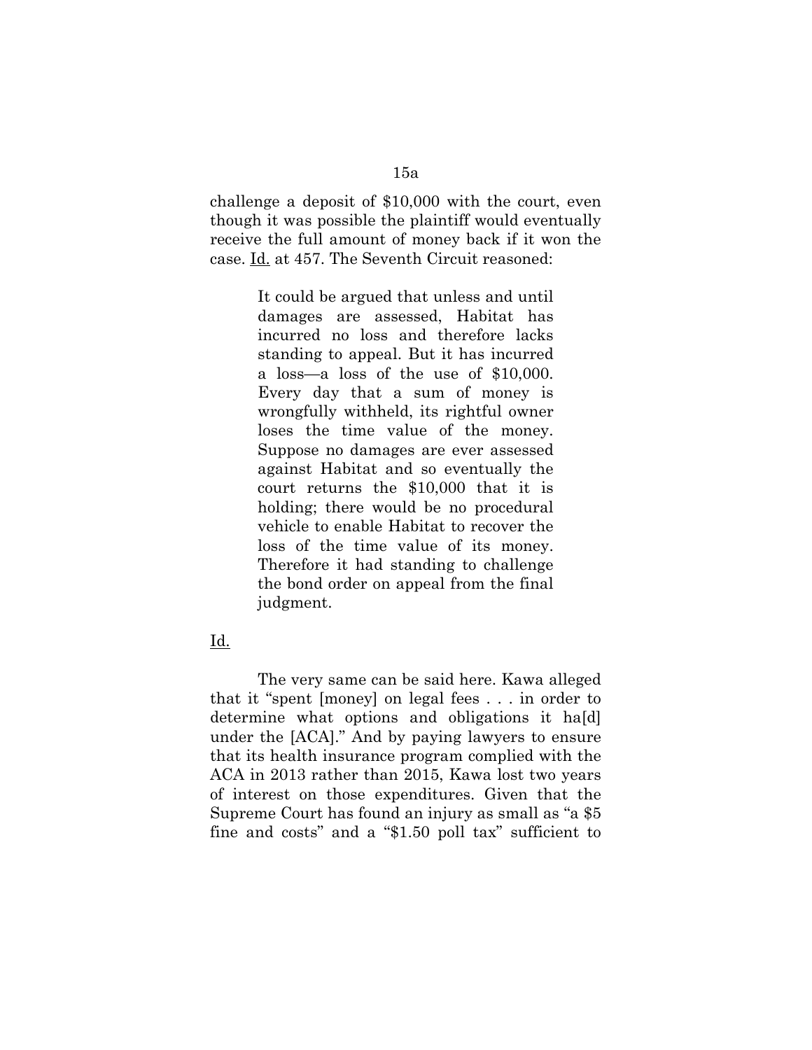challenge a deposit of $10,000 with the court, even though it was possible the plaintiff would eventually receive the full amount of money back if it won the case. Id. at 457. The Seventh Circuit reasoned:

> It could be argued that unless and until damages are assessed, Habitat has incurred no loss and therefore lacks standing to appeal. But it has incurred a loss—a loss of the use of $10,000. Every day that a sum of money is wrongfully withheld, its rightful owner loses the time value of the money. Suppose no damages are ever assessed against Habitat and so eventually the court returns the $10,000 that it is holding; there would be no procedural vehicle to enable Habitat to recover the loss of the time value of its money. Therefore it had standing to challenge the bond order on appeal from the final judgment.

Id.

The very same can be said here. Kawa alleged that it "spent [money] on legal fees . . . in order to determine what options and obligations it ha[d] under the [ACA]." And by paying lawyers to ensure that its health insurance program complied with the ACA in 2013 rather than 2015, Kawa lost two years of interest on those expenditures. Given that the Supreme Court has found an injury as small as "a $5 fine and costs" and a "$1.50 poll tax" sufficient to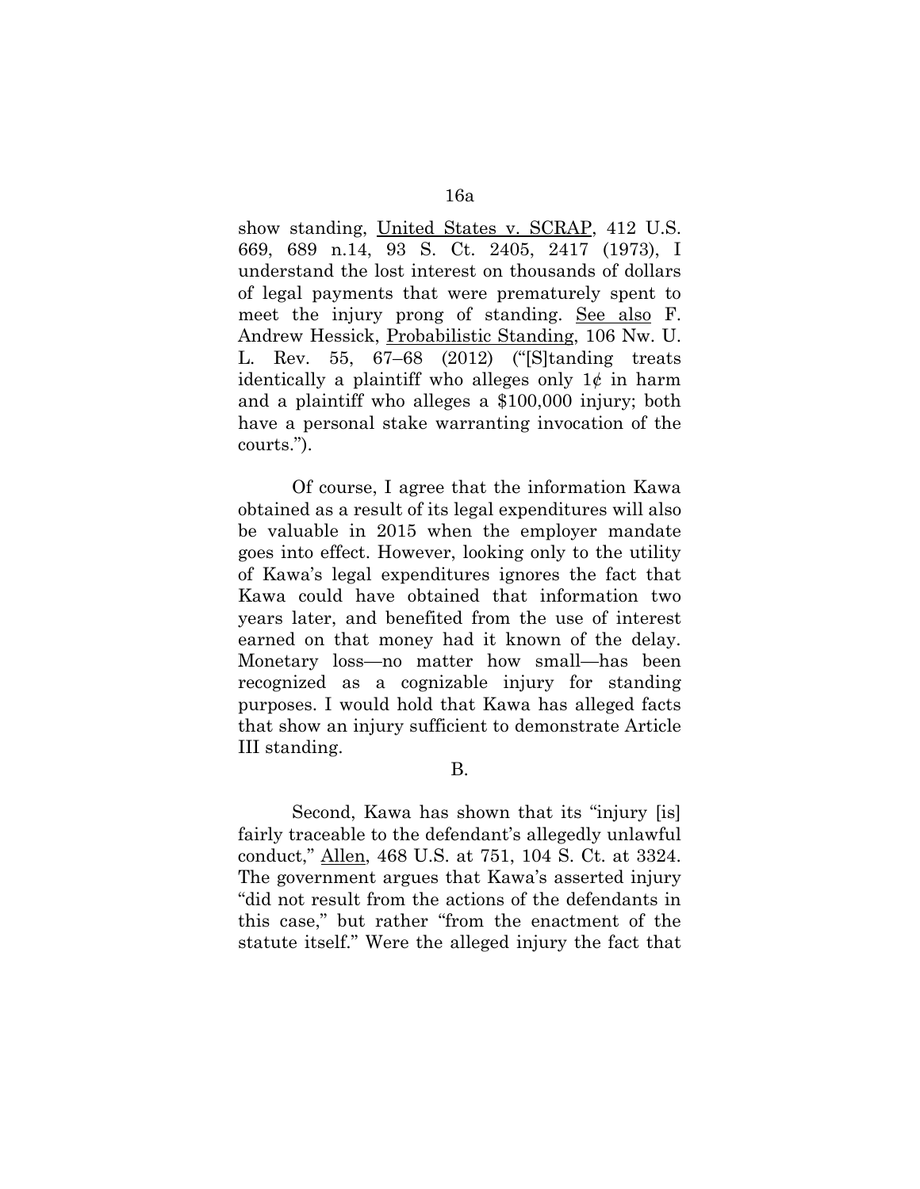show standing, United States v. SCRAP, 412 U.S. 669, 689 n.14, 93 S. Ct. 2405, 2417 (1973), I understand the lost interest on thousands of dollars of legal payments that were prematurely spent to meet the injury prong of standing. See also F. Andrew Hessick, Probabilistic Standing, 106 Nw. U. L. Rev. 55, 67–68 (2012) ("[S]tanding treats identically a plaintiff who alleges only 1¢ in harm and a plaintiff who alleges a $100,000 injury; both have a personal stake warranting invocation of the courts.").

Of course, I agree that the information Kawa obtained as a result of its legal expenditures will also be valuable in 2015 when the employer mandate goes into effect. However, looking only to the utility of Kawa's legal expenditures ignores the fact that Kawa could have obtained that information two years later, and benefited from the use of interest earned on that money had it known of the delay. Monetary loss—no matter how small—has been recognized as a cognizable injury for standing purposes. I would hold that Kawa has alleged facts that show an injury sufficient to demonstrate Article III standing.

B.

Second, Kawa has shown that its "injury [is] fairly traceable to the defendant's allegedly unlawful conduct," Allen, 468 U.S. at 751, 104 S. Ct. at 3324. The government argues that Kawa's asserted injury "did not result from the actions of the defendants in this case," but rather "from the enactment of the statute itself." Were the alleged injury the fact that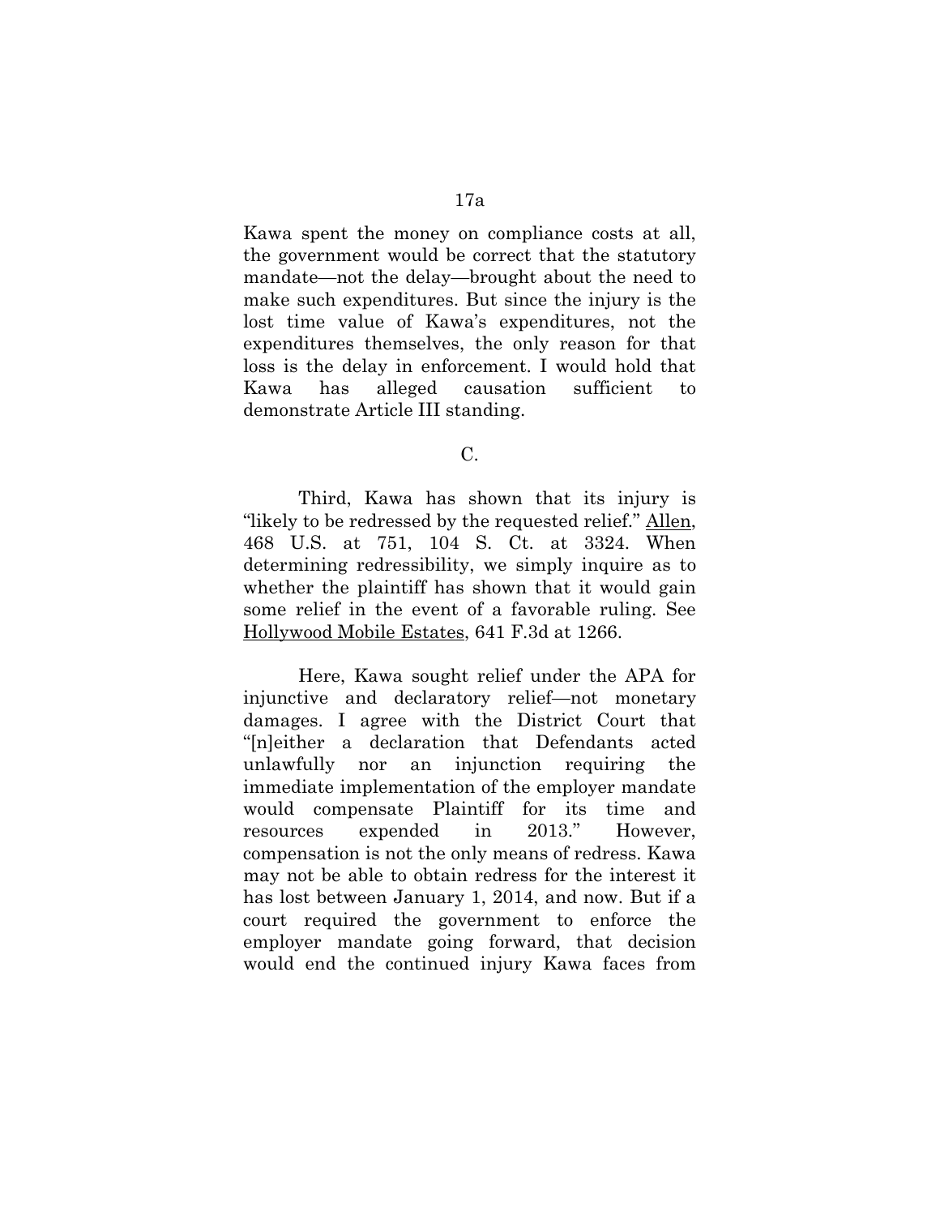Kawa spent the money on compliance costs at all, the government would be correct that the statutory mandate—not the delay—brought about the need to make such expenditures. But since the injury is the lost time value of Kawa's expenditures, not the expenditures themselves, the only reason for that loss is the delay in enforcement. I would hold that Kawa has alleged causation sufficient to demonstrate Article III standing.

C.

Third, Kawa has shown that its injury is "likely to be redressed by the requested relief." Allen, 468 U.S. at 751, 104 S. Ct. at 3324. When determining redressibility, we simply inquire as to whether the plaintiff has shown that it would gain some relief in the event of a favorable ruling. See Hollywood Mobile Estates, 641 F.3d at 1266.

Here, Kawa sought relief under the APA for injunctive and declaratory relief—not monetary damages. I agree with the District Court that "[n]either a declaration that Defendants acted unlawfully nor an injunction requiring the immediate implementation of the employer mandate would compensate Plaintiff for its time and resources expended in 2013." However, compensation is not the only means of redress. Kawa may not be able to obtain redress for the interest it has lost between January 1, 2014, and now. But if a court required the government to enforce the employer mandate going forward, that decision would end the continued injury Kawa faces from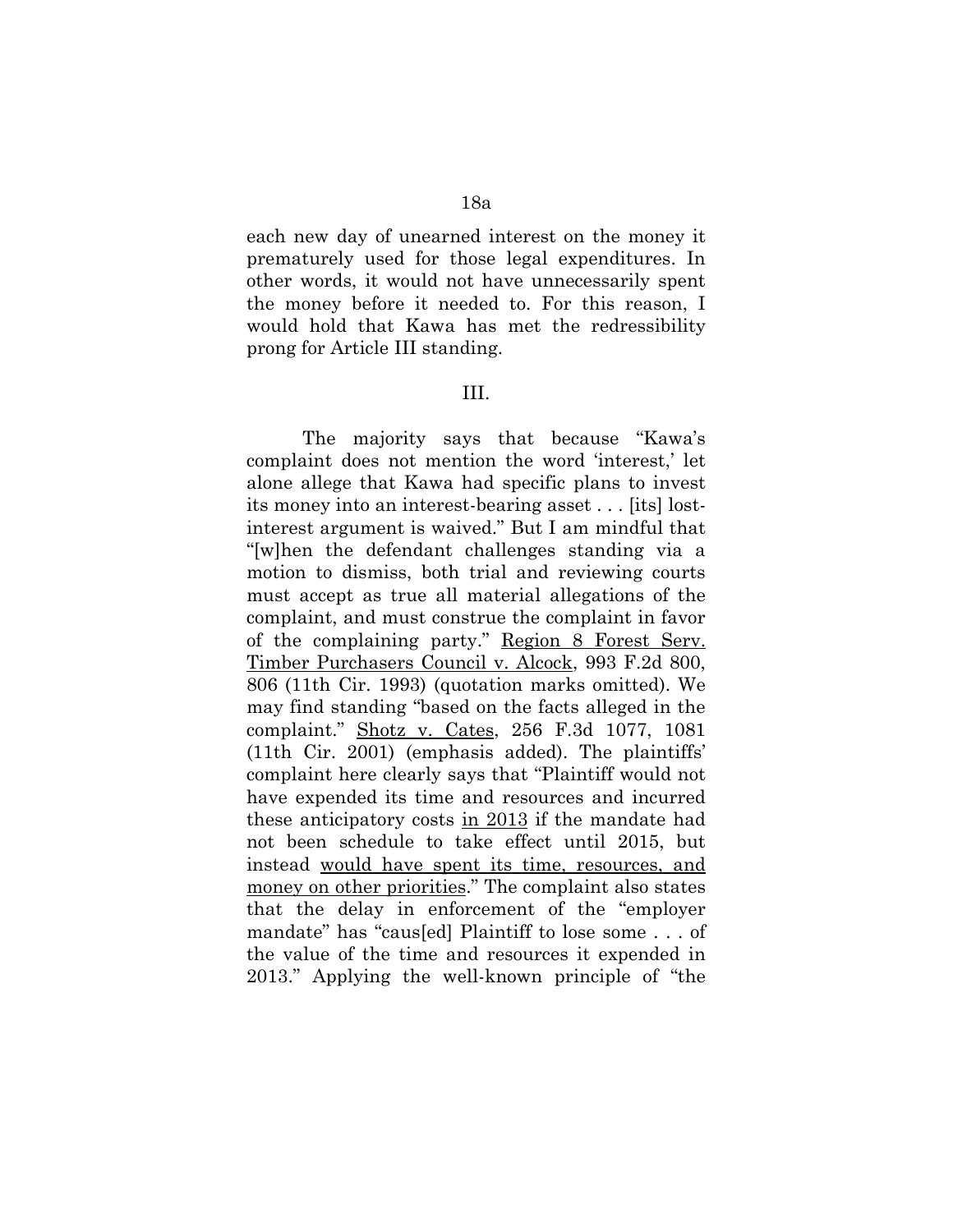each new day of unearned interest on the money it prematurely used for those legal expenditures. In other words, it would not have unnecessarily spent the money before it needed to. For this reason, I would hold that Kawa has met the redressibility prong for Article III standing.

III.

The majority says that because "Kawa's complaint does not mention the word 'interest,' let alone allege that Kawa had specific plans to invest its money into an interest-bearing asset . . . [its] lost-interest argument is waived." But I am mindful that "[w]hen the defendant challenges standing via a motion to dismiss, both trial and reviewing courts must accept as true all material allegations of the complaint, and must construe the complaint in favor of the complaining party." Region 8 Forest Serv. Timber Purchasers Council v. Alcock, 993 F.2d 800, 806 (11th Cir. 1993) (quotation marks omitted). We may find standing "based on the facts alleged in the complaint." Shotz v. Cates, 256 F.3d 1077, 1081 (11th Cir. 2001) (emphasis added). The plaintiffs' complaint here clearly says that "Plaintiff would not have expended its time and resources and incurred these anticipatory costs in 2013 if the mandate had not been schedule to take effect until 2015, but instead would have spent its time, resources, and money on other priorities." The complaint also states that the delay in enforcement of the "employer mandate" has "caus[ed] Plaintiff to lose some . . . of the value of the time and resources it expended in 2013." Applying the well-known principle of "the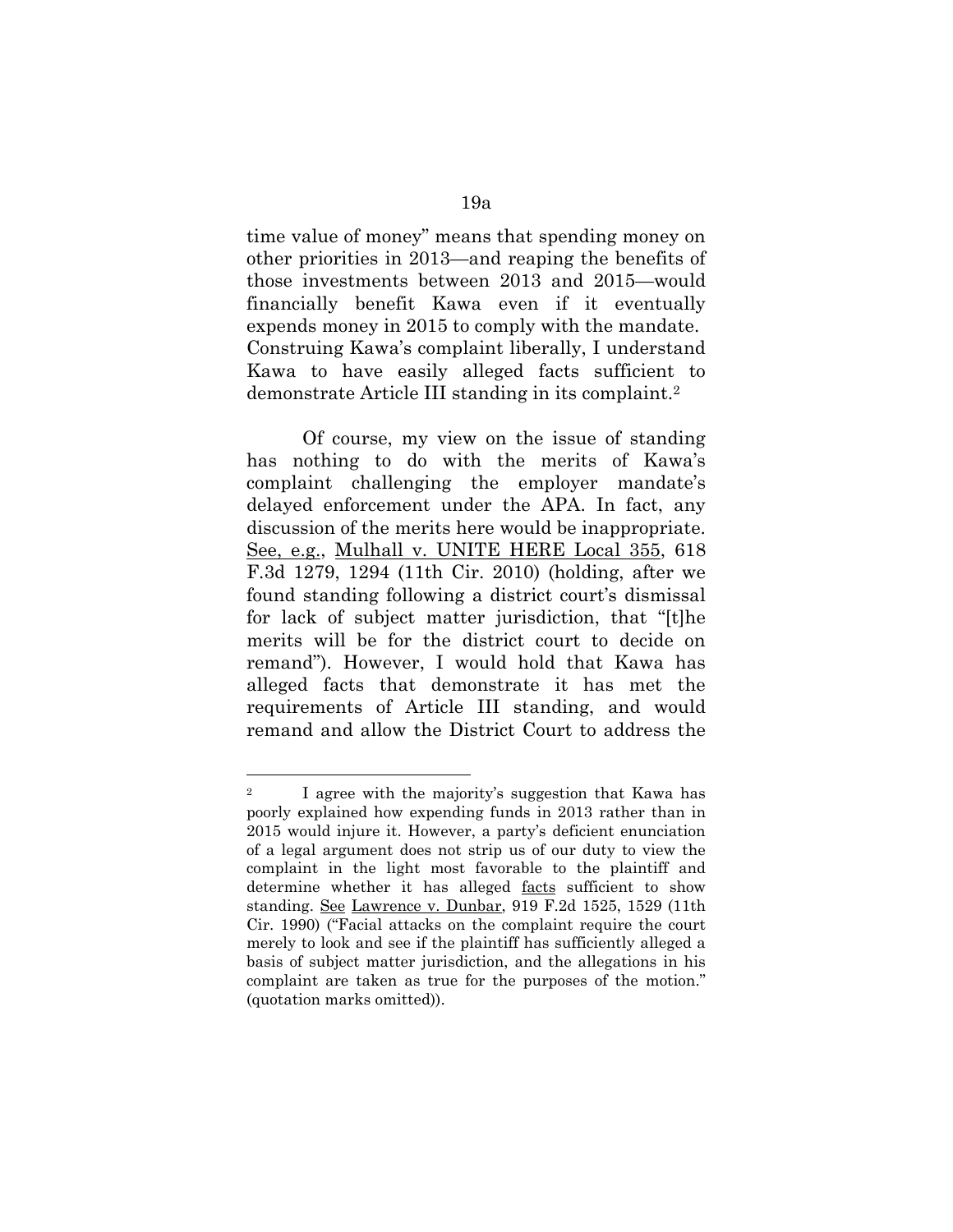time value of money" means that spending money on other priorities in 2013—and reaping the benefits of those investments between 2013 and 2015—would financially benefit Kawa even if it eventually expends money in 2015 to comply with the mandate. Construing Kawa's complaint liberally, I understand Kawa to have easily alleged facts sufficient to demonstrate Article III standing in its complaint.[2]

Of course, my view on the issue of standing has nothing to do with the merits of Kawa's complaint challenging the employer mandate's delayed enforcement under the APA. In fact, any discussion of the merits here would be inappropriate. See, e.g., Mulhall v. UNITE HERE Local 355, 618 F.3d 1279, 1294 (11th Cir. 2010) (holding, after we found standing following a district court's dismissal for lack of subject matter jurisdiction, that "[t]he merits will be for the district court to decide on remand"). However, I would hold that Kawa has alleged facts that demonstrate it has met the requirements of Article III standing, and would remand and allow the District Court to address the

---

[2] I agree with the majority's suggestion that Kawa has poorly explained how expending funds in 2013 rather than in 2015 would injure it. However, a party's deficient enunciation of a legal argument does not strip us of our duty to view the complaint in the light most favorable to the plaintiff and determine whether it has alleged facts sufficient to show standing. See Lawrence v. Dunbar, 919 F.2d 1525, 1529 (11th Cir. 1990) ("Facial attacks on the complaint require the court merely to look and see if the plaintiff has sufficiently alleged a basis of subject matter jurisdiction, and the allegations in his complaint are taken as true for the purposes of the motion." (quotation marks omitted)).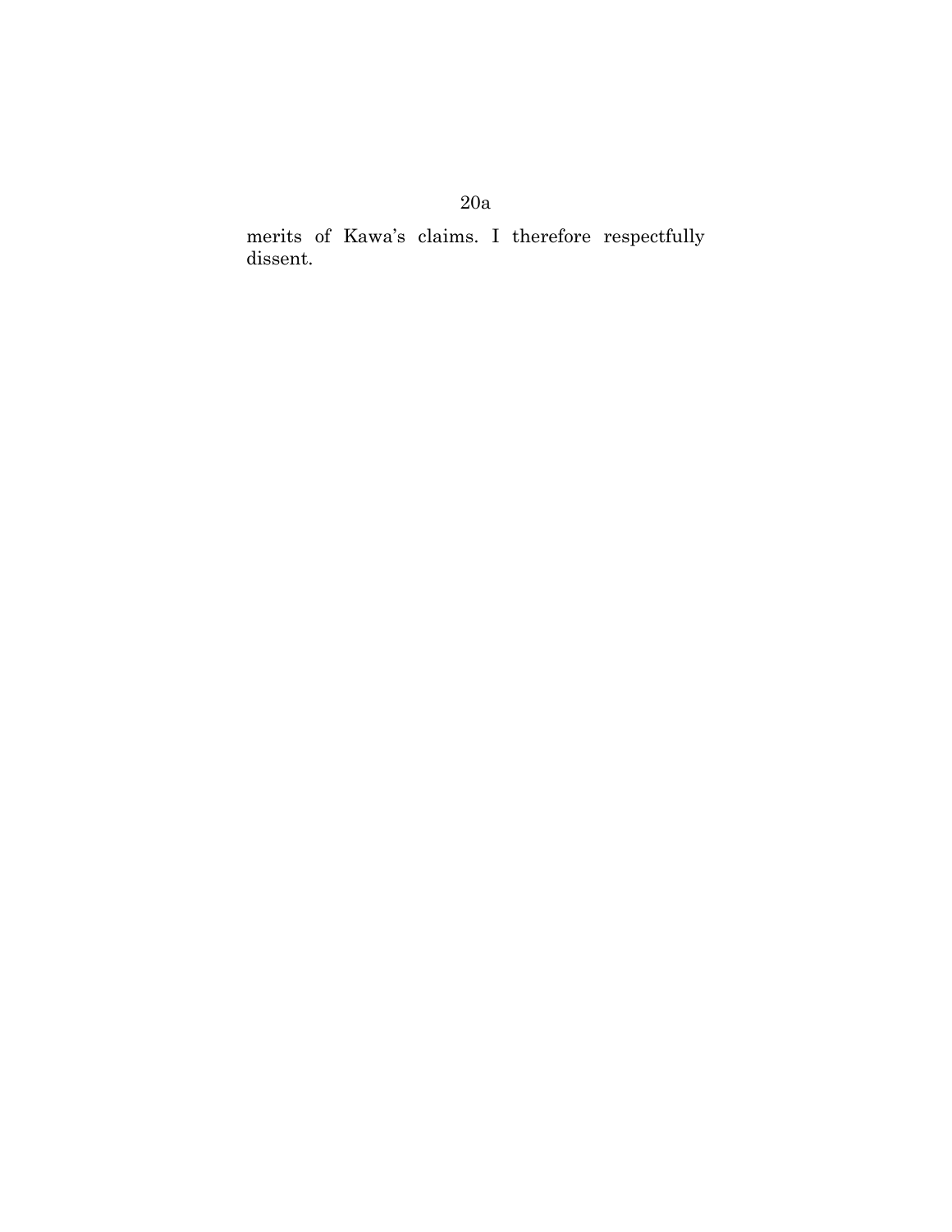merits of Kawa's claims. I therefore respectfully dissent.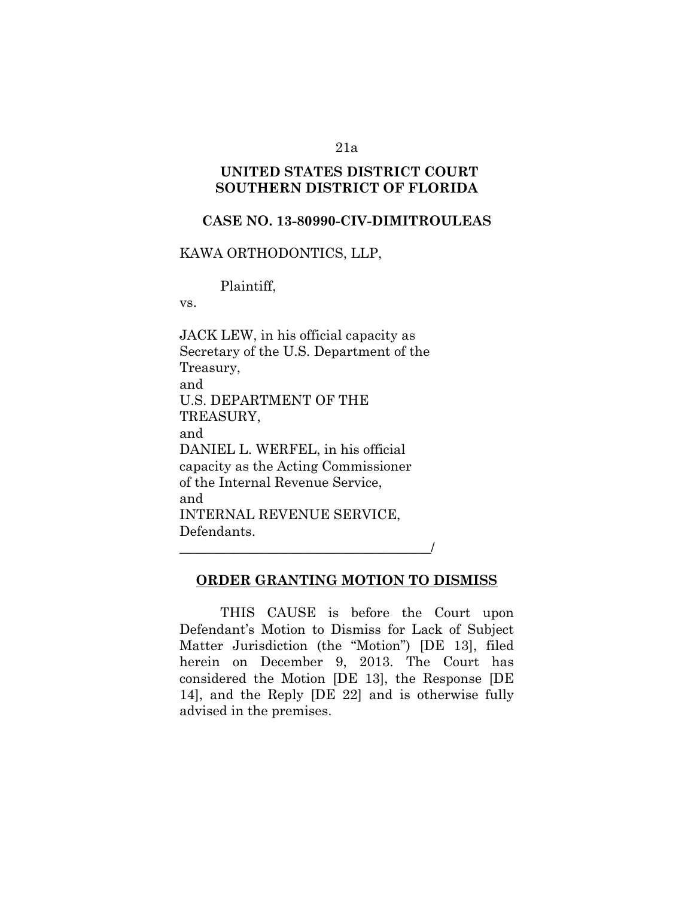**UNITED STATES DISTRICT COURT**
**SOUTHERN DISTRICT OF FLORIDA**

**CASE NO. 13-80990-CIV-DIMITROULEAS**

KAWA ORTHODONTICS, LLP,

Plaintiff,

vs.

JACK LEW, in his official capacity as Secretary of the U.S. Department of the Treasury,
and
U.S. DEPARTMENT OF THE TREASURY,
and
DANIEL L. WERFEL, in his official capacity as the Acting Commissioner of the Internal Revenue Service,
and
INTERNAL REVENUE SERVICE,
Defendants.
_____________________________________/

**ORDER GRANTING MOTION TO DISMISS**

THIS CAUSE is before the Court upon Defendant's Motion to Dismiss for Lack of Subject Matter Jurisdiction (the "Motion") [DE 13], filed herein on December 9, 2013. The Court has considered the Motion [DE 13], the Response [DE 14], and the Reply [DE 22] and is otherwise fully advised in the premises.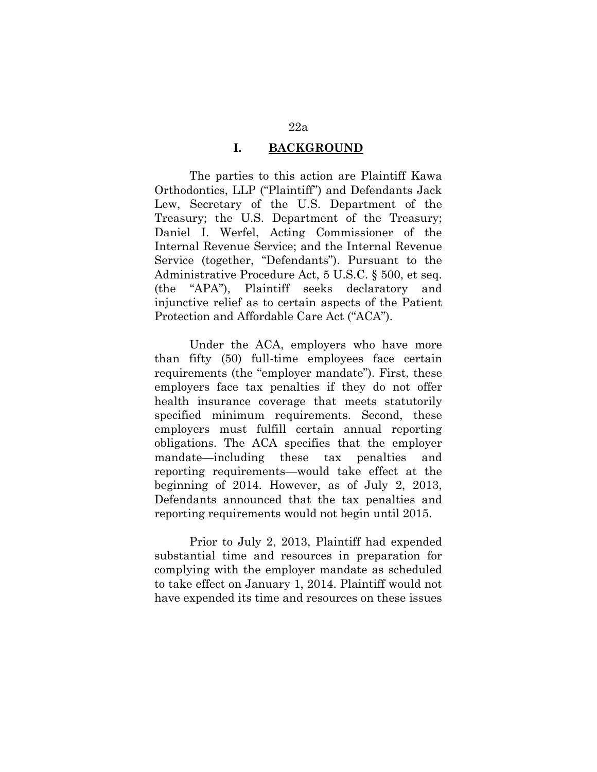## I. BACKGROUND

The parties to this action are Plaintiff Kawa Orthodontics, LLP ("Plaintiff") and Defendants Jack Lew, Secretary of the U.S. Department of the Treasury; the U.S. Department of the Treasury; Daniel I. Werfel, Acting Commissioner of the Internal Revenue Service; and the Internal Revenue Service (together, "Defendants"). Pursuant to the Administrative Procedure Act, 5 U.S.C. § 500, et seq. (the "APA"), Plaintiff seeks declaratory and injunctive relief as to certain aspects of the Patient Protection and Affordable Care Act ("ACA").

Under the ACA, employers who have more than fifty (50) full-time employees face certain requirements (the "employer mandate"). First, these employers face tax penalties if they do not offer health insurance coverage that meets statutorily specified minimum requirements. Second, these employers must fulfill certain annual reporting obligations. The ACA specifies that the employer mandate—including these tax penalties and reporting requirements—would take effect at the beginning of 2014. However, as of July 2, 2013, Defendants announced that the tax penalties and reporting requirements would not begin until 2015.

Prior to July 2, 2013, Plaintiff had expended substantial time and resources in preparation for complying with the employer mandate as scheduled to take effect on January 1, 2014. Plaintiff would not have expended its time and resources on these issues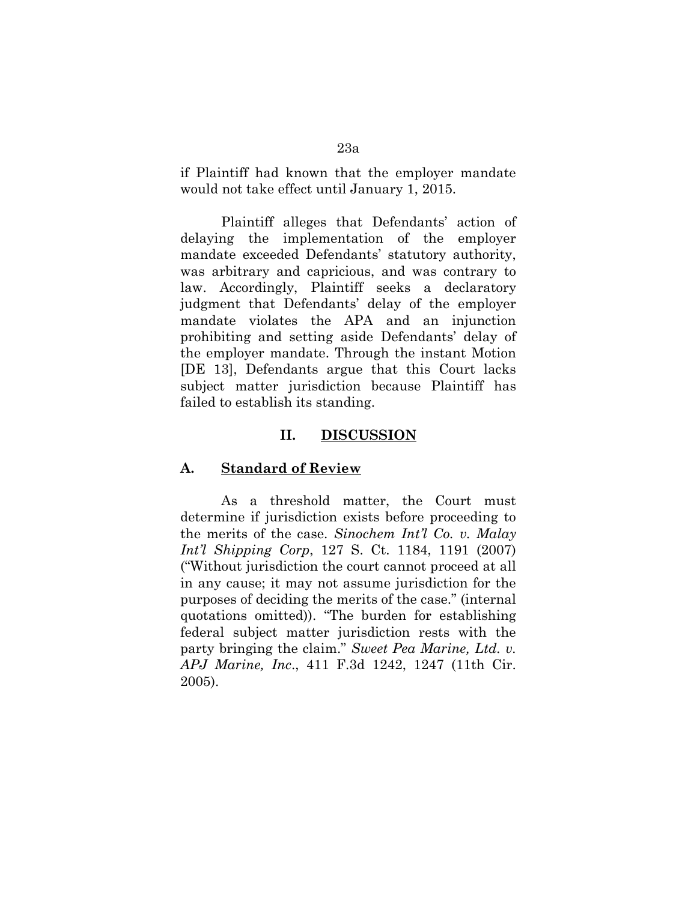if Plaintiff had known that the employer mandate would not take effect until January 1, 2015.

Plaintiff alleges that Defendants' action of delaying the implementation of the employer mandate exceeded Defendants' statutory authority, was arbitrary and capricious, and was contrary to law. Accordingly, Plaintiff seeks a declaratory judgment that Defendants' delay of the employer mandate violates the APA and an injunction prohibiting and setting aside Defendants' delay of the employer mandate. Through the instant Motion [DE 13], Defendants argue that this Court lacks subject matter jurisdiction because Plaintiff has failed to establish its standing.

## II. DISCUSSION

### A. Standard of Review

As a threshold matter, the Court must determine if jurisdiction exists before proceeding to the merits of the case. *Sinochem Int'l Co. v. Malay Int'l Shipping Corp*, 127 S. Ct. 1184, 1191 (2007) ("Without jurisdiction the court cannot proceed at all in any cause; it may not assume jurisdiction for the purposes of deciding the merits of the case." (internal quotations omitted)). "The burden for establishing federal subject matter jurisdiction rests with the party bringing the claim." *Sweet Pea Marine, Ltd. v. APJ Marine, Inc*., 411 F.3d 1242, 1247 (11th Cir. 2005).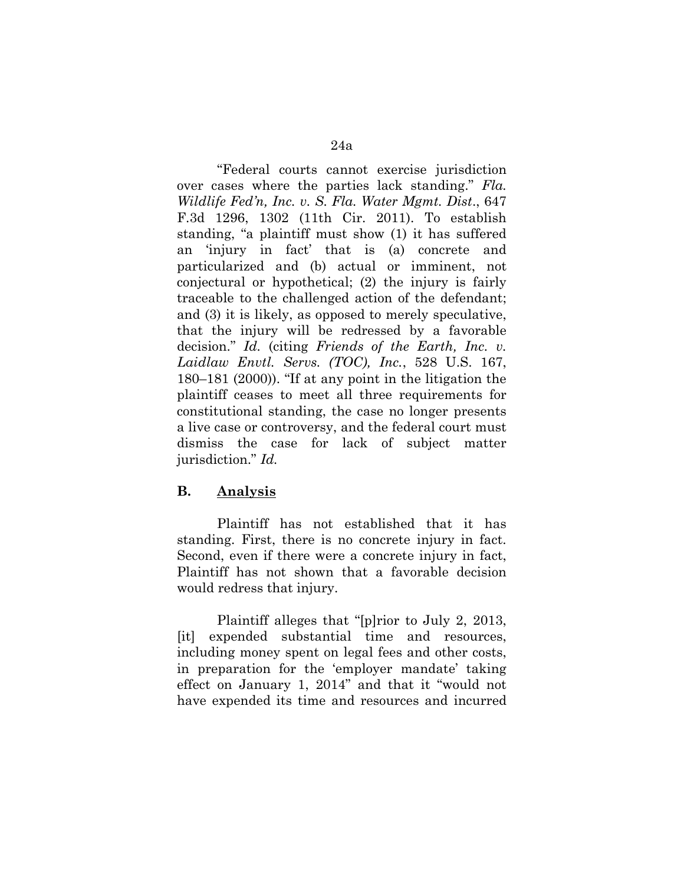"Federal courts cannot exercise jurisdiction over cases where the parties lack standing." *Fla. Wildlife Fed'n, Inc. v. S. Fla. Water Mgmt. Dist.*, 647 F.3d 1296, 1302 (11th Cir. 2011). To establish standing, "a plaintiff must show (1) it has suffered an 'injury in fact' that is (a) concrete and particularized and (b) actual or imminent, not conjectural or hypothetical; (2) the injury is fairly traceable to the challenged action of the defendant; and (3) it is likely, as opposed to merely speculative, that the injury will be redressed by a favorable decision." *Id.* (citing *Friends of the Earth, Inc. v. Laidlaw Envtl. Servs. (TOC), Inc.*, 528 U.S. 167, 180–181 (2000)). "If at any point in the litigation the plaintiff ceases to meet all three requirements for constitutional standing, the case no longer presents a live case or controversy, and the federal court must dismiss the case for lack of subject matter jurisdiction." *Id.*

**B. Analysis**

Plaintiff has not established that it has standing. First, there is no concrete injury in fact. Second, even if there were a concrete injury in fact, Plaintiff has not shown that a favorable decision would redress that injury.

Plaintiff alleges that "[p]rior to July 2, 2013, [it] expended substantial time and resources, including money spent on legal fees and other costs, in preparation for the 'employer mandate' taking effect on January 1, 2014" and that it "would not have expended its time and resources and incurred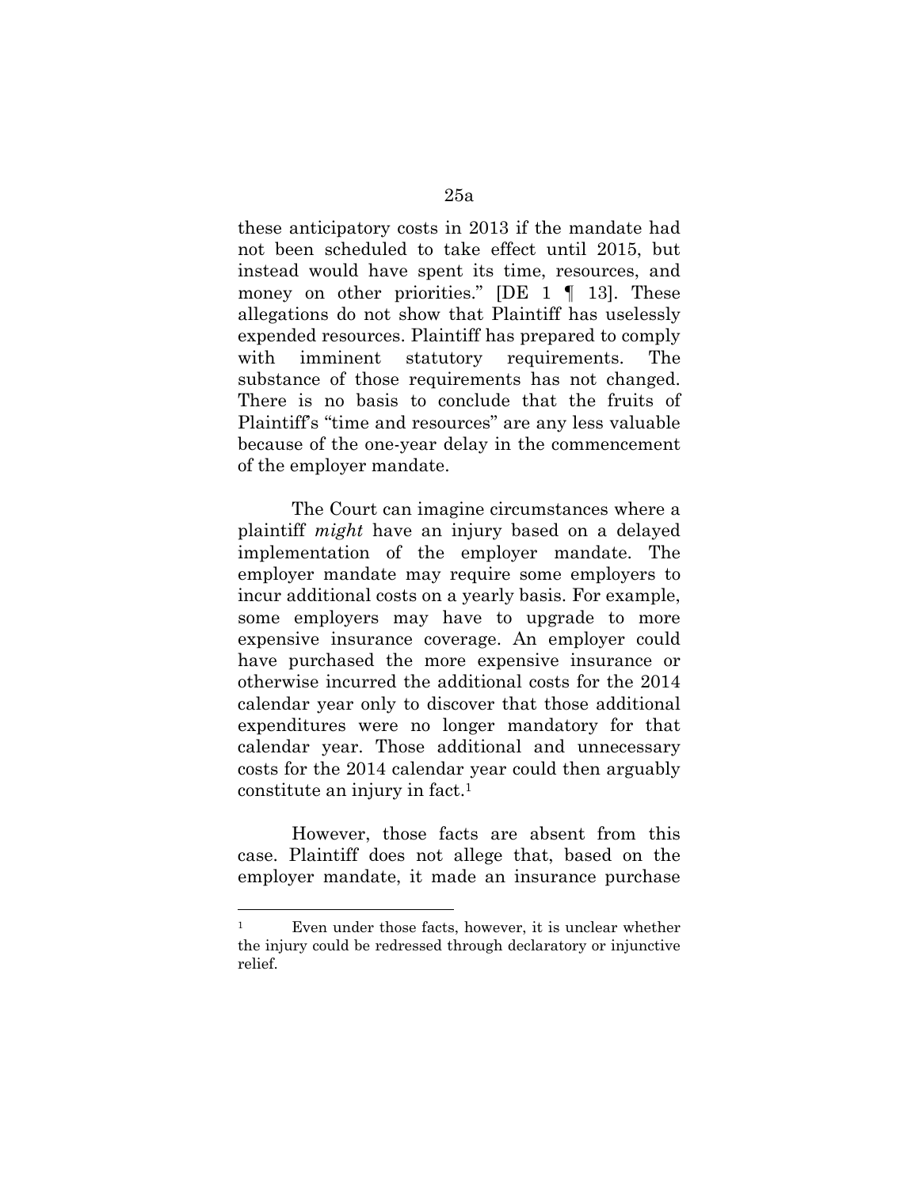these anticipatory costs in 2013 if the mandate had not been scheduled to take effect until 2015, but instead would have spent its time, resources, and money on other priorities." [DE 1 ¶ 13]. These allegations do not show that Plaintiff has uselessly expended resources. Plaintiff has prepared to comply with imminent statutory requirements. The substance of those requirements has not changed. There is no basis to conclude that the fruits of Plaintiff's "time and resources" are any less valuable because of the one-year delay in the commencement of the employer mandate.

The Court can imagine circumstances where a plaintiff *might* have an injury based on a delayed implementation of the employer mandate. The employer mandate may require some employers to incur additional costs on a yearly basis. For example, some employers may have to upgrade to more expensive insurance coverage. An employer could have purchased the more expensive insurance or otherwise incurred the additional costs for the 2014 calendar year only to discover that those additional expenditures were no longer mandatory for that calendar year. Those additional and unnecessary costs for the 2014 calendar year could then arguably constitute an injury in fact.[1]

However, those facts are absent from this case. Plaintiff does not allege that, based on the employer mandate, it made an insurance purchase

---

[1] Even under those facts, however, it is unclear whether the injury could be redressed through declaratory or injunctive relief.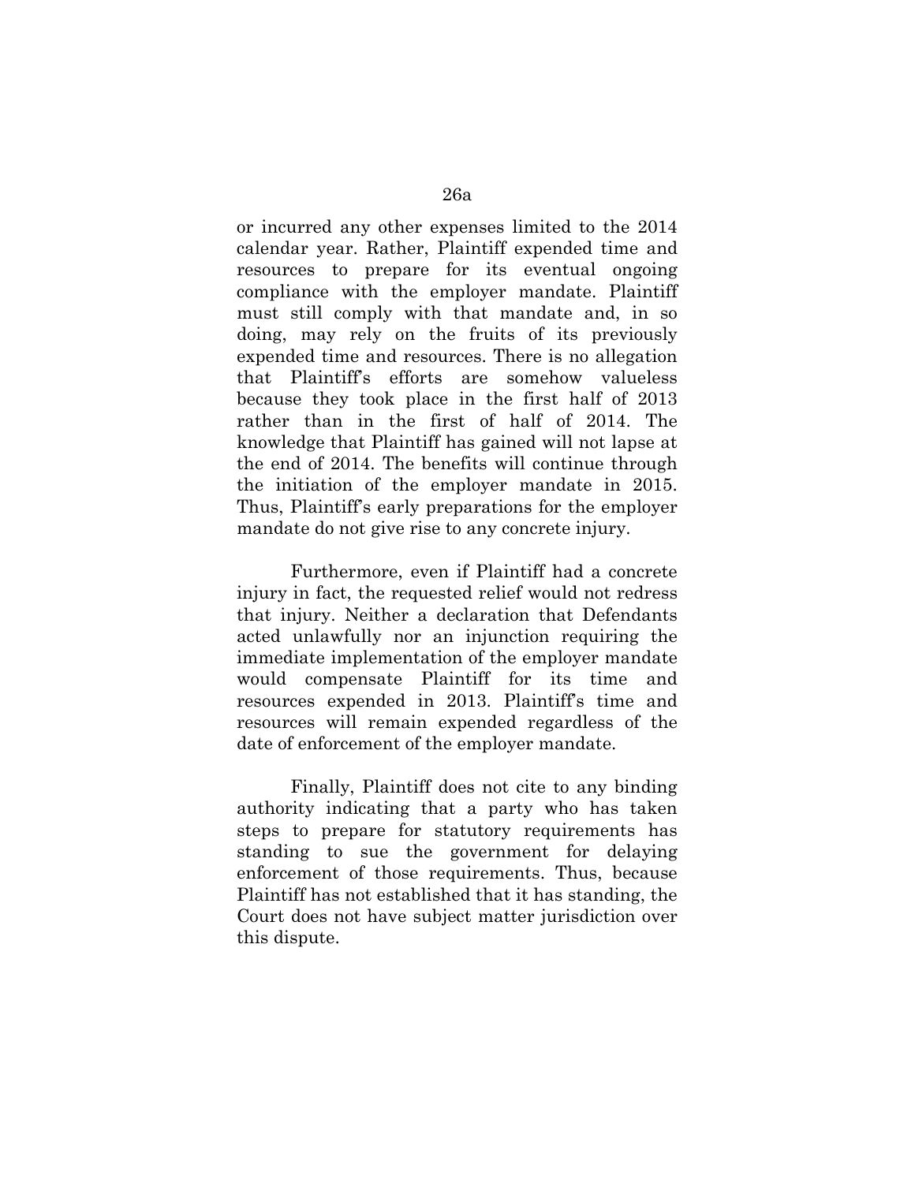or incurred any other expenses limited to the 2014 calendar year. Rather, Plaintiff expended time and resources to prepare for its eventual ongoing compliance with the employer mandate. Plaintiff must still comply with that mandate and, in so doing, may rely on the fruits of its previously expended time and resources. There is no allegation that Plaintiff's efforts are somehow valueless because they took place in the first half of 2013 rather than in the first of half of 2014. The knowledge that Plaintiff has gained will not lapse at the end of 2014. The benefits will continue through the initiation of the employer mandate in 2015. Thus, Plaintiff's early preparations for the employer mandate do not give rise to any concrete injury.

Furthermore, even if Plaintiff had a concrete injury in fact, the requested relief would not redress that injury. Neither a declaration that Defendants acted unlawfully nor an injunction requiring the immediate implementation of the employer mandate would compensate Plaintiff for its time and resources expended in 2013. Plaintiff's time and resources will remain expended regardless of the date of enforcement of the employer mandate.

Finally, Plaintiff does not cite to any binding authority indicating that a party who has taken steps to prepare for statutory requirements has standing to sue the government for delaying enforcement of those requirements. Thus, because Plaintiff has not established that it has standing, the Court does not have subject matter jurisdiction over this dispute.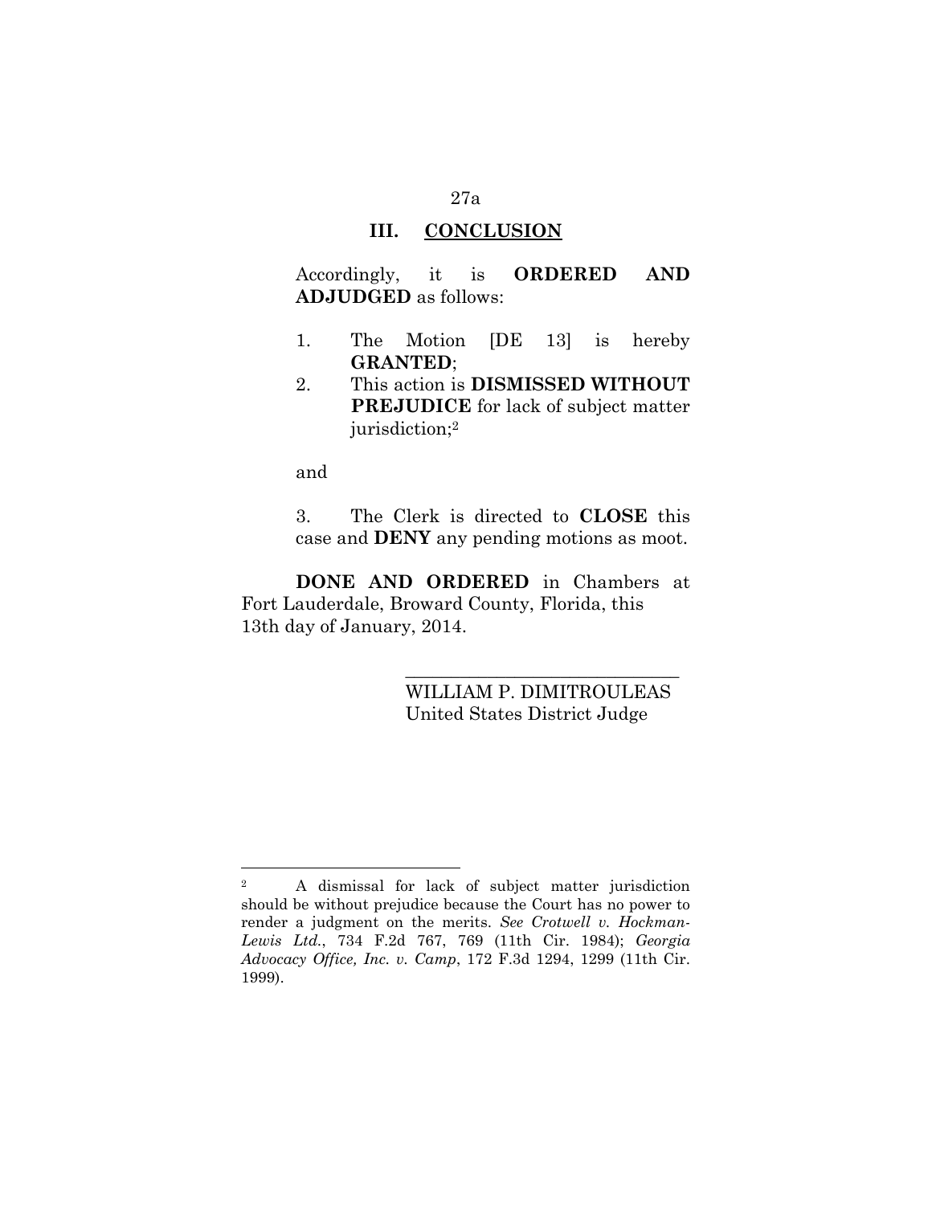## III. CONCLUSION

Accordingly, it is **ORDERED AND ADJUDGED** as follows:

1. The Motion [DE 13] is hereby **GRANTED**;
2. This action is **DISMISSED WITHOUT PREJUDICE** for lack of subject matter jurisdiction;[2]

and

3. The Clerk is directed to **CLOSE** this case and **DENY** any pending motions as moot.

**DONE AND ORDERED** in Chambers at Fort Lauderdale, Broward County, Florida, this 13th day of January, 2014.

\_\_\_\_\_\_\_\_\_\_\_\_\_\_\_\_\_\_\_\_\_\_\_\_\_\_\_\_\_\_

WILLIAM P. DIMITROULEAS
United States District Judge

---

[2] A dismissal for lack of subject matter jurisdiction should be without prejudice because the Court has no power to render a judgment on the merits. *See Crotwell v. Hockman-Lewis Ltd.*, 734 F.2d 767, 769 (11th Cir. 1984); *Georgia Advocacy Office, Inc. v. Camp*, 172 F.3d 1294, 1299 (11th Cir. 1999).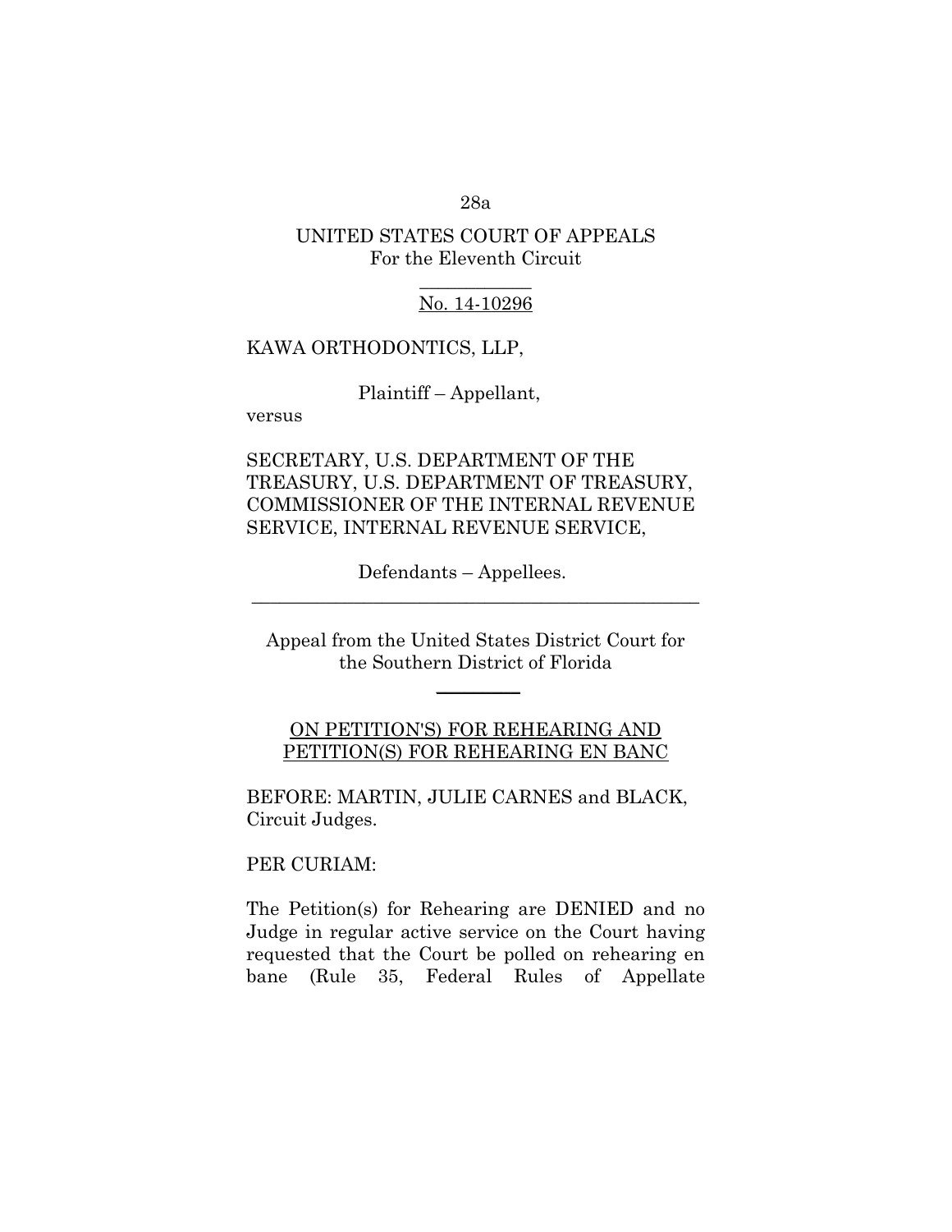UNITED STATES COURT OF APPEALS
For the Eleventh Circuit

No. 14-10296

KAWA ORTHODONTICS, LLP,

Plaintiff – Appellant,

versus

SECRETARY, U.S. DEPARTMENT OF THE TREASURY, U.S. DEPARTMENT OF TREASURY, COMMISSIONER OF THE INTERNAL REVENUE SERVICE, INTERNAL REVENUE SERVICE,

Defendants – Appellees.

---

Appeal from the United States District Court for the Southern District of Florida

---

ON PETITION'S) FOR REHEARING AND PETITION(S) FOR REHEARING EN BANC

BEFORE: MARTIN, JULIE CARNES and BLACK, Circuit Judges.

PER CURIAM:

The Petition(s) for Rehearing are DENIED and no Judge in regular active service on the Court having requested that the Court be polled on rehearing en banc (Rule 35, Federal Rules of Appellate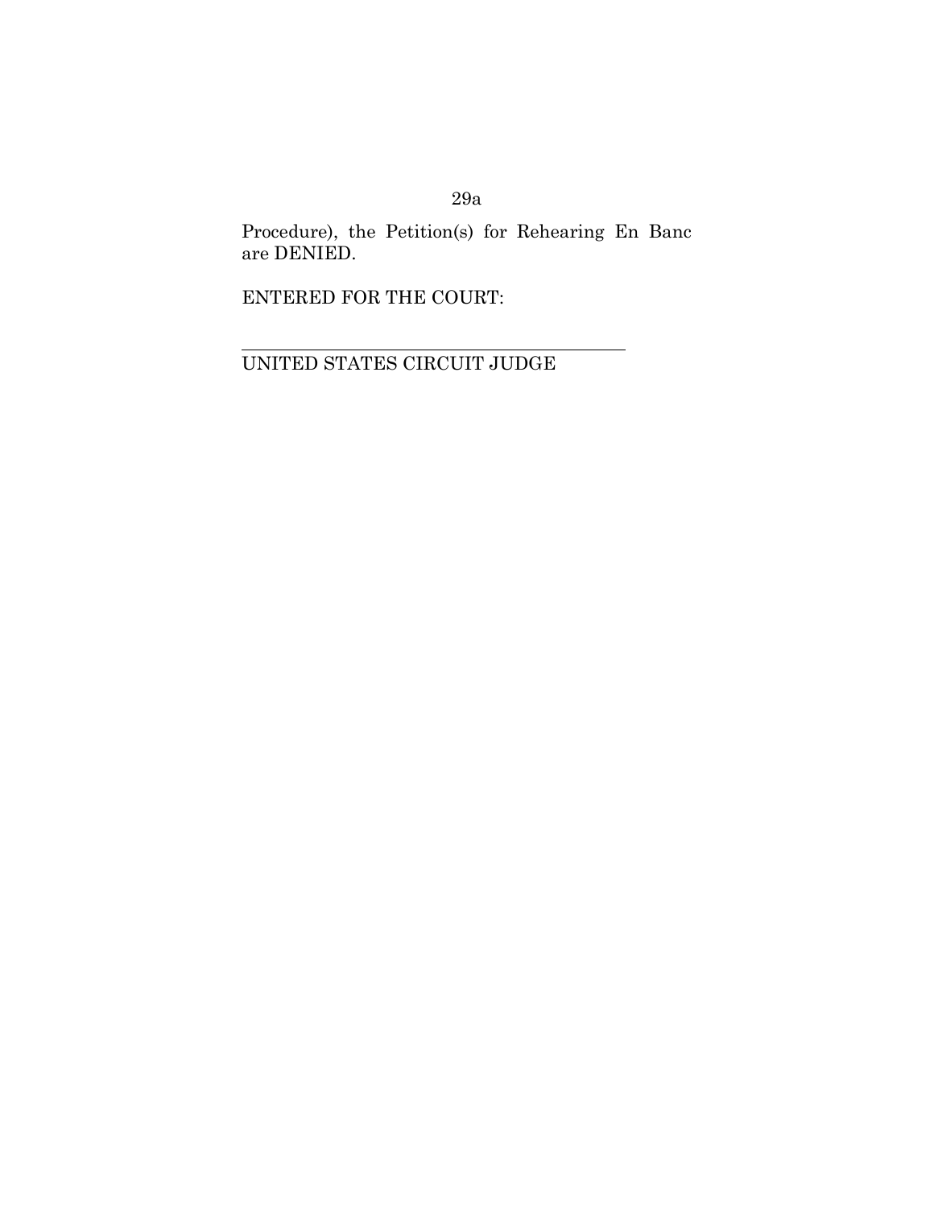Procedure), the Petition(s) for Rehearing En Banc are DENIED.

ENTERED FOR THE COURT:

\_\_\_\_\_\_\_\_\_\_\_\_\_\_\_\_\_\_\_\_\_\_\_\_\_\_\_\_\_\_\_\_\_\_\_\_\_\_\_\_

UNITED STATES CIRCUIT JUDGE